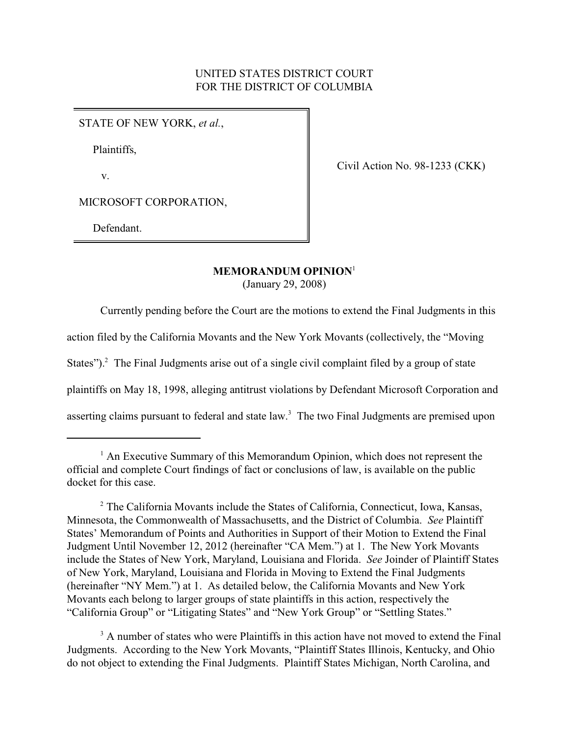UNITED STATES DISTRICT COURT
FOR THE DISTRICT OF COLUMBIA

| | |
|---|---|
| STATE OF NEW YORK, *et al.*,<br><br>Plaintiffs,<br><br>v.<br><br>MICROSOFT CORPORATION,<br><br>Defendant. | Civil Action No. 98-1233 (CKK) |

**MEMORANDUM OPINION**[1]
(January 29, 2008)

Currently pending before the Court are the motions to extend the Final Judgments in this action filed by the California Movants and the New York Movants (collectively, the "Moving States").[2] The Final Judgments arise out of a single civil complaint filed by a group of state plaintiffs on May 18, 1998, alleging antitrust violations by Defendant Microsoft Corporation and asserting claims pursuant to federal and state law.[3] The two Final Judgments are premised upon

---

[1] An Executive Summary of this Memorandum Opinion, which does not represent the official and complete Court findings of fact or conclusions of law, is available on the public docket for this case.

[2] The California Movants include the States of California, Connecticut, Iowa, Kansas, Minnesota, the Commonwealth of Massachusetts, and the District of Columbia. *See* Plaintiff States' Memorandum of Points and Authorities in Support of their Motion to Extend the Final Judgment Until November 12, 2012 (hereinafter "CA Mem.") at 1. The New York Movants include the States of New York, Maryland, Louisiana and Florida. *See* Joinder of Plaintiff States of New York, Maryland, Louisiana and Florida in Moving to Extend the Final Judgments (hereinafter "NY Mem.") at 1. As detailed below, the California Movants and New York Movants each belong to larger groups of state plaintiffs in this action, respectively the "California Group" or "Litigating States" and "New York Group" or "Settling States."

[3] A number of states who were Plaintiffs in this action have not moved to extend the Final Judgments. According to the New York Movants, "Plaintiff States Illinois, Kentucky, and Ohio do not object to extending the Final Judgments. Plaintiff States Michigan, North Carolina, and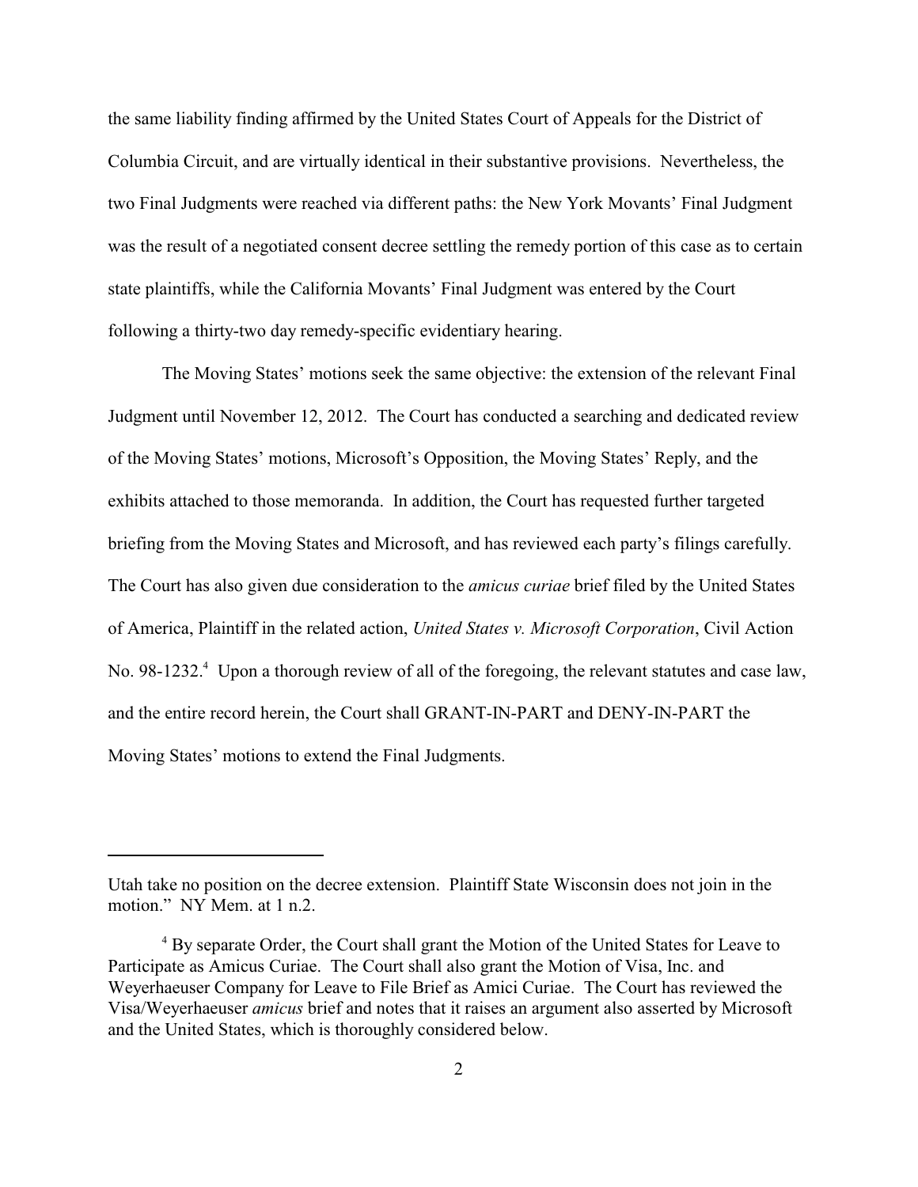the same liability finding affirmed by the United States Court of Appeals for the District of Columbia Circuit, and are virtually identical in their substantive provisions. Nevertheless, the two Final Judgments were reached via different paths: the New York Movants' Final Judgment was the result of a negotiated consent decree settling the remedy portion of this case as to certain state plaintiffs, while the California Movants' Final Judgment was entered by the Court following a thirty-two day remedy-specific evidentiary hearing.

The Moving States' motions seek the same objective: the extension of the relevant Final Judgment until November 12, 2012. The Court has conducted a searching and dedicated review of the Moving States' motions, Microsoft's Opposition, the Moving States' Reply, and the exhibits attached to those memoranda. In addition, the Court has requested further targeted briefing from the Moving States and Microsoft, and has reviewed each party's filings carefully. The Court has also given due consideration to the *amicus curiae* brief filed by the United States of America, Plaintiff in the related action, *United States v. Microsoft Corporation*, Civil Action No. 98-1232.[4] Upon a thorough review of all of the foregoing, the relevant statutes and case law, and the entire record herein, the Court shall GRANT-IN-PART and DENY-IN-PART the Moving States' motions to extend the Final Judgments.

---

Utah take no position on the decree extension. Plaintiff State Wisconsin does not join in the motion." NY Mem. at 1 n.2.

[4] By separate Order, the Court shall grant the Motion of the United States for Leave to Participate as Amicus Curiae. The Court shall also grant the Motion of Visa, Inc. and Weyerhaeuser Company for Leave to File Brief as Amici Curiae. The Court has reviewed the Visa/Weyerhaeuser *amicus* brief and notes that it raises an argument also asserted by Microsoft and the United States, which is thoroughly considered below.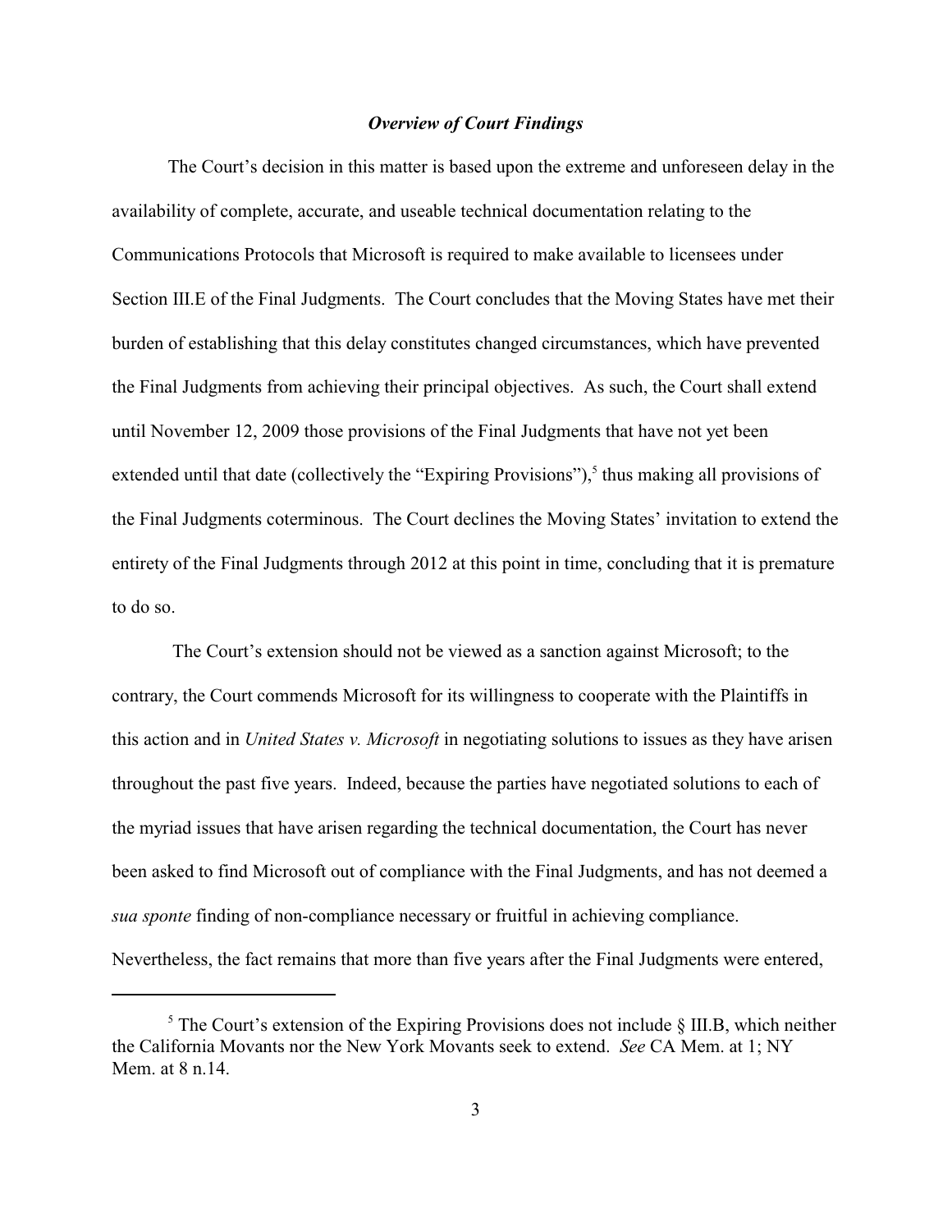### *Overview of Court Findings*

The Court's decision in this matter is based upon the extreme and unforeseen delay in the availability of complete, accurate, and useable technical documentation relating to the Communications Protocols that Microsoft is required to make available to licensees under Section III.E of the Final Judgments. The Court concludes that the Moving States have met their burden of establishing that this delay constitutes changed circumstances, which have prevented the Final Judgments from achieving their principal objectives. As such, the Court shall extend until November 12, 2009 those provisions of the Final Judgments that have not yet been extended until that date (collectively the "Expiring Provisions"),[5] thus making all provisions of the Final Judgments coterminous. The Court declines the Moving States' invitation to extend the entirety of the Final Judgments through 2012 at this point in time, concluding that it is premature to do so.

The Court's extension should not be viewed as a sanction against Microsoft; to the contrary, the Court commends Microsoft for its willingness to cooperate with the Plaintiffs in this action and in *United States v. Microsoft* in negotiating solutions to issues as they have arisen throughout the past five years. Indeed, because the parties have negotiated solutions to each of the myriad issues that have arisen regarding the technical documentation, the Court has never been asked to find Microsoft out of compliance with the Final Judgments, and has not deemed a *sua sponte* finding of non-compliance necessary or fruitful in achieving compliance. Nevertheless, the fact remains that more than five years after the Final Judgments were entered,

[5] The Court's extension of the Expiring Provisions does not include § III.B, which neither the California Movants nor the New York Movants seek to extend. *See* CA Mem. at 1; NY Mem. at 8 n.14.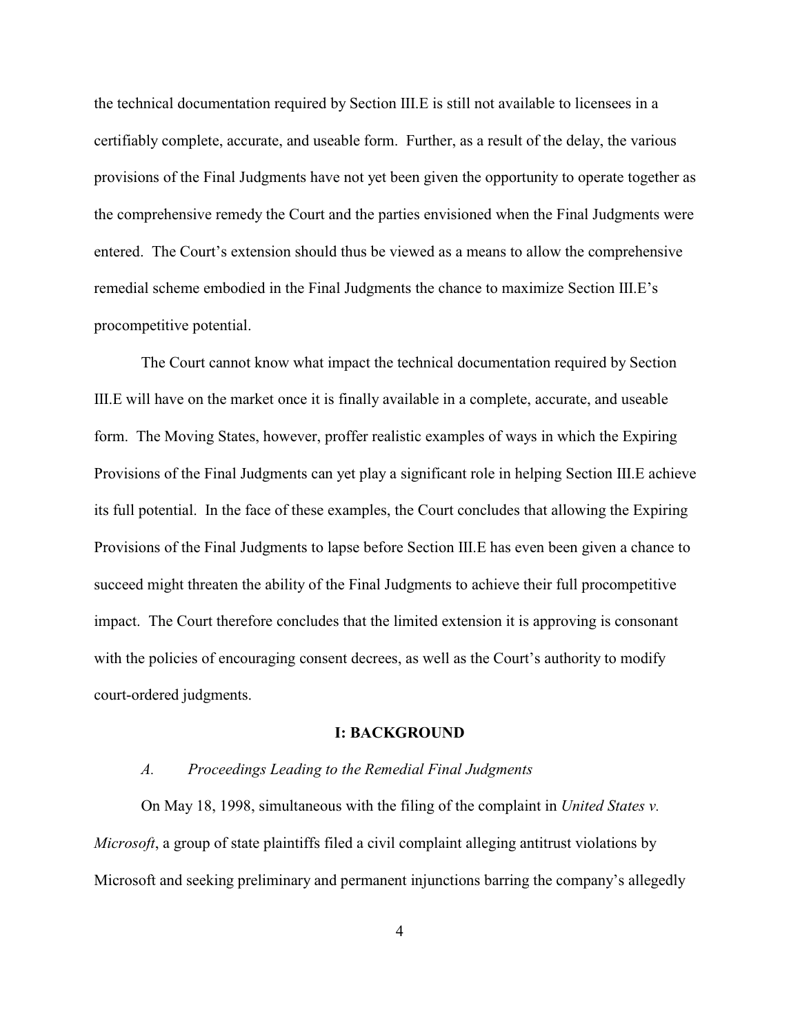the technical documentation required by Section III.E is still not available to licensees in a certifiably complete, accurate, and useable form. Further, as a result of the delay, the various provisions of the Final Judgments have not yet been given the opportunity to operate together as the comprehensive remedy the Court and the parties envisioned when the Final Judgments were entered. The Court's extension should thus be viewed as a means to allow the comprehensive remedial scheme embodied in the Final Judgments the chance to maximize Section III.E's procompetitive potential.

The Court cannot know what impact the technical documentation required by Section III.E will have on the market once it is finally available in a complete, accurate, and useable form. The Moving States, however, proffer realistic examples of ways in which the Expiring Provisions of the Final Judgments can yet play a significant role in helping Section III.E achieve its full potential. In the face of these examples, the Court concludes that allowing the Expiring Provisions of the Final Judgments to lapse before Section III.E has even been given a chance to succeed might threaten the ability of the Final Judgments to achieve their full procompetitive impact. The Court therefore concludes that the limited extension it is approving is consonant with the policies of encouraging consent decrees, as well as the Court's authority to modify court-ordered judgments.

## I: BACKGROUND

### *A. Proceedings Leading to the Remedial Final Judgments*

On May 18, 1998, simultaneous with the filing of the complaint in *United States v. Microsoft*, a group of state plaintiffs filed a civil complaint alleging antitrust violations by Microsoft and seeking preliminary and permanent injunctions barring the company's allegedly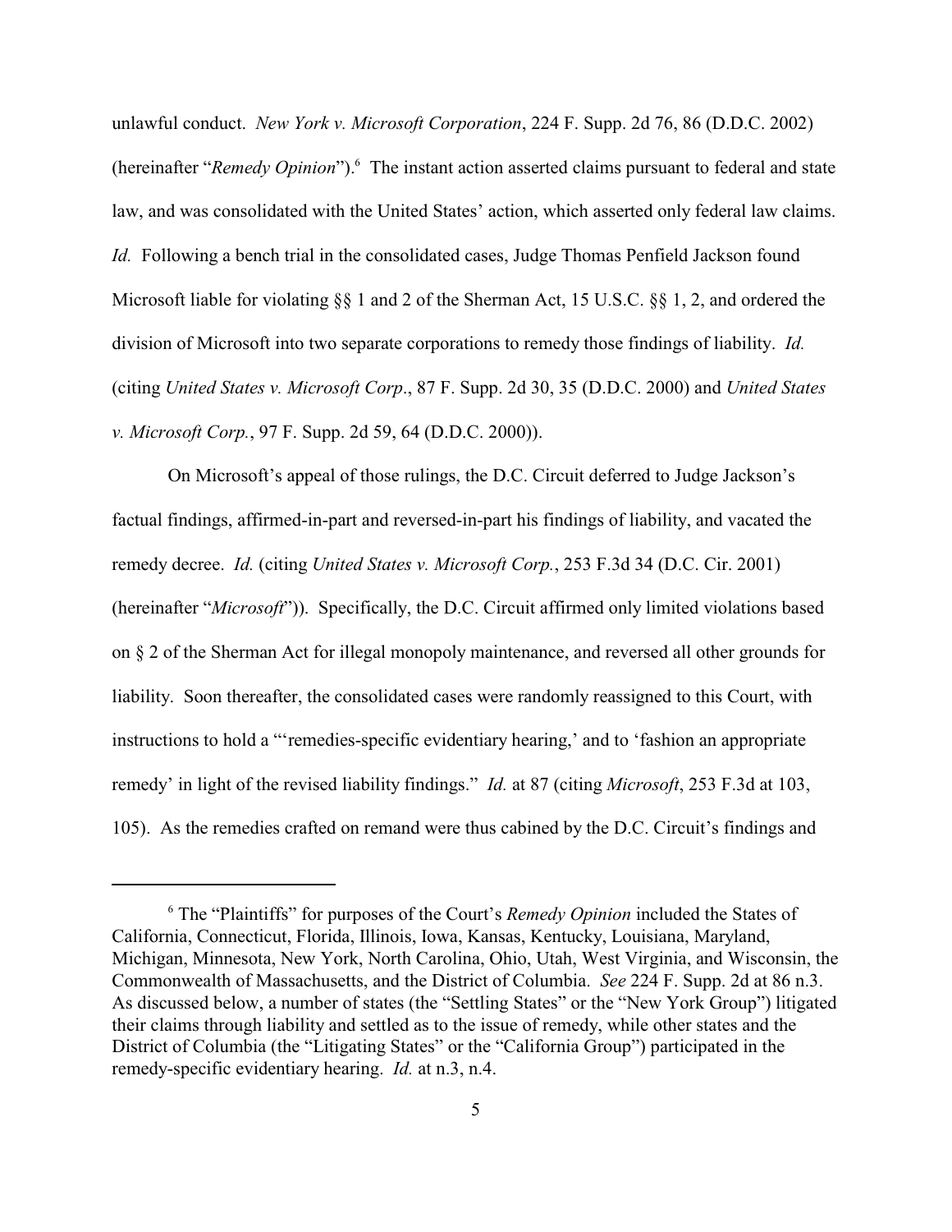unlawful conduct. *New York v. Microsoft Corporation*, 224 F. Supp. 2d 76, 86 (D.D.C. 2002) (hereinafter "*Remedy Opinion*").[6] The instant action asserted claims pursuant to federal and state law, and was consolidated with the United States' action, which asserted only federal law claims. *Id.* Following a bench trial in the consolidated cases, Judge Thomas Penfield Jackson found Microsoft liable for violating §§ 1 and 2 of the Sherman Act, 15 U.S.C. §§ 1, 2, and ordered the division of Microsoft into two separate corporations to remedy those findings of liability. *Id.* (citing *United States v. Microsoft Corp*., 87 F. Supp. 2d 30, 35 (D.D.C. 2000) and *United States v. Microsoft Corp.*, 97 F. Supp. 2d 59, 64 (D.D.C. 2000)).

On Microsoft's appeal of those rulings, the D.C. Circuit deferred to Judge Jackson's factual findings, affirmed-in-part and reversed-in-part his findings of liability, and vacated the remedy decree. *Id.* (citing *United States v. Microsoft Corp.*, 253 F.3d 34 (D.C. Cir. 2001) (hereinafter "*Microsoft*")). Specifically, the D.C. Circuit affirmed only limited violations based on § 2 of the Sherman Act for illegal monopoly maintenance, and reversed all other grounds for liability. Soon thereafter, the consolidated cases were randomly reassigned to this Court, with instructions to hold a "'remedies-specific evidentiary hearing,' and to 'fashion an appropriate remedy' in light of the revised liability findings." *Id.* at 87 (citing *Microsoft*, 253 F.3d at 103, 105). As the remedies crafted on remand were thus cabined by the D.C. Circuit's findings and

---

[6] The "Plaintiffs" for purposes of the Court's *Remedy Opinion* included the States of California, Connecticut, Florida, Illinois, Iowa, Kansas, Kentucky, Louisiana, Maryland, Michigan, Minnesota, New York, North Carolina, Ohio, Utah, West Virginia, and Wisconsin, the Commonwealth of Massachusetts, and the District of Columbia. *See* 224 F. Supp. 2d at 86 n.3. As discussed below, a number of states (the "Settling States" or the "New York Group") litigated their claims through liability and settled as to the issue of remedy, while other states and the District of Columbia (the "Litigating States" or the "California Group") participated in the remedy-specific evidentiary hearing. *Id.* at n.3, n.4.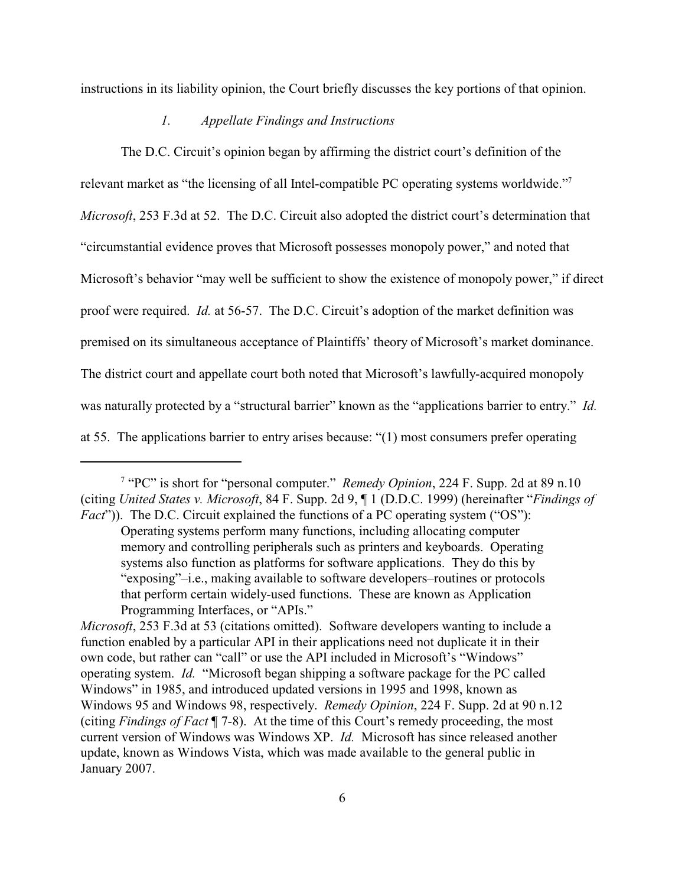instructions in its liability opinion, the Court briefly discusses the key portions of that opinion.

### *1. Appellate Findings and Instructions*

The D.C. Circuit's opinion began by affirming the district court's definition of the relevant market as "the licensing of all Intel-compatible PC operating systems worldwide."[7] *Microsoft*, 253 F.3d at 52. The D.C. Circuit also adopted the district court's determination that "circumstantial evidence proves that Microsoft possesses monopoly power," and noted that Microsoft's behavior "may well be sufficient to show the existence of monopoly power," if direct proof were required. *Id.* at 56-57. The D.C. Circuit's adoption of the market definition was premised on its simultaneous acceptance of Plaintiffs' theory of Microsoft's market dominance. The district court and appellate court both noted that Microsoft's lawfully-acquired monopoly was naturally protected by a "structural barrier" known as the "applications barrier to entry." *Id.* at 55. The applications barrier to entry arises because: "(1) most consumers prefer operating

---

[7] "PC" is short for "personal computer." *Remedy Opinion*, 224 F. Supp. 2d at 89 n.10 (citing *United States v. Microsoft*, 84 F. Supp. 2d 9, ¶ 1 (D.D.C. 1999) (hereinafter "*Findings of Fact*")). The D.C. Circuit explained the functions of a PC operating system ("OS"):

> Operating systems perform many functions, including allocating computer memory and controlling peripherals such as printers and keyboards. Operating systems also function as platforms for software applications. They do this by "exposing"–i.e., making available to software developers–routines or protocols that perform certain widely-used functions. These are known as Application Programming Interfaces, or "APIs."

*Microsoft*, 253 F.3d at 53 (citations omitted). Software developers wanting to include a function enabled by a particular API in their applications need not duplicate it in their own code, but rather can "call" or use the API included in Microsoft's "Windows" operating system. *Id.* "Microsoft began shipping a software package for the PC called Windows" in 1985, and introduced updated versions in 1995 and 1998, known as Windows 95 and Windows 98, respectively. *Remedy Opinion*, 224 F. Supp. 2d at 90 n.12 (citing *Findings of Fact* ¶ 7-8). At the time of this Court's remedy proceeding, the most current version of Windows was Windows XP. *Id.* Microsoft has since released another update, known as Windows Vista, which was made available to the general public in January 2007.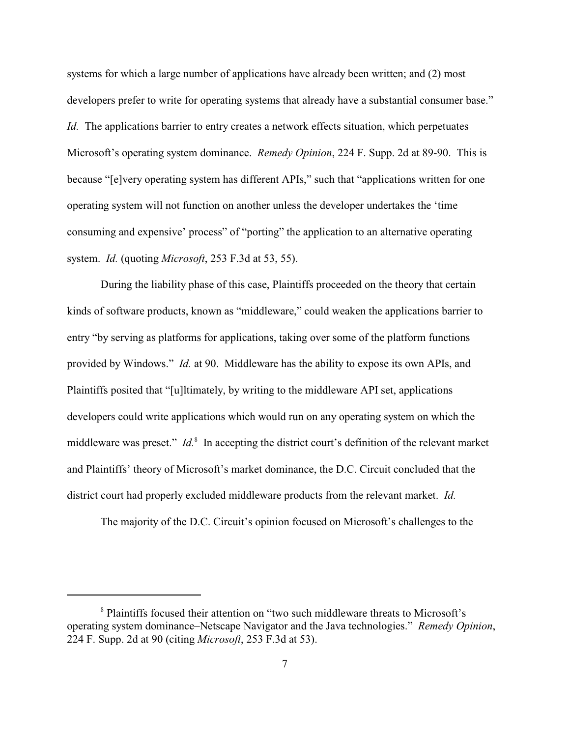systems for which a large number of applications have already been written; and (2) most developers prefer to write for operating systems that already have a substantial consumer base." *Id.* The applications barrier to entry creates a network effects situation, which perpetuates Microsoft's operating system dominance. *Remedy Opinion*, 224 F. Supp. 2d at 89-90. This is because "[e]very operating system has different APIs," such that "applications written for one operating system will not function on another unless the developer undertakes the 'time consuming and expensive' process" of "porting" the application to an alternative operating system. *Id.* (quoting *Microsoft*, 253 F.3d at 53, 55).

During the liability phase of this case, Plaintiffs proceeded on the theory that certain kinds of software products, known as "middleware," could weaken the applications barrier to entry "by serving as platforms for applications, taking over some of the platform functions provided by Windows." *Id.* at 90. Middleware has the ability to expose its own APIs, and Plaintiffs posited that "[u]ltimately, by writing to the middleware API set, applications developers could write applications which would run on any operating system on which the middleware was preset." *Id.*[8] In accepting the district court's definition of the relevant market and Plaintiffs' theory of Microsoft's market dominance, the D.C. Circuit concluded that the district court had properly excluded middleware products from the relevant market. *Id.*

The majority of the D.C. Circuit's opinion focused on Microsoft's challenges to the

---

[8] Plaintiffs focused their attention on "two such middleware threats to Microsoft's operating system dominance–Netscape Navigator and the Java technologies." *Remedy Opinion*, 224 F. Supp. 2d at 90 (citing *Microsoft*, 253 F.3d at 53).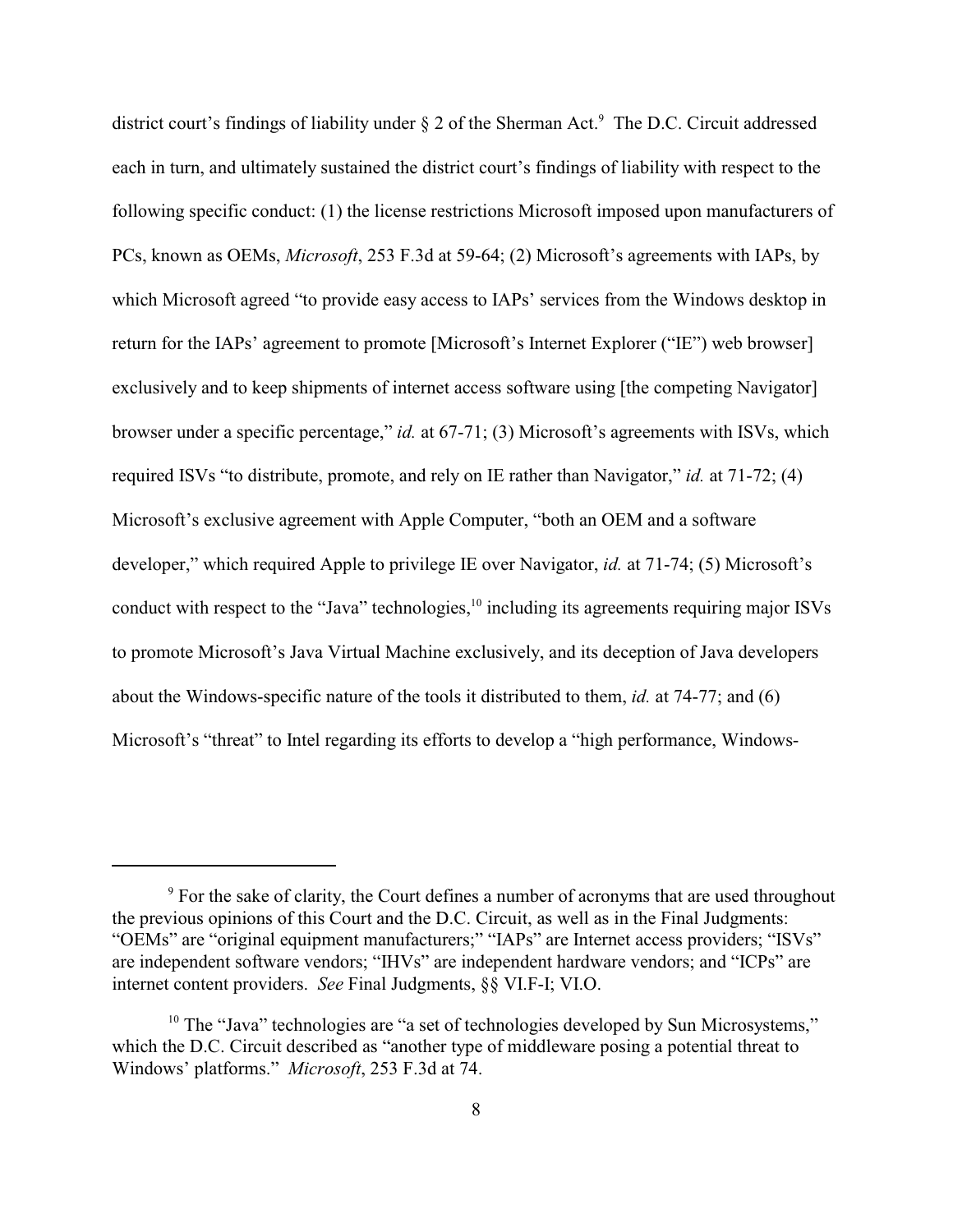district court's findings of liability under § 2 of the Sherman Act.[9] The D.C. Circuit addressed each in turn, and ultimately sustained the district court's findings of liability with respect to the following specific conduct: (1) the license restrictions Microsoft imposed upon manufacturers of PCs, known as OEMs, *Microsoft*, 253 F.3d at 59-64; (2) Microsoft's agreements with IAPs, by which Microsoft agreed "to provide easy access to IAPs' services from the Windows desktop in return for the IAPs' agreement to promote [Microsoft's Internet Explorer ("IE") web browser] exclusively and to keep shipments of internet access software using [the competing Navigator] browser under a specific percentage," *id.* at 67-71; (3) Microsoft's agreements with ISVs, which required ISVs "to distribute, promote, and rely on IE rather than Navigator," *id.* at 71-72; (4) Microsoft's exclusive agreement with Apple Computer, "both an OEM and a software developer," which required Apple to privilege IE over Navigator, *id.* at 71-74; (5) Microsoft's conduct with respect to the "Java" technologies,[10] including its agreements requiring major ISVs to promote Microsoft's Java Virtual Machine exclusively, and its deception of Java developers about the Windows-specific nature of the tools it distributed to them, *id.* at 74-77; and (6) Microsoft's "threat" to Intel regarding its efforts to develop a "high performance, Windows-

---

[9] For the sake of clarity, the Court defines a number of acronyms that are used throughout the previous opinions of this Court and the D.C. Circuit, as well as in the Final Judgments: "OEMs" are "original equipment manufacturers;" "IAPs" are Internet access providers; "ISVs" are independent software vendors; "IHVs" are independent hardware vendors; and "ICPs" are internet content providers. *See* Final Judgments, §§ VI.F-I; VI.O.

[10] The "Java" technologies are "a set of technologies developed by Sun Microsystems," which the D.C. Circuit described as "another type of middleware posing a potential threat to Windows' platforms." *Microsoft*, 253 F.3d at 74.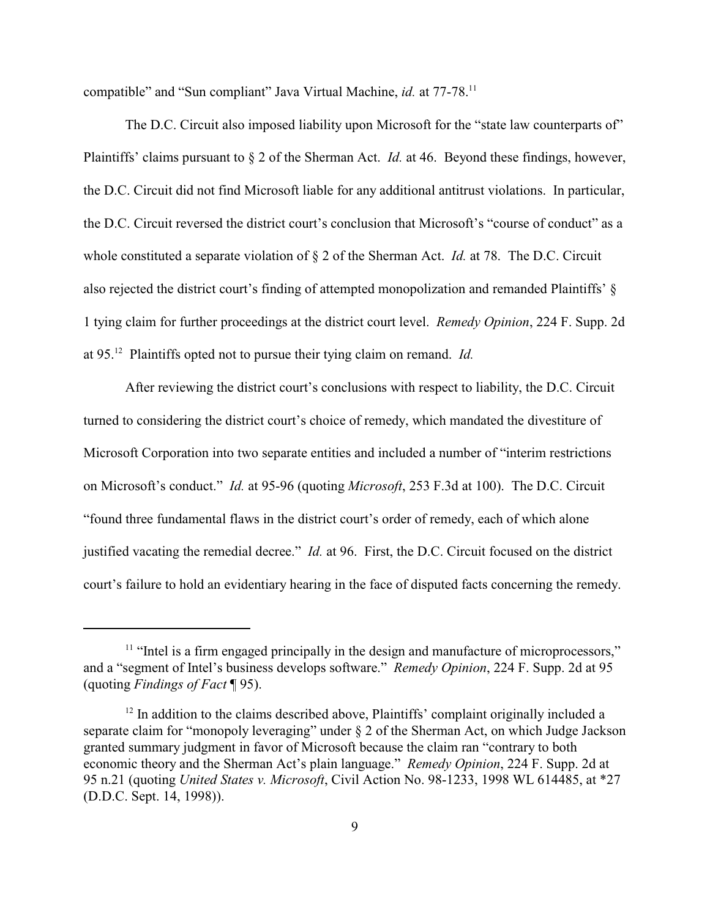compatible" and "Sun compliant" Java Virtual Machine, *id.* at 77-78.[11]

The D.C. Circuit also imposed liability upon Microsoft for the "state law counterparts of" Plaintiffs' claims pursuant to § 2 of the Sherman Act. *Id.* at 46. Beyond these findings, however, the D.C. Circuit did not find Microsoft liable for any additional antitrust violations. In particular, the D.C. Circuit reversed the district court's conclusion that Microsoft's "course of conduct" as a whole constituted a separate violation of § 2 of the Sherman Act. *Id.* at 78. The D.C. Circuit also rejected the district court's finding of attempted monopolization and remanded Plaintiffs' § 1 tying claim for further proceedings at the district court level. *Remedy Opinion*, 224 F. Supp. 2d at 95.[12] Plaintiffs opted not to pursue their tying claim on remand. *Id.*

After reviewing the district court's conclusions with respect to liability, the D.C. Circuit turned to considering the district court's choice of remedy, which mandated the divestiture of Microsoft Corporation into two separate entities and included a number of "interim restrictions on Microsoft's conduct." *Id.* at 95-96 (quoting *Microsoft*, 253 F.3d at 100). The D.C. Circuit "found three fundamental flaws in the district court's order of remedy, each of which alone justified vacating the remedial decree." *Id.* at 96. First, the D.C. Circuit focused on the district court's failure to hold an evidentiary hearing in the face of disputed facts concerning the remedy.

---

[11] "Intel is a firm engaged principally in the design and manufacture of microprocessors," and a "segment of Intel's business develops software." *Remedy Opinion*, 224 F. Supp. 2d at 95 (quoting *Findings of Fact* ¶ 95).

[12] In addition to the claims described above, Plaintiffs' complaint originally included a separate claim for "monopoly leveraging" under § 2 of the Sherman Act, on which Judge Jackson granted summary judgment in favor of Microsoft because the claim ran "contrary to both economic theory and the Sherman Act's plain language." *Remedy Opinion*, 224 F. Supp. 2d at 95 n.21 (quoting *United States v. Microsoft*, Civil Action No. 98-1233, 1998 WL 614485, at *27 (D.D.C. Sept. 14, 1998)).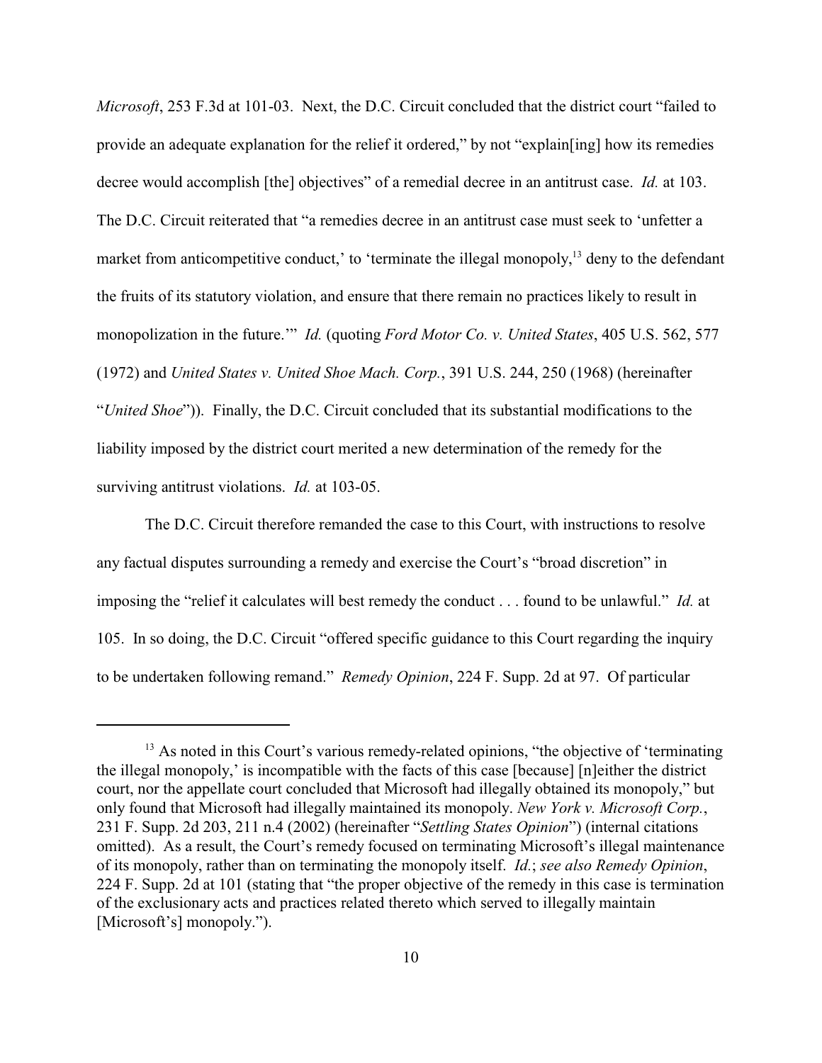*Microsoft*, 253 F.3d at 101-03. Next, the D.C. Circuit concluded that the district court "failed to provide an adequate explanation for the relief it ordered," by not "explain[ing] how its remedies decree would accomplish [the] objectives" of a remedial decree in an antitrust case. *Id.* at 103. The D.C. Circuit reiterated that "a remedies decree in an antitrust case must seek to 'unfetter a market from anticompetitive conduct,' to 'terminate the illegal monopoly,[13] deny to the defendant the fruits of its statutory violation, and ensure that there remain no practices likely to result in monopolization in the future.'" *Id.* (quoting *Ford Motor Co. v. United States*, 405 U.S. 562, 577 (1972) and *United States v. United Shoe Mach. Corp.*, 391 U.S. 244, 250 (1968) (hereinafter "*United Shoe*")). Finally, the D.C. Circuit concluded that its substantial modifications to the liability imposed by the district court merited a new determination of the remedy for the surviving antitrust violations. *Id.* at 103-05.

The D.C. Circuit therefore remanded the case to this Court, with instructions to resolve any factual disputes surrounding a remedy and exercise the Court's "broad discretion" in imposing the "relief it calculates will best remedy the conduct . . . found to be unlawful." *Id.* at 105. In so doing, the D.C. Circuit "offered specific guidance to this Court regarding the inquiry to be undertaken following remand." *Remedy Opinion*, 224 F. Supp. 2d at 97. Of particular

---

[13] As noted in this Court's various remedy-related opinions, "the objective of 'terminating the illegal monopoly,' is incompatible with the facts of this case [because] [n]either the district court, nor the appellate court concluded that Microsoft had illegally obtained its monopoly," but only found that Microsoft had illegally maintained its monopoly. *New York v. Microsoft Corp.*, 231 F. Supp. 2d 203, 211 n.4 (2002) (hereinafter "*Settling States Opinion*") (internal citations omitted). As a result, the Court's remedy focused on terminating Microsoft's illegal maintenance of its monopoly, rather than on terminating the monopoly itself. *Id.*; *see also Remedy Opinion*, 224 F. Supp. 2d at 101 (stating that "the proper objective of the remedy in this case is termination of the exclusionary acts and practices related thereto which served to illegally maintain [Microsoft's] monopoly.").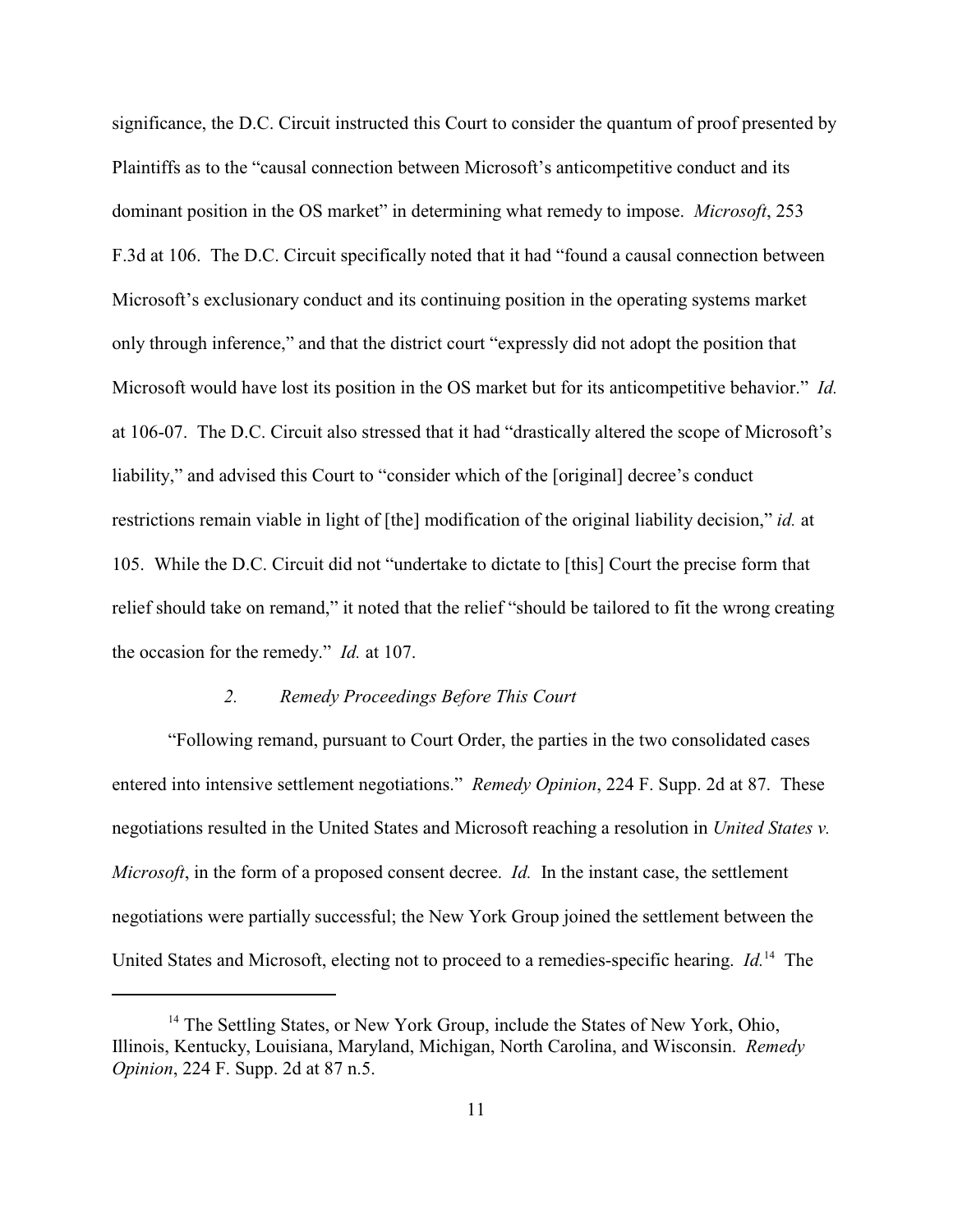significance, the D.C. Circuit instructed this Court to consider the quantum of proof presented by Plaintiffs as to the "causal connection between Microsoft's anticompetitive conduct and its dominant position in the OS market" in determining what remedy to impose. *Microsoft*, 253 F.3d at 106. The D.C. Circuit specifically noted that it had "found a causal connection between Microsoft's exclusionary conduct and its continuing position in the operating systems market only through inference," and that the district court "expressly did not adopt the position that Microsoft would have lost its position in the OS market but for its anticompetitive behavior." *Id.* at 106-07. The D.C. Circuit also stressed that it had "drastically altered the scope of Microsoft's liability," and advised this Court to "consider which of the [original] decree's conduct restrictions remain viable in light of [the] modification of the original liability decision," *id.* at 105. While the D.C. Circuit did not "undertake to dictate to [this] Court the precise form that relief should take on remand," it noted that the relief "should be tailored to fit the wrong creating the occasion for the remedy." *Id.* at 107.

#### *2. Remedy Proceedings Before This Court*

"Following remand, pursuant to Court Order, the parties in the two consolidated cases entered into intensive settlement negotiations." *Remedy Opinion*, 224 F. Supp. 2d at 87. These negotiations resulted in the United States and Microsoft reaching a resolution in *United States v. Microsoft*, in the form of a proposed consent decree. *Id.* In the instant case, the settlement negotiations were partially successful; the New York Group joined the settlement between the United States and Microsoft, electing not to proceed to a remedies-specific hearing. *Id.*[14] The

[14] The Settling States, or New York Group, include the States of New York, Ohio, Illinois, Kentucky, Louisiana, Maryland, Michigan, North Carolina, and Wisconsin. *Remedy Opinion*, 224 F. Supp. 2d at 87 n.5.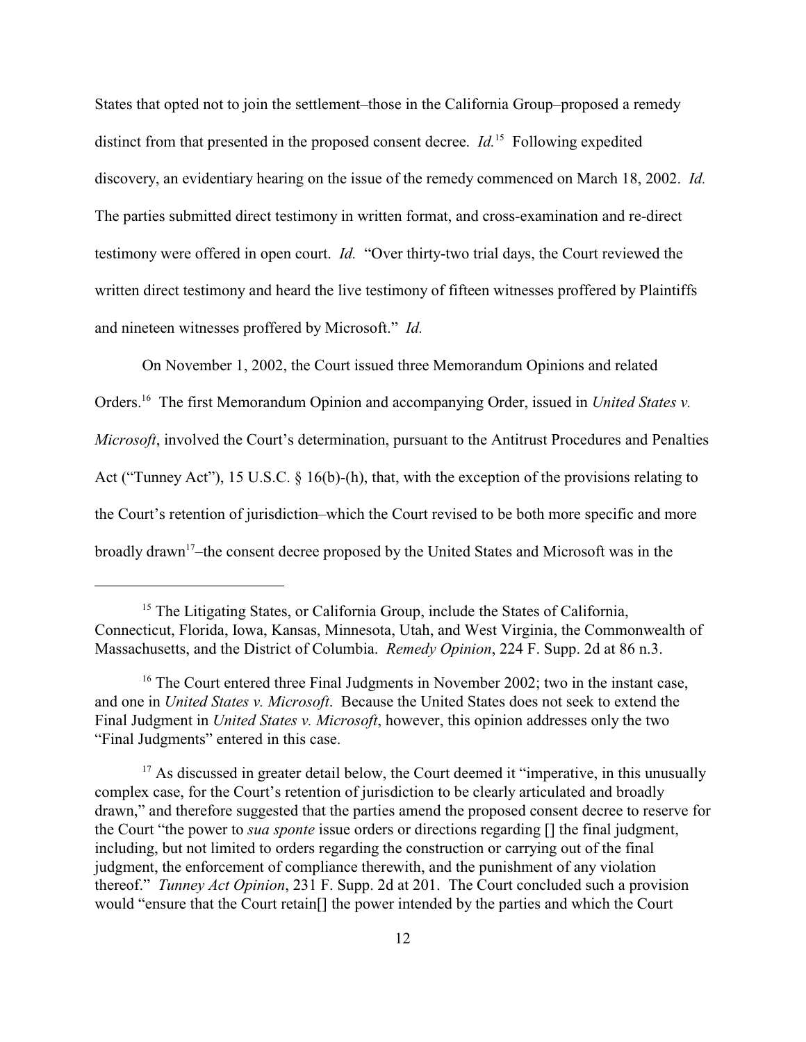States that opted not to join the settlement–those in the California Group–proposed a remedy distinct from that presented in the proposed consent decree. *Id.*[15] Following expedited discovery, an evidentiary hearing on the issue of the remedy commenced on March 18, 2002. *Id.* The parties submitted direct testimony in written format, and cross-examination and re-direct testimony were offered in open court. *Id.* "Over thirty-two trial days, the Court reviewed the written direct testimony and heard the live testimony of fifteen witnesses proffered by Plaintiffs and nineteen witnesses proffered by Microsoft." *Id.*

On November 1, 2002, the Court issued three Memorandum Opinions and related Orders.[16] The first Memorandum Opinion and accompanying Order, issued in *United States v. Microsoft*, involved the Court's determination, pursuant to the Antitrust Procedures and Penalties Act ("Tunney Act"), 15 U.S.C. § 16(b)-(h), that, with the exception of the provisions relating to the Court's retention of jurisdiction–which the Court revised to be both more specific and more broadly drawn[17]–the consent decree proposed by the United States and Microsoft was in the

---

[15] The Litigating States, or California Group, include the States of California, Connecticut, Florida, Iowa, Kansas, Minnesota, Utah, and West Virginia, the Commonwealth of Massachusetts, and the District of Columbia. *Remedy Opinion*, 224 F. Supp. 2d at 86 n.3.

[16] The Court entered three Final Judgments in November 2002; two in the instant case, and one in *United States v. Microsoft*. Because the United States does not seek to extend the Final Judgment in *United States v. Microsoft*, however, this opinion addresses only the two "Final Judgments" entered in this case.

[17] As discussed in greater detail below, the Court deemed it "imperative, in this unusually complex case, for the Court's retention of jurisdiction to be clearly articulated and broadly drawn," and therefore suggested that the parties amend the proposed consent decree to reserve for the Court "the power to *sua sponte* issue orders or directions regarding [] the final judgment, including, but not limited to orders regarding the construction or carrying out of the final judgment, the enforcement of compliance therewith, and the punishment of any violation thereof." *Tunney Act Opinion*, 231 F. Supp. 2d at 201. The Court concluded such a provision would "ensure that the Court retain[] the power intended by the parties and which the Court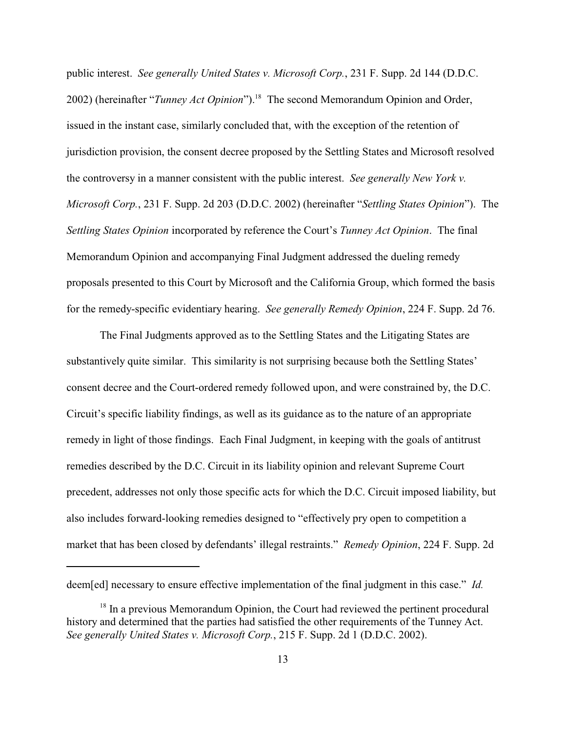public interest. *See generally United States v. Microsoft Corp.*, 231 F. Supp. 2d 144 (D.D.C. 2002) (hereinafter "*Tunney Act Opinion*").[18] The second Memorandum Opinion and Order, issued in the instant case, similarly concluded that, with the exception of the retention of jurisdiction provision, the consent decree proposed by the Settling States and Microsoft resolved the controversy in a manner consistent with the public interest. *See generally New York v. Microsoft Corp.*, 231 F. Supp. 2d 203 (D.D.C. 2002) (hereinafter "*Settling States Opinion*"). The *Settling States Opinion* incorporated by reference the Court's *Tunney Act Opinion*. The final Memorandum Opinion and accompanying Final Judgment addressed the dueling remedy proposals presented to this Court by Microsoft and the California Group, which formed the basis for the remedy-specific evidentiary hearing. *See generally Remedy Opinion*, 224 F. Supp. 2d 76.

The Final Judgments approved as to the Settling States and the Litigating States are substantively quite similar. This similarity is not surprising because both the Settling States' consent decree and the Court-ordered remedy followed upon, and were constrained by, the D.C. Circuit's specific liability findings, as well as its guidance as to the nature of an appropriate remedy in light of those findings. Each Final Judgment, in keeping with the goals of antitrust remedies described by the D.C. Circuit in its liability opinion and relevant Supreme Court precedent, addresses not only those specific acts for which the D.C. Circuit imposed liability, but also includes forward-looking remedies designed to "effectively pry open to competition a market that has been closed by defendants' illegal restraints." *Remedy Opinion*, 224 F. Supp. 2d

---

deem[ed] necessary to ensure effective implementation of the final judgment in this case." *Id.*

[18] In a previous Memorandum Opinion, the Court had reviewed the pertinent procedural history and determined that the parties had satisfied the other requirements of the Tunney Act. *See generally United States v. Microsoft Corp.*, 215 F. Supp. 2d 1 (D.D.C. 2002).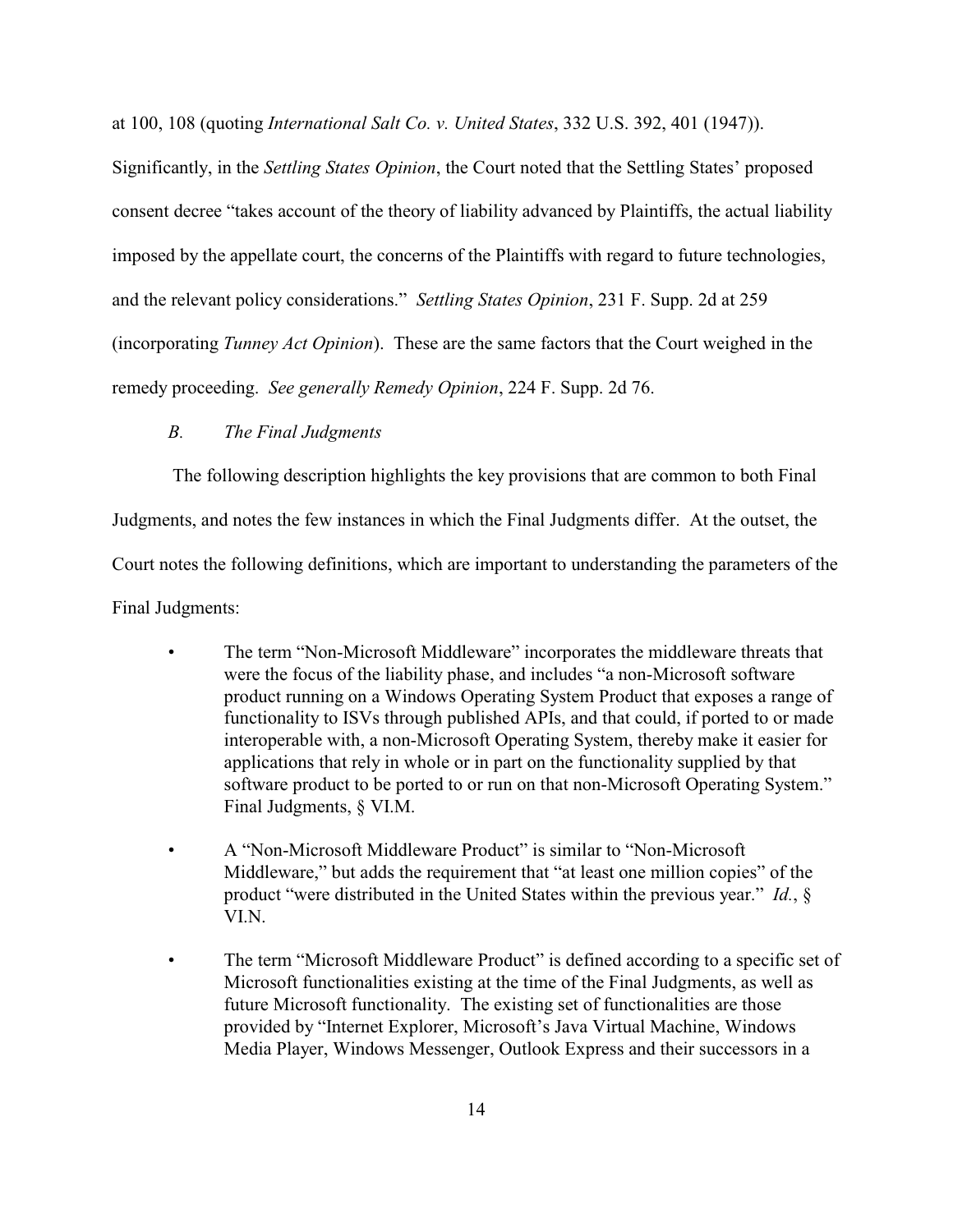at 100, 108 (quoting *International Salt Co. v. United States*, 332 U.S. 392, 401 (1947)). Significantly, in the *Settling States Opinion*, the Court noted that the Settling States' proposed consent decree "takes account of the theory of liability advanced by Plaintiffs, the actual liability imposed by the appellate court, the concerns of the Plaintiffs with regard to future technologies, and the relevant policy considerations." *Settling States Opinion*, 231 F. Supp. 2d at 259 (incorporating *Tunney Act Opinion*). These are the same factors that the Court weighed in the remedy proceeding. *See generally Remedy Opinion*, 224 F. Supp. 2d 76.

### *B. The Final Judgments*

The following description highlights the key provisions that are common to both Final Judgments, and notes the few instances in which the Final Judgments differ. At the outset, the Court notes the following definitions, which are important to understanding the parameters of the Final Judgments:

- The term "Non-Microsoft Middleware" incorporates the middleware threats that were the focus of the liability phase, and includes "a non-Microsoft software product running on a Windows Operating System Product that exposes a range of functionality to ISVs through published APIs, and that could, if ported to or made interoperable with, a non-Microsoft Operating System, thereby make it easier for applications that rely in whole or in part on the functionality supplied by that software product to be ported to or run on that non-Microsoft Operating System." Final Judgments, § VI.M.

- A "Non-Microsoft Middleware Product" is similar to "Non-Microsoft Middleware," but adds the requirement that "at least one million copies" of the product "were distributed in the United States within the previous year." *Id.*, § VI.N.

- The term "Microsoft Middleware Product" is defined according to a specific set of Microsoft functionalities existing at the time of the Final Judgments, as well as future Microsoft functionality. The existing set of functionalities are those provided by "Internet Explorer, Microsoft's Java Virtual Machine, Windows Media Player, Windows Messenger, Outlook Express and their successors in a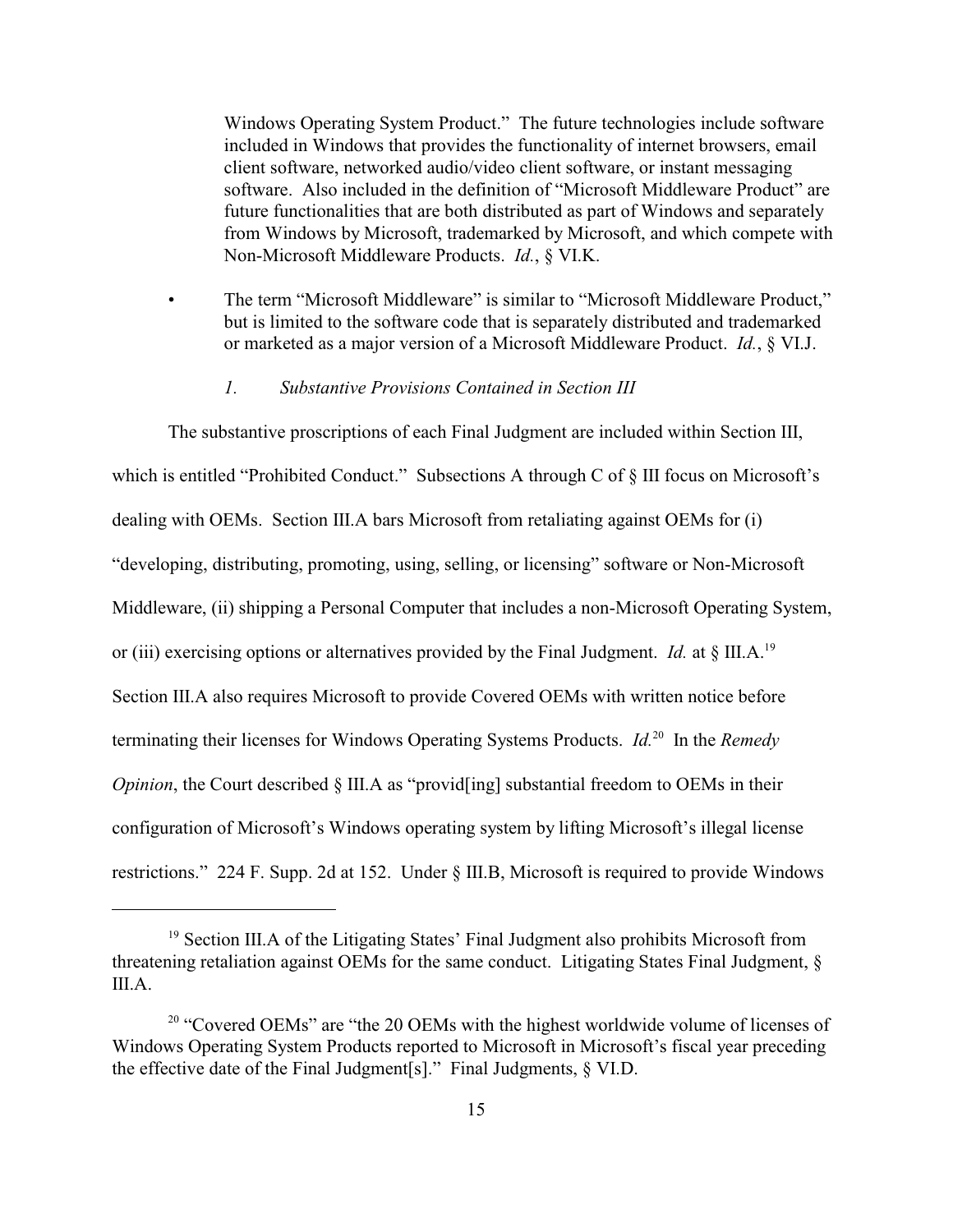Windows Operating System Product." The future technologies include software included in Windows that provides the functionality of internet browsers, email client software, networked audio/video client software, or instant messaging software. Also included in the definition of "Microsoft Middleware Product" are future functionalities that are both distributed as part of Windows and separately from Windows by Microsoft, trademarked by Microsoft, and which compete with Non-Microsoft Middleware Products. *Id.*, § VI.K.

- The term "Microsoft Middleware" is similar to "Microsoft Middleware Product," but is limited to the software code that is separately distributed and trademarked or marketed as a major version of a Microsoft Middleware Product. *Id.*, § VI.J.

### *1. Substantive Provisions Contained in Section III*

The substantive proscriptions of each Final Judgment are included within Section III, which is entitled "Prohibited Conduct." Subsections A through C of § III focus on Microsoft's dealing with OEMs. Section III.A bars Microsoft from retaliating against OEMs for (i) "developing, distributing, promoting, using, selling, or licensing" software or Non-Microsoft Middleware, (ii) shipping a Personal Computer that includes a non-Microsoft Operating System, or (iii) exercising options or alternatives provided by the Final Judgment. *Id.* at § III.A.[19] Section III.A also requires Microsoft to provide Covered OEMs with written notice before terminating their licenses for Windows Operating Systems Products. *Id.*[20] In the *Remedy Opinion*, the Court described § III.A as "provid[ing] substantial freedom to OEMs in their configuration of Microsoft's Windows operating system by lifting Microsoft's illegal license restrictions." 224 F. Supp. 2d at 152. Under § III.B, Microsoft is required to provide Windows

---

[19] Section III.A of the Litigating States' Final Judgment also prohibits Microsoft from threatening retaliation against OEMs for the same conduct. Litigating States Final Judgment, § III.A.

[20] "Covered OEMs" are "the 20 OEMs with the highest worldwide volume of licenses of Windows Operating System Products reported to Microsoft in Microsoft's fiscal year preceding the effective date of the Final Judgment[s]." Final Judgments, § VI.D.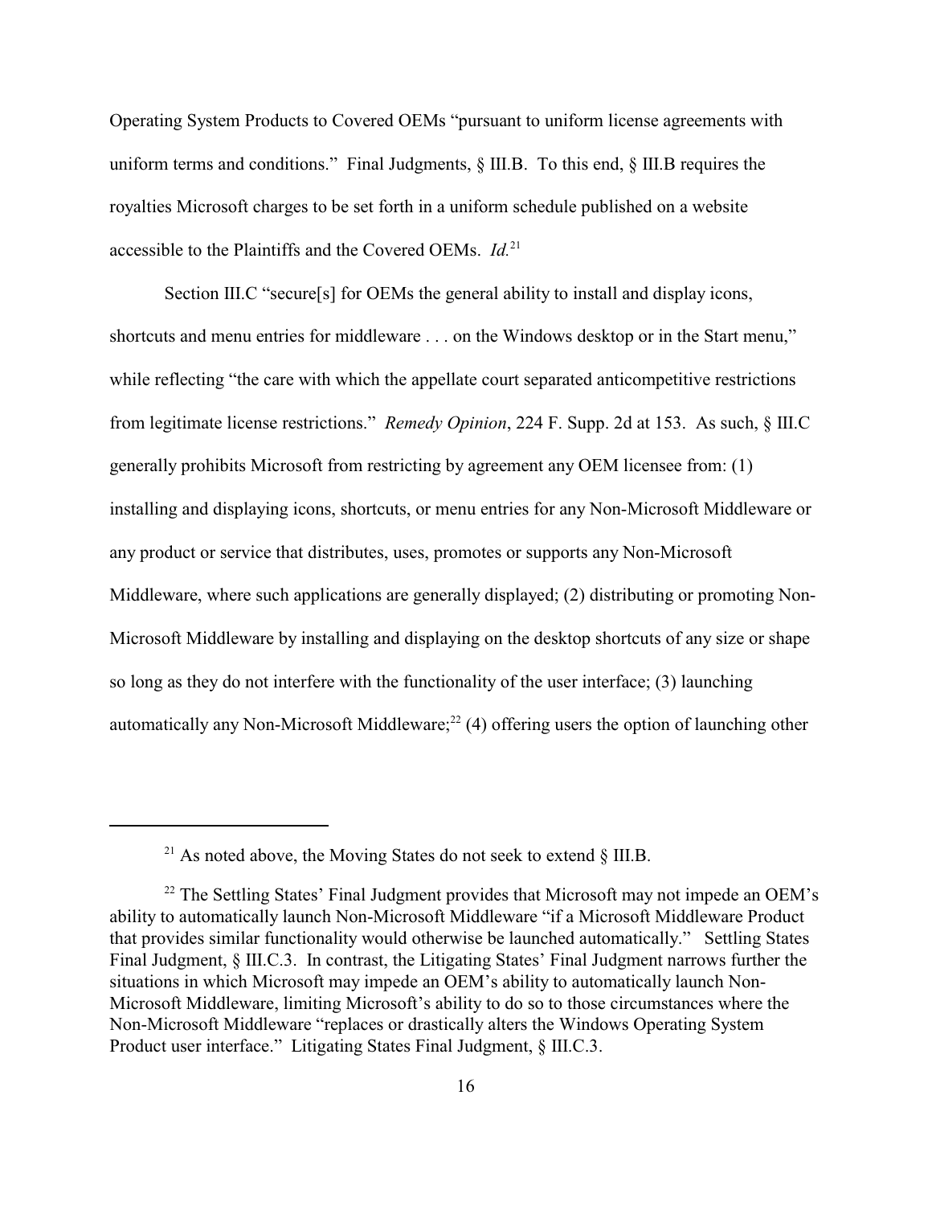Operating System Products to Covered OEMs "pursuant to uniform license agreements with uniform terms and conditions." Final Judgments, § III.B. To this end, § III.B requires the royalties Microsoft charges to be set forth in a uniform schedule published on a website accessible to the Plaintiffs and the Covered OEMs. *Id.*[21]

Section III.C "secure[s] for OEMs the general ability to install and display icons, shortcuts and menu entries for middleware . . . on the Windows desktop or in the Start menu," while reflecting "the care with which the appellate court separated anticompetitive restrictions from legitimate license restrictions." *Remedy Opinion*, 224 F. Supp. 2d at 153. As such, § III.C generally prohibits Microsoft from restricting by agreement any OEM licensee from: (1) installing and displaying icons, shortcuts, or menu entries for any Non-Microsoft Middleware or any product or service that distributes, uses, promotes or supports any Non-Microsoft Middleware, where such applications are generally displayed; (2) distributing or promoting Non-Microsoft Middleware by installing and displaying on the desktop shortcuts of any size or shape so long as they do not interfere with the functionality of the user interface; (3) launching automatically any Non-Microsoft Middleware;[22] (4) offering users the option of launching other

---

[21] As noted above, the Moving States do not seek to extend § III.B.

[22] The Settling States' Final Judgment provides that Microsoft may not impede an OEM's ability to automatically launch Non-Microsoft Middleware "if a Microsoft Middleware Product that provides similar functionality would otherwise be launched automatically." Settling States Final Judgment, § III.C.3. In contrast, the Litigating States' Final Judgment narrows further the situations in which Microsoft may impede an OEM's ability to automatically launch Non-Microsoft Middleware, limiting Microsoft's ability to do so to those circumstances where the Non-Microsoft Middleware "replaces or drastically alters the Windows Operating System Product user interface." Litigating States Final Judgment, § III.C.3.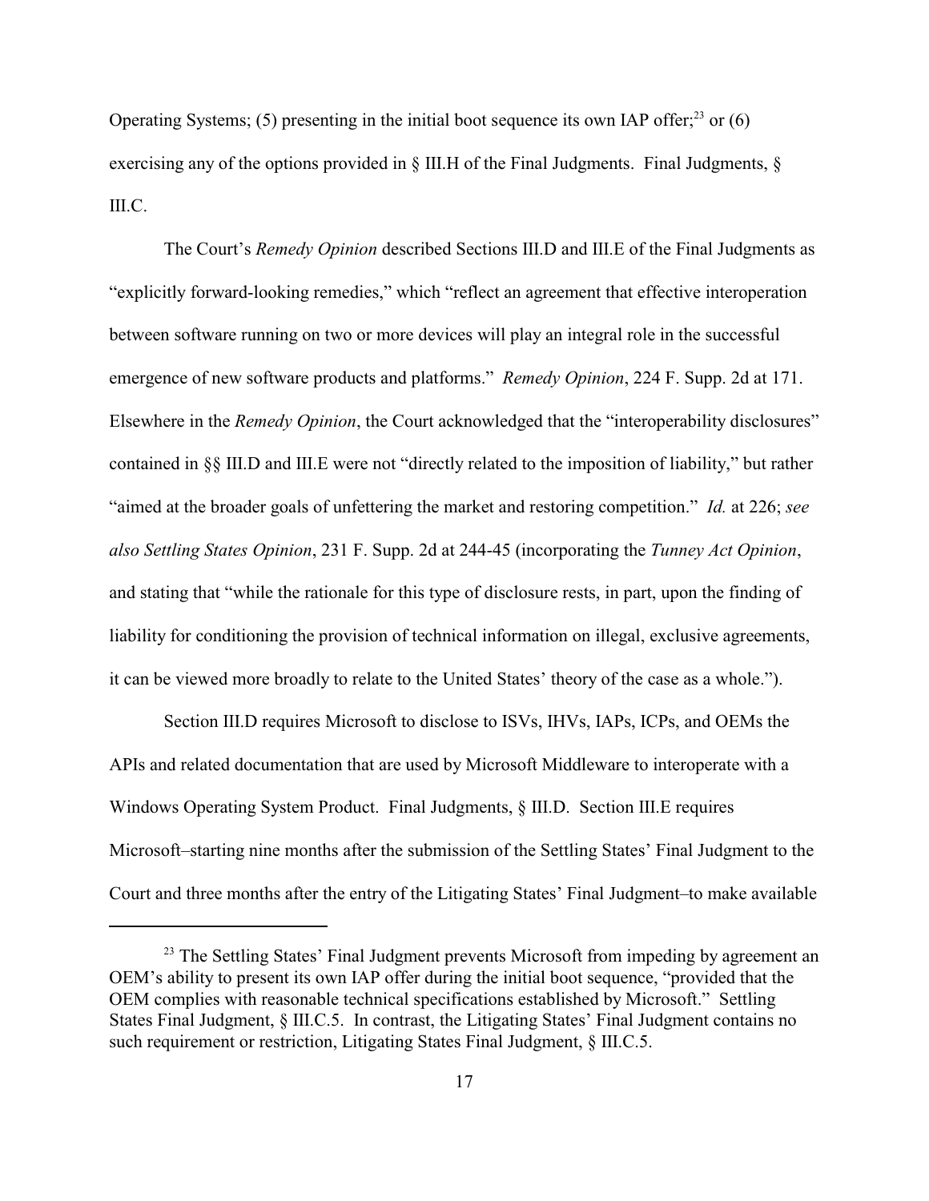Operating Systems; (5) presenting in the initial boot sequence its own IAP offer;[23] or (6) exercising any of the options provided in § III.H of the Final Judgments. Final Judgments, § III.C.

The Court's *Remedy Opinion* described Sections III.D and III.E of the Final Judgments as "explicitly forward-looking remedies," which "reflect an agreement that effective interoperation between software running on two or more devices will play an integral role in the successful emergence of new software products and platforms." *Remedy Opinion*, 224 F. Supp. 2d at 171. Elsewhere in the *Remedy Opinion*, the Court acknowledged that the "interoperability disclosures" contained in §§ III.D and III.E were not "directly related to the imposition of liability," but rather "aimed at the broader goals of unfettering the market and restoring competition." *Id.* at 226; *see also Settling States Opinion*, 231 F. Supp. 2d at 244-45 (incorporating the *Tunney Act Opinion*, and stating that "while the rationale for this type of disclosure rests, in part, upon the finding of liability for conditioning the provision of technical information on illegal, exclusive agreements, it can be viewed more broadly to relate to the United States' theory of the case as a whole.").

Section III.D requires Microsoft to disclose to ISVs, IHVs, IAPs, ICPs, and OEMs the APIs and related documentation that are used by Microsoft Middleware to interoperate with a Windows Operating System Product. Final Judgments, § III.D. Section III.E requires Microsoft–starting nine months after the submission of the Settling States' Final Judgment to the Court and three months after the entry of the Litigating States' Final Judgment–to make available

[23] The Settling States' Final Judgment prevents Microsoft from impeding by agreement an OEM's ability to present its own IAP offer during the initial boot sequence, "provided that the OEM complies with reasonable technical specifications established by Microsoft." Settling States Final Judgment, § III.C.5. In contrast, the Litigating States' Final Judgment contains no such requirement or restriction, Litigating States Final Judgment, § III.C.5.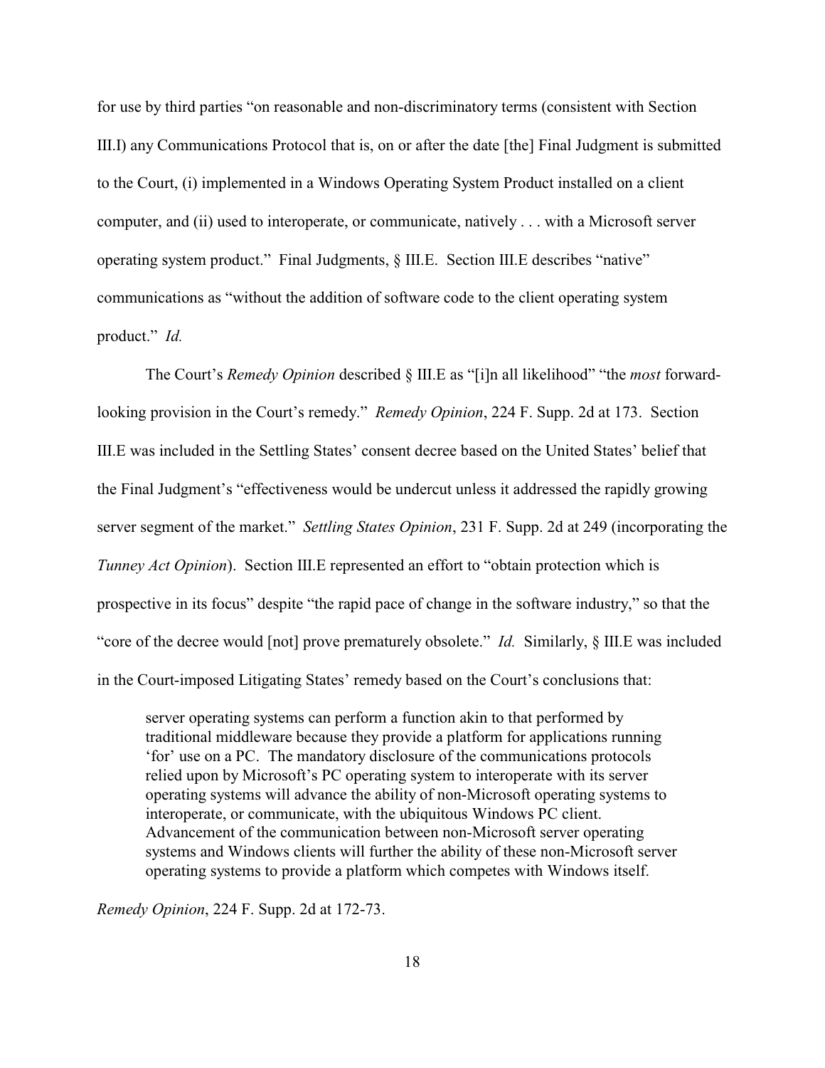for use by third parties "on reasonable and non-discriminatory terms (consistent with Section III.I) any Communications Protocol that is, on or after the date [the] Final Judgment is submitted to the Court, (i) implemented in a Windows Operating System Product installed on a client computer, and (ii) used to interoperate, or communicate, natively . . . with a Microsoft server operating system product." Final Judgments, § III.E. Section III.E describes "native" communications as "without the addition of software code to the client operating system product." *Id.*

The Court's *Remedy Opinion* described § III.E as "[i]n all likelihood" "the *most* forward-looking provision in the Court's remedy." *Remedy Opinion*, 224 F. Supp. 2d at 173. Section III.E was included in the Settling States' consent decree based on the United States' belief that the Final Judgment's "effectiveness would be undercut unless it addressed the rapidly growing server segment of the market." *Settling States Opinion*, 231 F. Supp. 2d at 249 (incorporating the *Tunney Act Opinion*). Section III.E represented an effort to "obtain protection which is prospective in its focus" despite "the rapid pace of change in the software industry," so that the "core of the decree would [not] prove prematurely obsolete." *Id.* Similarly, § III.E was included in the Court-imposed Litigating States' remedy based on the Court's conclusions that:

> server operating systems can perform a function akin to that performed by traditional middleware because they provide a platform for applications running 'for' use on a PC. The mandatory disclosure of the communications protocols relied upon by Microsoft's PC operating system to interoperate with its server operating systems will advance the ability of non-Microsoft operating systems to interoperate, or communicate, with the ubiquitous Windows PC client. Advancement of the communication between non-Microsoft server operating systems and Windows clients will further the ability of these non-Microsoft server operating systems to provide a platform which competes with Windows itself.

*Remedy Opinion*, 224 F. Supp. 2d at 172-73.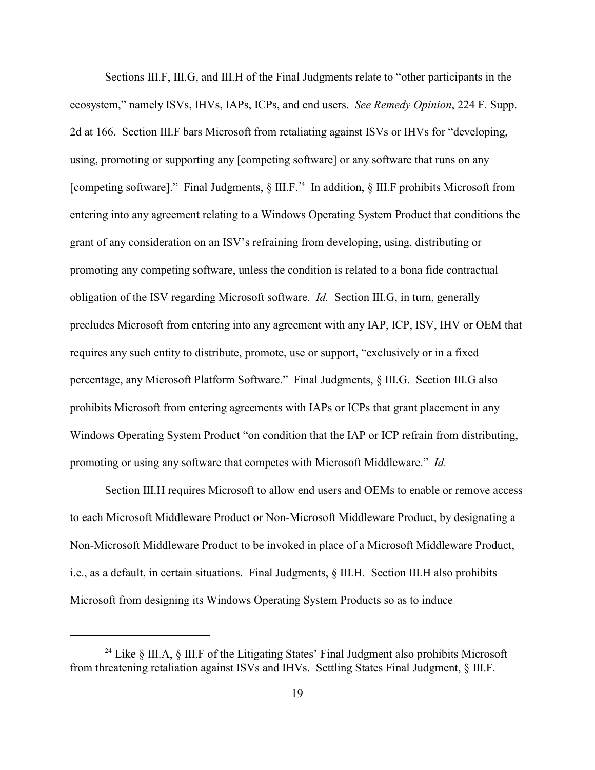Sections III.F, III.G, and III.H of the Final Judgments relate to "other participants in the ecosystem," namely ISVs, IHVs, IAPs, ICPs, and end users. *See Remedy Opinion*, 224 F. Supp. 2d at 166. Section III.F bars Microsoft from retaliating against ISVs or IHVs for "developing, using, promoting or supporting any [competing software] or any software that runs on any [competing software]." Final Judgments, § III.F.[24] In addition, § III.F prohibits Microsoft from entering into any agreement relating to a Windows Operating System Product that conditions the grant of any consideration on an ISV's refraining from developing, using, distributing or promoting any competing software, unless the condition is related to a bona fide contractual obligation of the ISV regarding Microsoft software. *Id.* Section III.G, in turn, generally precludes Microsoft from entering into any agreement with any IAP, ICP, ISV, IHV or OEM that requires any such entity to distribute, promote, use or support, "exclusively or in a fixed percentage, any Microsoft Platform Software." Final Judgments, § III.G. Section III.G also prohibits Microsoft from entering agreements with IAPs or ICPs that grant placement in any Windows Operating System Product "on condition that the IAP or ICP refrain from distributing, promoting or using any software that competes with Microsoft Middleware." *Id.*

Section III.H requires Microsoft to allow end users and OEMs to enable or remove access to each Microsoft Middleware Product or Non-Microsoft Middleware Product, by designating a Non-Microsoft Middleware Product to be invoked in place of a Microsoft Middleware Product, i.e., as a default, in certain situations. Final Judgments, § III.H. Section III.H also prohibits Microsoft from designing its Windows Operating System Products so as to induce

---

[24] Like § III.A, § III.F of the Litigating States' Final Judgment also prohibits Microsoft from threatening retaliation against ISVs and IHVs. Settling States Final Judgment, § III.F.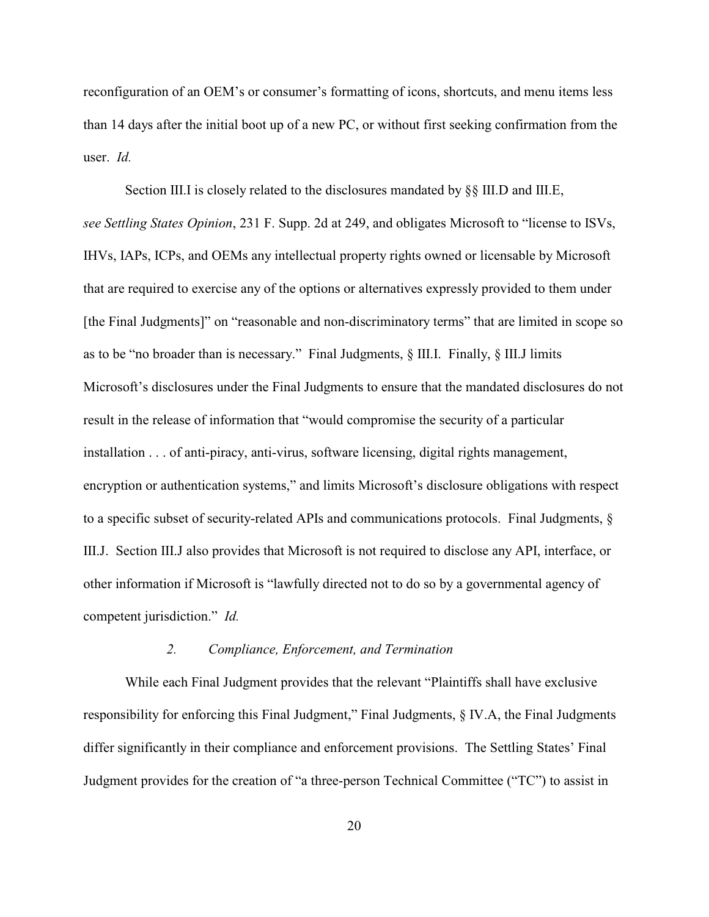reconfiguration of an OEM's or consumer's formatting of icons, shortcuts, and menu items less than 14 days after the initial boot up of a new PC, or without first seeking confirmation from the user. *Id.*

Section III.I is closely related to the disclosures mandated by §§ III.D and III.E, *see Settling States Opinion*, 231 F. Supp. 2d at 249, and obligates Microsoft to "license to ISVs, IHVs, IAPs, ICPs, and OEMs any intellectual property rights owned or licensable by Microsoft that are required to exercise any of the options or alternatives expressly provided to them under [the Final Judgments]" on "reasonable and non-discriminatory terms" that are limited in scope so as to be "no broader than is necessary." Final Judgments, § III.I. Finally, § III.J limits Microsoft's disclosures under the Final Judgments to ensure that the mandated disclosures do not result in the release of information that "would compromise the security of a particular installation . . . of anti-piracy, anti-virus, software licensing, digital rights management, encryption or authentication systems," and limits Microsoft's disclosure obligations with respect to a specific subset of security-related APIs and communications protocols. Final Judgments, § III.J. Section III.J also provides that Microsoft is not required to disclose any API, interface, or other information if Microsoft is "lawfully directed not to do so by a governmental agency of competent jurisdiction." *Id.*

### *2. Compliance, Enforcement, and Termination*

While each Final Judgment provides that the relevant "Plaintiffs shall have exclusive responsibility for enforcing this Final Judgment," Final Judgments, § IV.A, the Final Judgments differ significantly in their compliance and enforcement provisions. The Settling States' Final Judgment provides for the creation of "a three-person Technical Committee ("TC") to assist in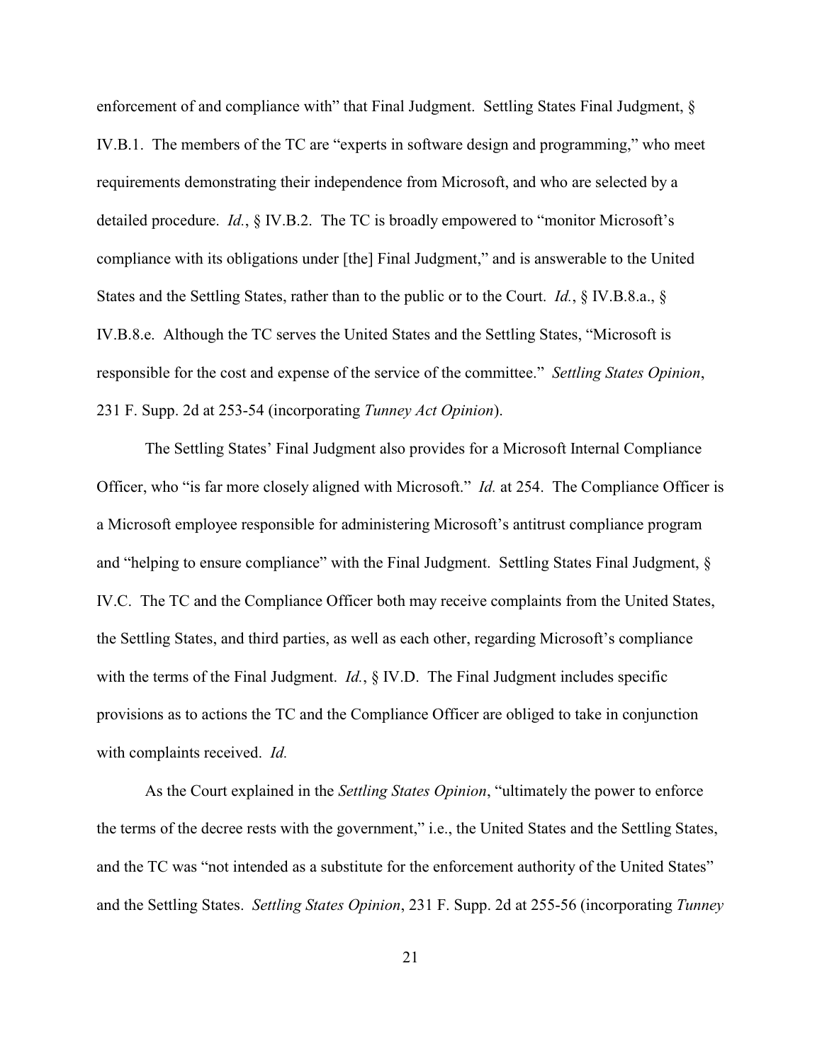enforcement of and compliance with" that Final Judgment. Settling States Final Judgment, § IV.B.1. The members of the TC are "experts in software design and programming," who meet requirements demonstrating their independence from Microsoft, and who are selected by a detailed procedure. *Id.*, § IV.B.2. The TC is broadly empowered to "monitor Microsoft's compliance with its obligations under [the] Final Judgment," and is answerable to the United States and the Settling States, rather than to the public or to the Court. *Id.*, § IV.B.8.a., § IV.B.8.e. Although the TC serves the United States and the Settling States, "Microsoft is responsible for the cost and expense of the service of the committee." *Settling States Opinion*, 231 F. Supp. 2d at 253-54 (incorporating *Tunney Act Opinion*).

The Settling States' Final Judgment also provides for a Microsoft Internal Compliance Officer, who "is far more closely aligned with Microsoft." *Id.* at 254. The Compliance Officer is a Microsoft employee responsible for administering Microsoft's antitrust compliance program and "helping to ensure compliance" with the Final Judgment. Settling States Final Judgment, § IV.C. The TC and the Compliance Officer both may receive complaints from the United States, the Settling States, and third parties, as well as each other, regarding Microsoft's compliance with the terms of the Final Judgment. *Id.*, § IV.D. The Final Judgment includes specific provisions as to actions the TC and the Compliance Officer are obliged to take in conjunction with complaints received. *Id.*

As the Court explained in the *Settling States Opinion*, "ultimately the power to enforce the terms of the decree rests with the government," i.e., the United States and the Settling States, and the TC was "not intended as a substitute for the enforcement authority of the United States" and the Settling States. *Settling States Opinion*, 231 F. Supp. 2d at 255-56 (incorporating *Tunney*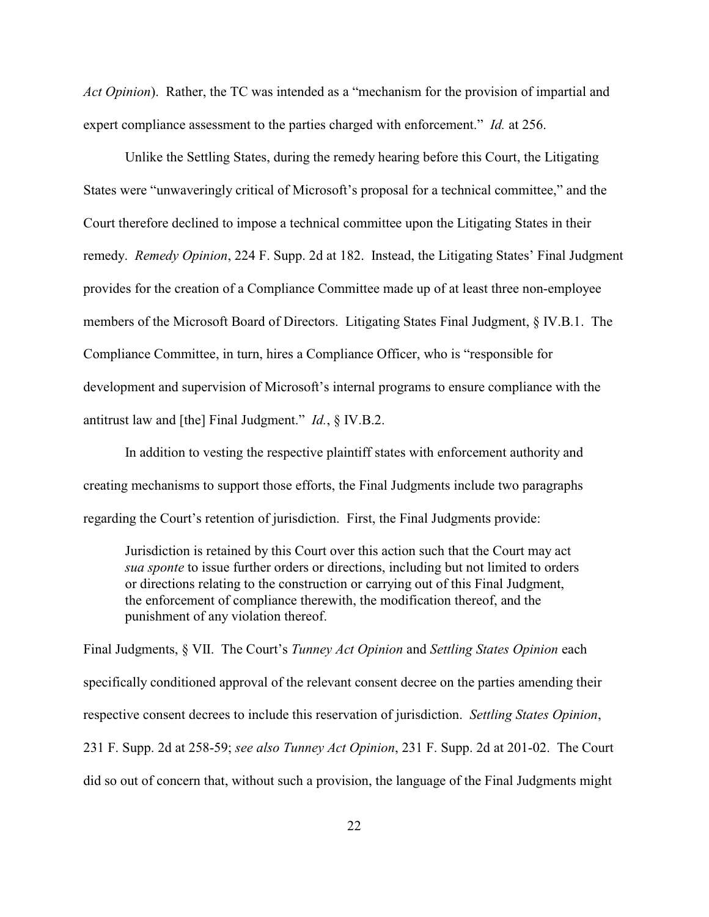*Act Opinion*). Rather, the TC was intended as a "mechanism for the provision of impartial and expert compliance assessment to the parties charged with enforcement." *Id.* at 256.

Unlike the Settling States, during the remedy hearing before this Court, the Litigating States were "unwaveringly critical of Microsoft's proposal for a technical committee," and the Court therefore declined to impose a technical committee upon the Litigating States in their remedy. *Remedy Opinion*, 224 F. Supp. 2d at 182. Instead, the Litigating States' Final Judgment provides for the creation of a Compliance Committee made up of at least three non-employee members of the Microsoft Board of Directors. Litigating States Final Judgment, § IV.B.1. The Compliance Committee, in turn, hires a Compliance Officer, who is "responsible for development and supervision of Microsoft's internal programs to ensure compliance with the antitrust law and [the] Final Judgment." *Id.*, § IV.B.2.

In addition to vesting the respective plaintiff states with enforcement authority and creating mechanisms to support those efforts, the Final Judgments include two paragraphs regarding the Court's retention of jurisdiction. First, the Final Judgments provide:

> Jurisdiction is retained by this Court over this action such that the Court may act *sua sponte* to issue further orders or directions, including but not limited to orders or directions relating to the construction or carrying out of this Final Judgment, the enforcement of compliance therewith, the modification thereof, and the punishment of any violation thereof.

Final Judgments, § VII. The Court's *Tunney Act Opinion* and *Settling States Opinion* each specifically conditioned approval of the relevant consent decree on the parties amending their respective consent decrees to include this reservation of jurisdiction. *Settling States Opinion*, 231 F. Supp. 2d at 258-59; *see also Tunney Act Opinion*, 231 F. Supp. 2d at 201-02. The Court did so out of concern that, without such a provision, the language of the Final Judgments might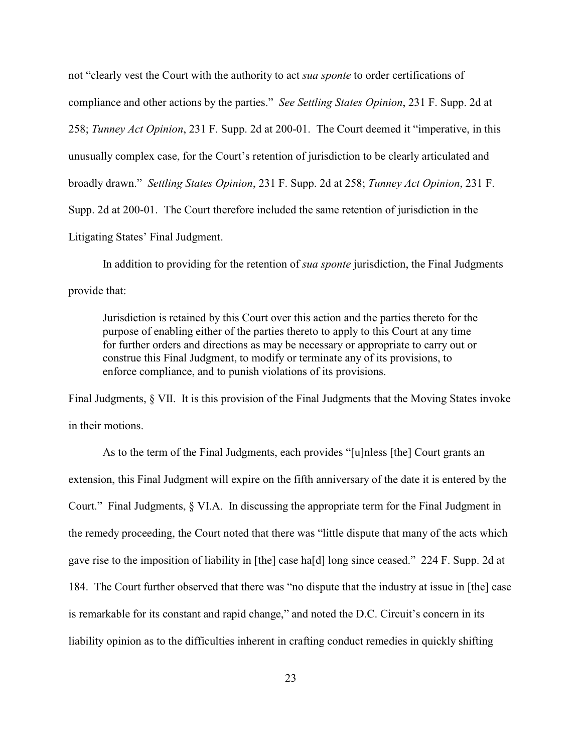not "clearly vest the Court with the authority to act *sua sponte* to order certifications of compliance and other actions by the parties." *See Settling States Opinion*, 231 F. Supp. 2d at 258; *Tunney Act Opinion*, 231 F. Supp. 2d at 200-01. The Court deemed it "imperative, in this unusually complex case, for the Court's retention of jurisdiction to be clearly articulated and broadly drawn." *Settling States Opinion*, 231 F. Supp. 2d at 258; *Tunney Act Opinion*, 231 F. Supp. 2d at 200-01. The Court therefore included the same retention of jurisdiction in the Litigating States' Final Judgment.

In addition to providing for the retention of *sua sponte* jurisdiction, the Final Judgments provide that:

> Jurisdiction is retained by this Court over this action and the parties thereto for the purpose of enabling either of the parties thereto to apply to this Court at any time for further orders and directions as may be necessary or appropriate to carry out or construe this Final Judgment, to modify or terminate any of its provisions, to enforce compliance, and to punish violations of its provisions.

Final Judgments, § VII. It is this provision of the Final Judgments that the Moving States invoke in their motions.

As to the term of the Final Judgments, each provides "[u]nless [the] Court grants an extension, this Final Judgment will expire on the fifth anniversary of the date it is entered by the Court." Final Judgments, § VI.A. In discussing the appropriate term for the Final Judgment in the remedy proceeding, the Court noted that there was "little dispute that many of the acts which gave rise to the imposition of liability in [the] case ha[d] long since ceased." 224 F. Supp. 2d at 184. The Court further observed that there was "no dispute that the industry at issue in [the] case is remarkable for its constant and rapid change," and noted the D.C. Circuit's concern in its liability opinion as to the difficulties inherent in crafting conduct remedies in quickly shifting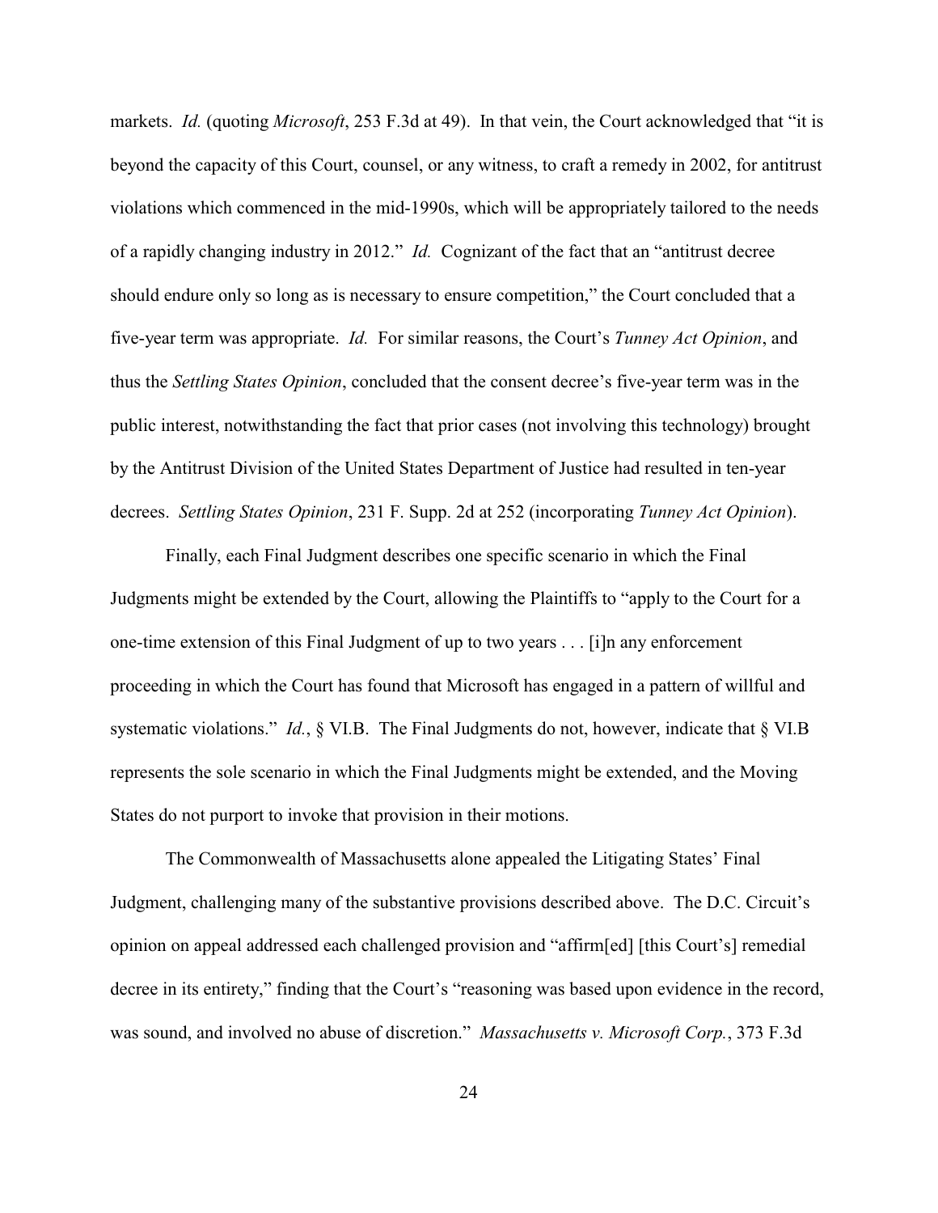markets. *Id.* (quoting *Microsoft*, 253 F.3d at 49). In that vein, the Court acknowledged that "it is beyond the capacity of this Court, counsel, or any witness, to craft a remedy in 2002, for antitrust violations which commenced in the mid-1990s, which will be appropriately tailored to the needs of a rapidly changing industry in 2012." *Id.* Cognizant of the fact that an "antitrust decree should endure only so long as is necessary to ensure competition," the Court concluded that a five-year term was appropriate. *Id.* For similar reasons, the Court's *Tunney Act Opinion*, and thus the *Settling States Opinion*, concluded that the consent decree's five-year term was in the public interest, notwithstanding the fact that prior cases (not involving this technology) brought by the Antitrust Division of the United States Department of Justice had resulted in ten-year decrees. *Settling States Opinion*, 231 F. Supp. 2d at 252 (incorporating *Tunney Act Opinion*).

Finally, each Final Judgment describes one specific scenario in which the Final Judgments might be extended by the Court, allowing the Plaintiffs to "apply to the Court for a one-time extension of this Final Judgment of up to two years . . . [i]n any enforcement proceeding in which the Court has found that Microsoft has engaged in a pattern of willful and systematic violations." *Id.*, § VI.B. The Final Judgments do not, however, indicate that § VI.B represents the sole scenario in which the Final Judgments might be extended, and the Moving States do not purport to invoke that provision in their motions.

The Commonwealth of Massachusetts alone appealed the Litigating States' Final Judgment, challenging many of the substantive provisions described above. The D.C. Circuit's opinion on appeal addressed each challenged provision and "affirm[ed] [this Court's] remedial decree in its entirety," finding that the Court's "reasoning was based upon evidence in the record, was sound, and involved no abuse of discretion." *Massachusetts v. Microsoft Corp.*, 373 F.3d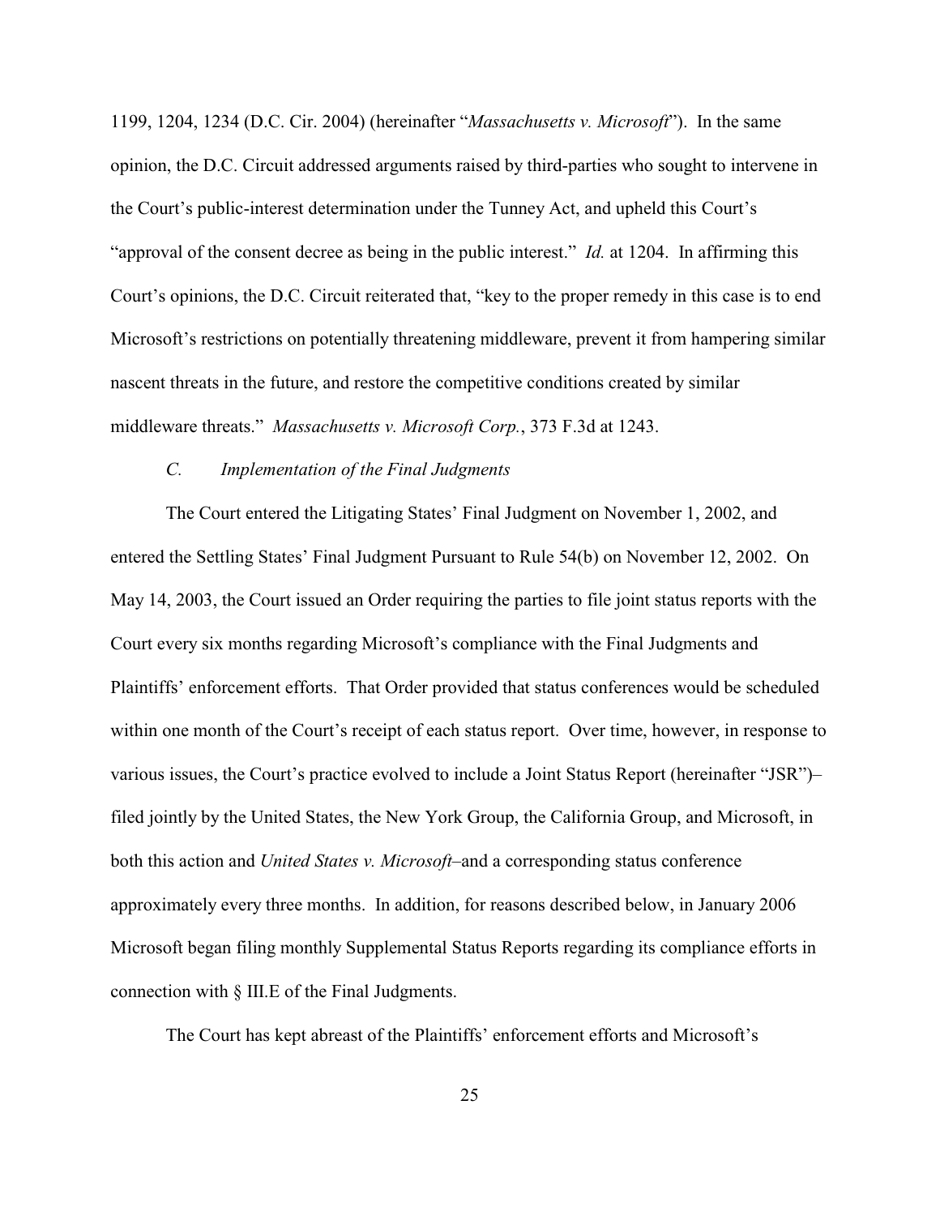1199, 1204, 1234 (D.C. Cir. 2004) (hereinafter "*Massachusetts v. Microsoft*"). In the same opinion, the D.C. Circuit addressed arguments raised by third-parties who sought to intervene in the Court's public-interest determination under the Tunney Act, and upheld this Court's "approval of the consent decree as being in the public interest." *Id.* at 1204. In affirming this Court's opinions, the D.C. Circuit reiterated that, "key to the proper remedy in this case is to end Microsoft's restrictions on potentially threatening middleware, prevent it from hampering similar nascent threats in the future, and restore the competitive conditions created by similar middleware threats." *Massachusetts v. Microsoft Corp.*, 373 F.3d at 1243.

### *C. Implementation of the Final Judgments*

The Court entered the Litigating States' Final Judgment on November 1, 2002, and entered the Settling States' Final Judgment Pursuant to Rule 54(b) on November 12, 2002. On May 14, 2003, the Court issued an Order requiring the parties to file joint status reports with the Court every six months regarding Microsoft's compliance with the Final Judgments and Plaintiffs' enforcement efforts. That Order provided that status conferences would be scheduled within one month of the Court's receipt of each status report. Over time, however, in response to various issues, the Court's practice evolved to include a Joint Status Report (hereinafter "JSR")– filed jointly by the United States, the New York Group, the California Group, and Microsoft, in both this action and *United States v. Microsoft*–and a corresponding status conference approximately every three months. In addition, for reasons described below, in January 2006 Microsoft began filing monthly Supplemental Status Reports regarding its compliance efforts in connection with § III.E of the Final Judgments.

The Court has kept abreast of the Plaintiffs' enforcement efforts and Microsoft's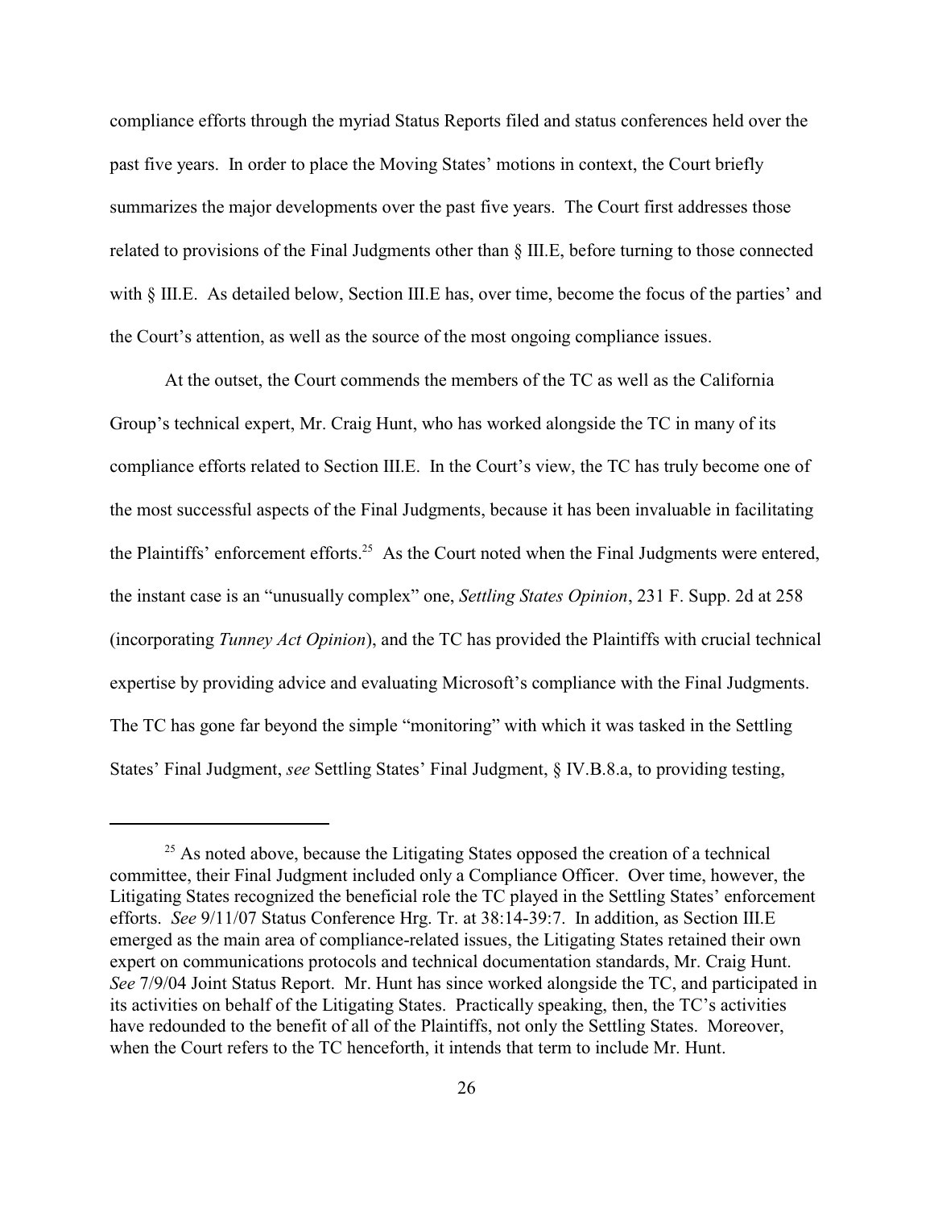compliance efforts through the myriad Status Reports filed and status conferences held over the past five years. In order to place the Moving States' motions in context, the Court briefly summarizes the major developments over the past five years. The Court first addresses those related to provisions of the Final Judgments other than § III.E, before turning to those connected with § III.E. As detailed below, Section III.E has, over time, become the focus of the parties' and the Court's attention, as well as the source of the most ongoing compliance issues.

At the outset, the Court commends the members of the TC as well as the California Group's technical expert, Mr. Craig Hunt, who has worked alongside the TC in many of its compliance efforts related to Section III.E. In the Court's view, the TC has truly become one of the most successful aspects of the Final Judgments, because it has been invaluable in facilitating the Plaintiffs' enforcement efforts.[25] As the Court noted when the Final Judgments were entered, the instant case is an "unusually complex" one, *Settling States Opinion*, 231 F. Supp. 2d at 258 (incorporating *Tunney Act Opinion*), and the TC has provided the Plaintiffs with crucial technical expertise by providing advice and evaluating Microsoft's compliance with the Final Judgments. The TC has gone far beyond the simple "monitoring" with which it was tasked in the Settling States' Final Judgment, *see* Settling States' Final Judgment, § IV.B.8.a, to providing testing,

---

[25] As noted above, because the Litigating States opposed the creation of a technical committee, their Final Judgment included only a Compliance Officer. Over time, however, the Litigating States recognized the beneficial role the TC played in the Settling States' enforcement efforts. *See* 9/11/07 Status Conference Hrg. Tr. at 38:14-39:7. In addition, as Section III.E emerged as the main area of compliance-related issues, the Litigating States retained their own expert on communications protocols and technical documentation standards, Mr. Craig Hunt. *See* 7/9/04 Joint Status Report. Mr. Hunt has since worked alongside the TC, and participated in its activities on behalf of the Litigating States. Practically speaking, then, the TC's activities have redounded to the benefit of all of the Plaintiffs, not only the Settling States. Moreover, when the Court refers to the TC henceforth, it intends that term to include Mr. Hunt.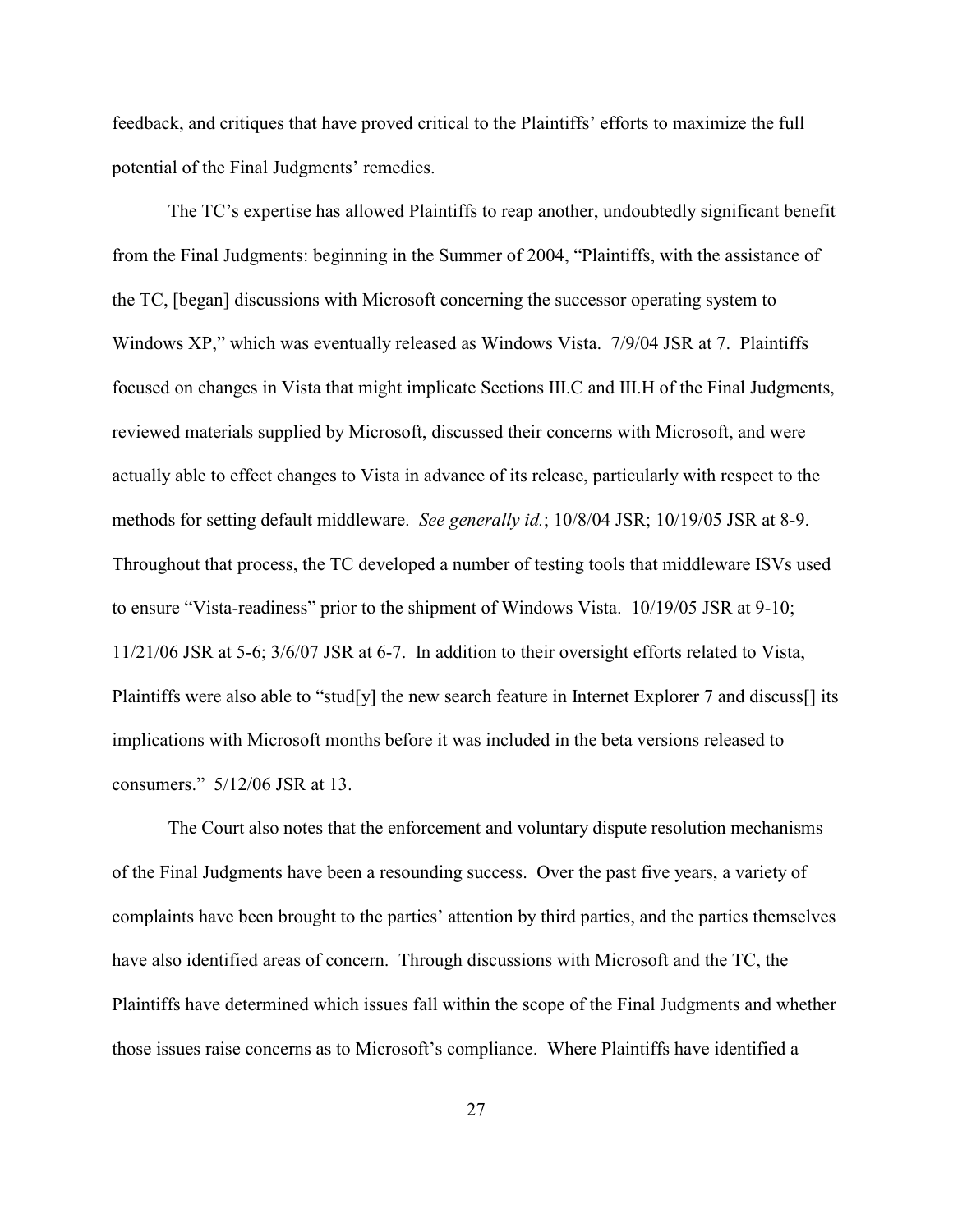feedback, and critiques that have proved critical to the Plaintiffs' efforts to maximize the full potential of the Final Judgments' remedies.

The TC's expertise has allowed Plaintiffs to reap another, undoubtedly significant benefit from the Final Judgments: beginning in the Summer of 2004, "Plaintiffs, with the assistance of the TC, [began] discussions with Microsoft concerning the successor operating system to Windows XP," which was eventually released as Windows Vista. 7/9/04 JSR at 7. Plaintiffs focused on changes in Vista that might implicate Sections III.C and III.H of the Final Judgments, reviewed materials supplied by Microsoft, discussed their concerns with Microsoft, and were actually able to effect changes to Vista in advance of its release, particularly with respect to the methods for setting default middleware. *See generally id.*; 10/8/04 JSR; 10/19/05 JSR at 8-9. Throughout that process, the TC developed a number of testing tools that middleware ISVs used to ensure "Vista-readiness" prior to the shipment of Windows Vista. 10/19/05 JSR at 9-10; 11/21/06 JSR at 5-6; 3/6/07 JSR at 6-7. In addition to their oversight efforts related to Vista, Plaintiffs were also able to "stud[y] the new search feature in Internet Explorer 7 and discuss[] its implications with Microsoft months before it was included in the beta versions released to consumers." 5/12/06 JSR at 13.

The Court also notes that the enforcement and voluntary dispute resolution mechanisms of the Final Judgments have been a resounding success. Over the past five years, a variety of complaints have been brought to the parties' attention by third parties, and the parties themselves have also identified areas of concern. Through discussions with Microsoft and the TC, the Plaintiffs have determined which issues fall within the scope of the Final Judgments and whether those issues raise concerns as to Microsoft's compliance. Where Plaintiffs have identified a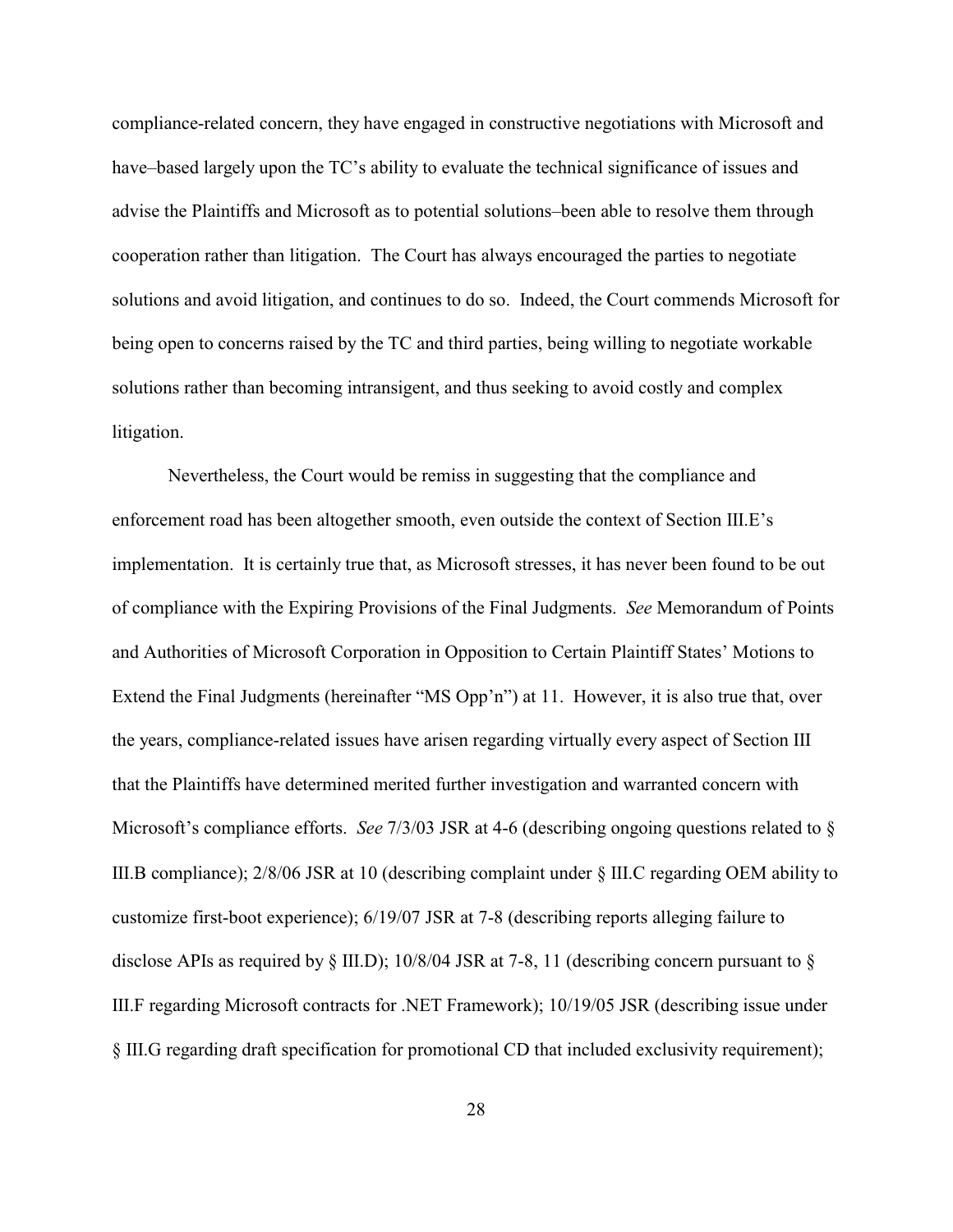compliance-related concern, they have engaged in constructive negotiations with Microsoft and have–based largely upon the TC's ability to evaluate the technical significance of issues and advise the Plaintiffs and Microsoft as to potential solutions–been able to resolve them through cooperation rather than litigation. The Court has always encouraged the parties to negotiate solutions and avoid litigation, and continues to do so. Indeed, the Court commends Microsoft for being open to concerns raised by the TC and third parties, being willing to negotiate workable solutions rather than becoming intransigent, and thus seeking to avoid costly and complex litigation.

Nevertheless, the Court would be remiss in suggesting that the compliance and enforcement road has been altogether smooth, even outside the context of Section III.E's implementation. It is certainly true that, as Microsoft stresses, it has never been found to be out of compliance with the Expiring Provisions of the Final Judgments. *See* Memorandum of Points and Authorities of Microsoft Corporation in Opposition to Certain Plaintiff States' Motions to Extend the Final Judgments (hereinafter "MS Opp'n") at 11. However, it is also true that, over the years, compliance-related issues have arisen regarding virtually every aspect of Section III that the Plaintiffs have determined merited further investigation and warranted concern with Microsoft's compliance efforts. *See* 7/3/03 JSR at 4-6 (describing ongoing questions related to § III.B compliance); 2/8/06 JSR at 10 (describing complaint under § III.C regarding OEM ability to customize first-boot experience); 6/19/07 JSR at 7-8 (describing reports alleging failure to disclose APIs as required by § III.D); 10/8/04 JSR at 7-8, 11 (describing concern pursuant to § III.F regarding Microsoft contracts for .NET Framework); 10/19/05 JSR (describing issue under § III.G regarding draft specification for promotional CD that included exclusivity requirement);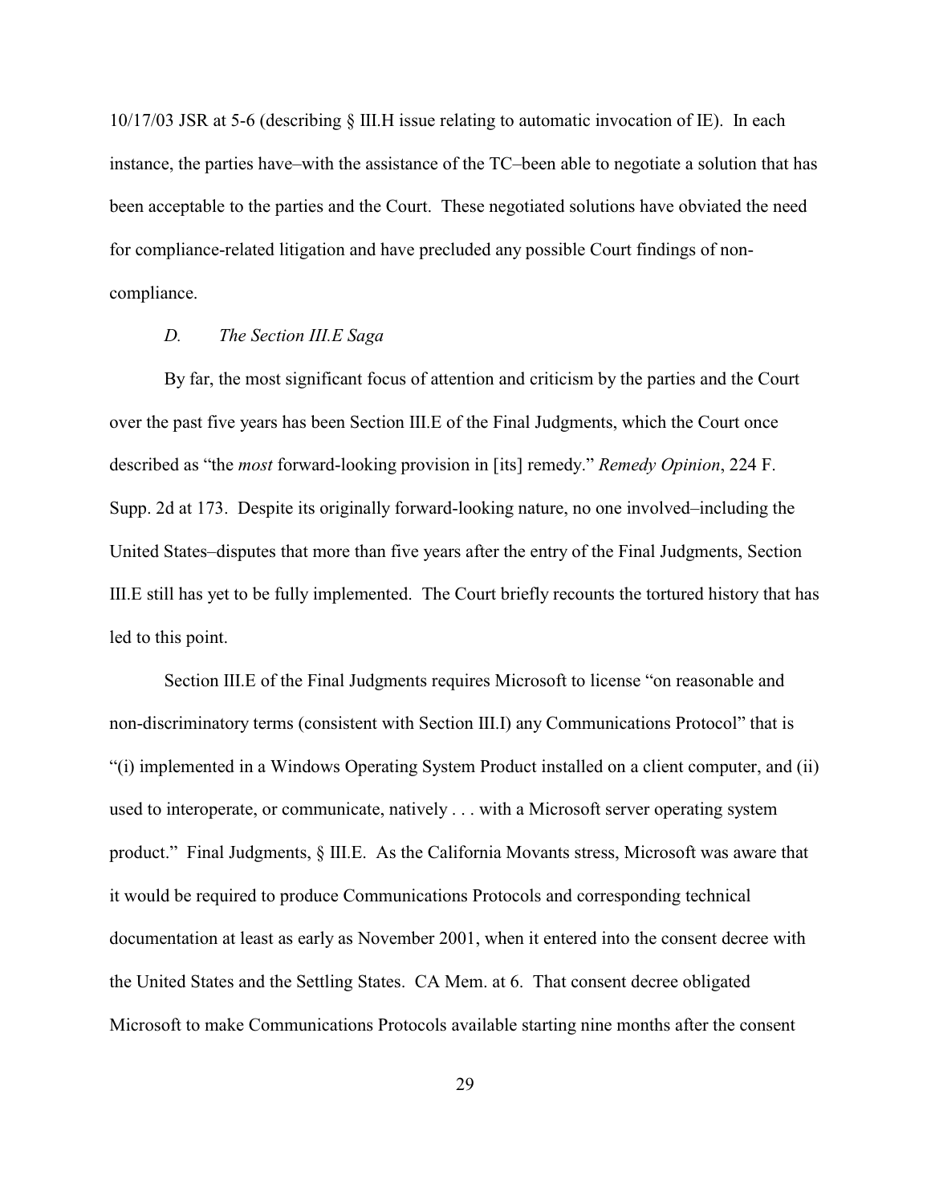10/17/03 JSR at 5-6 (describing § III.H issue relating to automatic invocation of IE). In each instance, the parties have–with the assistance of the TC–been able to negotiate a solution that has been acceptable to the parties and the Court. These negotiated solutions have obviated the need for compliance-related litigation and have precluded any possible Court findings of non-compliance.

### *D. The Section III.E Saga*

By far, the most significant focus of attention and criticism by the parties and the Court over the past five years has been Section III.E of the Final Judgments, which the Court once described as "the *most* forward-looking provision in [its] remedy." *Remedy Opinion*, 224 F. Supp. 2d at 173. Despite its originally forward-looking nature, no one involved–including the United States–disputes that more than five years after the entry of the Final Judgments, Section III.E still has yet to be fully implemented. The Court briefly recounts the tortured history that has led to this point.

Section III.E of the Final Judgments requires Microsoft to license "on reasonable and non-discriminatory terms (consistent with Section III.I) any Communications Protocol" that is "(i) implemented in a Windows Operating System Product installed on a client computer, and (ii) used to interoperate, or communicate, natively . . . with a Microsoft server operating system product." Final Judgments, § III.E. As the California Movants stress, Microsoft was aware that it would be required to produce Communications Protocols and corresponding technical documentation at least as early as November 2001, when it entered into the consent decree with the United States and the Settling States. CA Mem. at 6. That consent decree obligated Microsoft to make Communications Protocols available starting nine months after the consent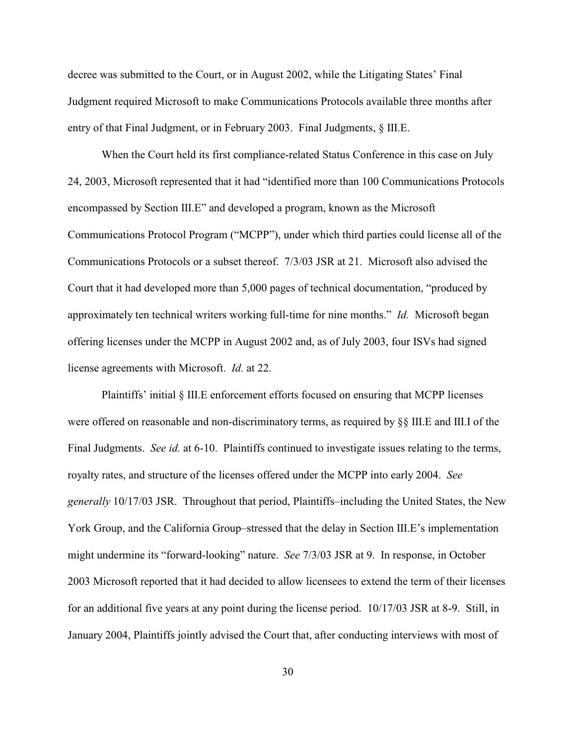decree was submitted to the Court, or in August 2002, while the Litigating States' Final Judgment required Microsoft to make Communications Protocols available three months after entry of that Final Judgment, or in February 2003. Final Judgments, § III.E.

When the Court held its first compliance-related Status Conference in this case on July 24, 2003, Microsoft represented that it had "identified more than 100 Communications Protocols encompassed by Section III.E" and developed a program, known as the Microsoft Communications Protocol Program ("MCPP"), under which third parties could license all of the Communications Protocols or a subset thereof. 7/3/03 JSR at 21. Microsoft also advised the Court that it had developed more than 5,000 pages of technical documentation, "produced by approximately ten technical writers working full-time for nine months." *Id.* Microsoft began offering licenses under the MCPP in August 2002 and, as of July 2003, four ISVs had signed license agreements with Microsoft. *Id.* at 22.

Plaintiffs' initial § III.E enforcement efforts focused on ensuring that MCPP licenses were offered on reasonable and non-discriminatory terms, as required by §§ III.E and III.I of the Final Judgments. *See id.* at 6-10. Plaintiffs continued to investigate issues relating to the terms, royalty rates, and structure of the licenses offered under the MCPP into early 2004. *See generally* 10/17/03 JSR. Throughout that period, Plaintiffs–including the United States, the New York Group, and the California Group–stressed that the delay in Section III.E's implementation might undermine its "forward-looking" nature. *See* 7/3/03 JSR at 9. In response, in October 2003 Microsoft reported that it had decided to allow licensees to extend the term of their licenses for an additional five years at any point during the license period. 10/17/03 JSR at 8-9. Still, in January 2004, Plaintiffs jointly advised the Court that, after conducting interviews with most of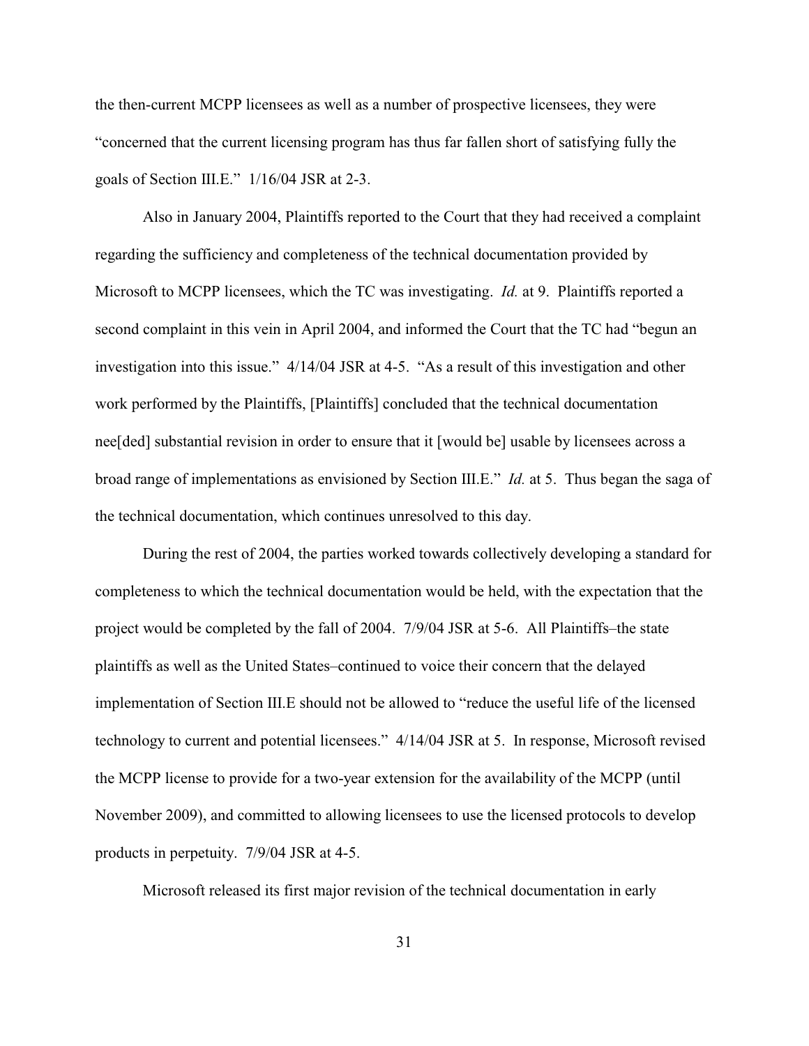the then-current MCPP licensees as well as a number of prospective licensees, they were "concerned that the current licensing program has thus far fallen short of satisfying fully the goals of Section III.E." 1/16/04 JSR at 2-3.

Also in January 2004, Plaintiffs reported to the Court that they had received a complaint regarding the sufficiency and completeness of the technical documentation provided by Microsoft to MCPP licensees, which the TC was investigating. *Id.* at 9. Plaintiffs reported a second complaint in this vein in April 2004, and informed the Court that the TC had "begun an investigation into this issue." 4/14/04 JSR at 4-5. "As a result of this investigation and other work performed by the Plaintiffs, [Plaintiffs] concluded that the technical documentation nee[ded] substantial revision in order to ensure that it [would be] usable by licensees across a broad range of implementations as envisioned by Section III.E." *Id.* at 5. Thus began the saga of the technical documentation, which continues unresolved to this day.

During the rest of 2004, the parties worked towards collectively developing a standard for completeness to which the technical documentation would be held, with the expectation that the project would be completed by the fall of 2004. 7/9/04 JSR at 5-6. All Plaintiffs–the state plaintiffs as well as the United States–continued to voice their concern that the delayed implementation of Section III.E should not be allowed to "reduce the useful life of the licensed technology to current and potential licensees." 4/14/04 JSR at 5. In response, Microsoft revised the MCPP license to provide for a two-year extension for the availability of the MCPP (until November 2009), and committed to allowing licensees to use the licensed protocols to develop products in perpetuity. 7/9/04 JSR at 4-5.

Microsoft released its first major revision of the technical documentation in early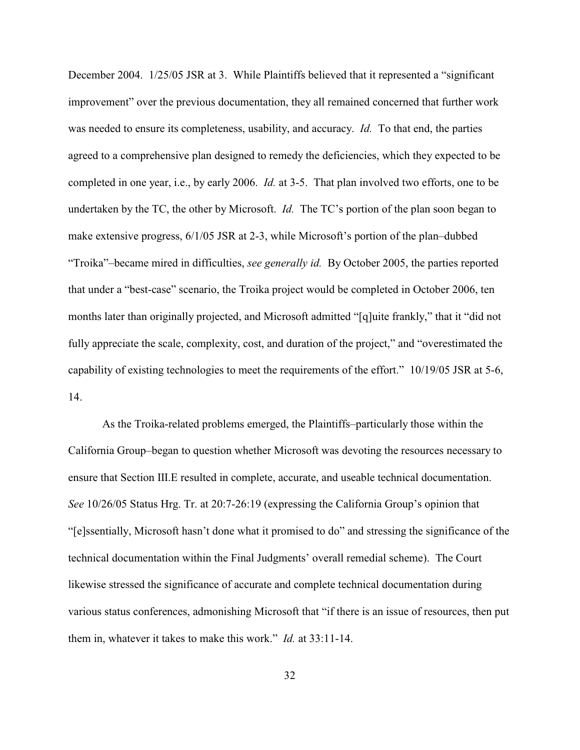December 2004. 1/25/05 JSR at 3. While Plaintiffs believed that it represented a "significant improvement" over the previous documentation, they all remained concerned that further work was needed to ensure its completeness, usability, and accuracy. *Id.* To that end, the parties agreed to a comprehensive plan designed to remedy the deficiencies, which they expected to be completed in one year, i.e., by early 2006. *Id.* at 3-5. That plan involved two efforts, one to be undertaken by the TC, the other by Microsoft. *Id.* The TC's portion of the plan soon began to make extensive progress, 6/1/05 JSR at 2-3, while Microsoft's portion of the plan–dubbed "Troika"–became mired in difficulties, *see generally id.* By October 2005, the parties reported that under a "best-case" scenario, the Troika project would be completed in October 2006, ten months later than originally projected, and Microsoft admitted "[q]uite frankly," that it "did not fully appreciate the scale, complexity, cost, and duration of the project," and "overestimated the capability of existing technologies to meet the requirements of the effort." 10/19/05 JSR at 5-6, 14.

As the Troika-related problems emerged, the Plaintiffs–particularly those within the California Group–began to question whether Microsoft was devoting the resources necessary to ensure that Section III.E resulted in complete, accurate, and useable technical documentation. *See* 10/26/05 Status Hrg. Tr. at 20:7-26:19 (expressing the California Group's opinion that "[e]ssentially, Microsoft hasn't done what it promised to do" and stressing the significance of the technical documentation within the Final Judgments' overall remedial scheme). The Court likewise stressed the significance of accurate and complete technical documentation during various status conferences, admonishing Microsoft that "if there is an issue of resources, then put them in, whatever it takes to make this work." *Id.* at 33:11-14.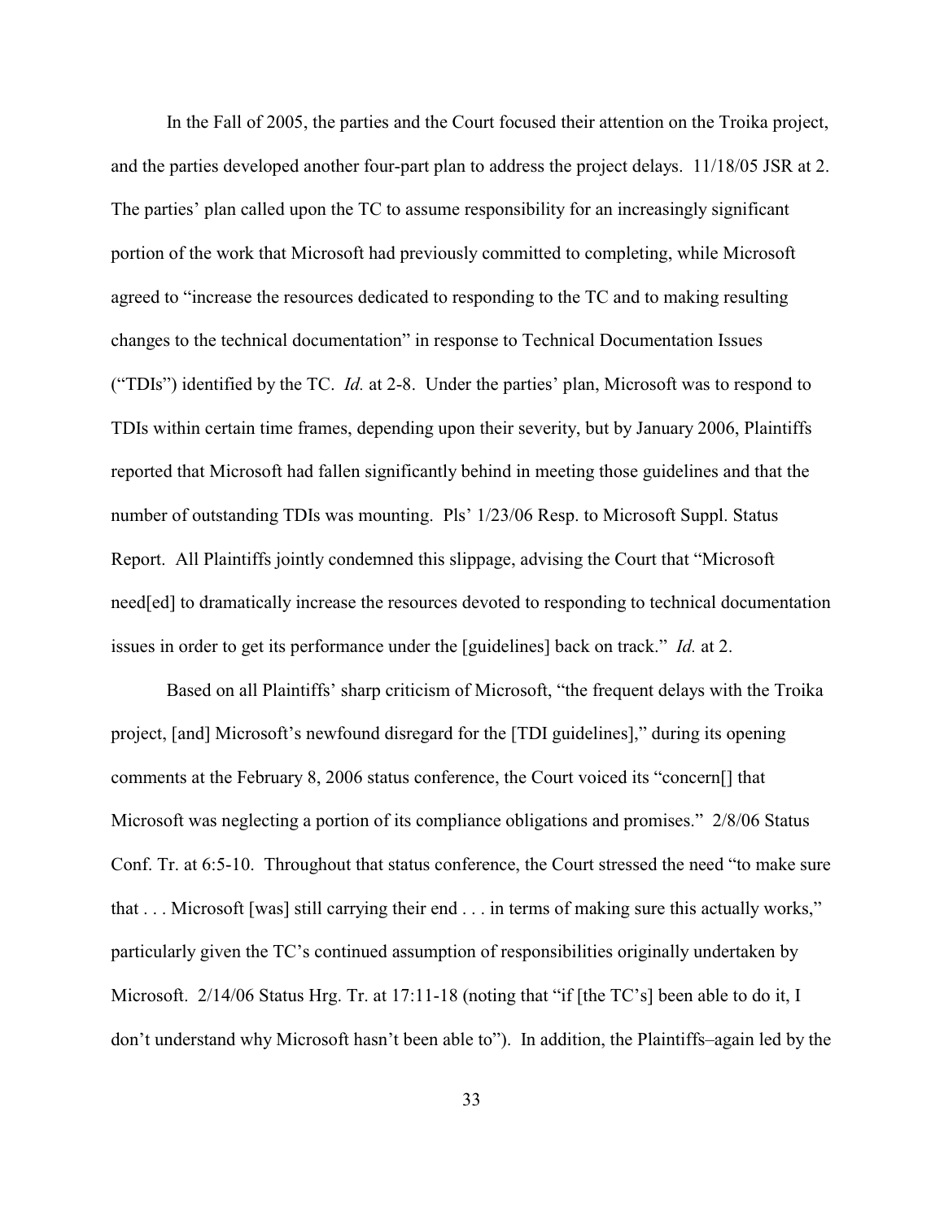In the Fall of 2005, the parties and the Court focused their attention on the Troika project, and the parties developed another four-part plan to address the project delays. 11/18/05 JSR at 2. The parties' plan called upon the TC to assume responsibility for an increasingly significant portion of the work that Microsoft had previously committed to completing, while Microsoft agreed to "increase the resources dedicated to responding to the TC and to making resulting changes to the technical documentation" in response to Technical Documentation Issues ("TDIs") identified by the TC. *Id.* at 2-8. Under the parties' plan, Microsoft was to respond to TDIs within certain time frames, depending upon their severity, but by January 2006, Plaintiffs reported that Microsoft had fallen significantly behind in meeting those guidelines and that the number of outstanding TDIs was mounting. Pls' 1/23/06 Resp. to Microsoft Suppl. Status Report. All Plaintiffs jointly condemned this slippage, advising the Court that "Microsoft need[ed] to dramatically increase the resources devoted to responding to technical documentation issues in order to get its performance under the [guidelines] back on track." *Id.* at 2.

Based on all Plaintiffs' sharp criticism of Microsoft, "the frequent delays with the Troika project, [and] Microsoft's newfound disregard for the [TDI guidelines]," during its opening comments at the February 8, 2006 status conference, the Court voiced its "concern[] that Microsoft was neglecting a portion of its compliance obligations and promises." 2/8/06 Status Conf. Tr. at 6:5-10. Throughout that status conference, the Court stressed the need "to make sure that . . . Microsoft [was] still carrying their end . . . in terms of making sure this actually works," particularly given the TC's continued assumption of responsibilities originally undertaken by Microsoft. 2/14/06 Status Hrg. Tr. at 17:11-18 (noting that "if [the TC's] been able to do it, I don't understand why Microsoft hasn't been able to"). In addition, the Plaintiffs–again led by the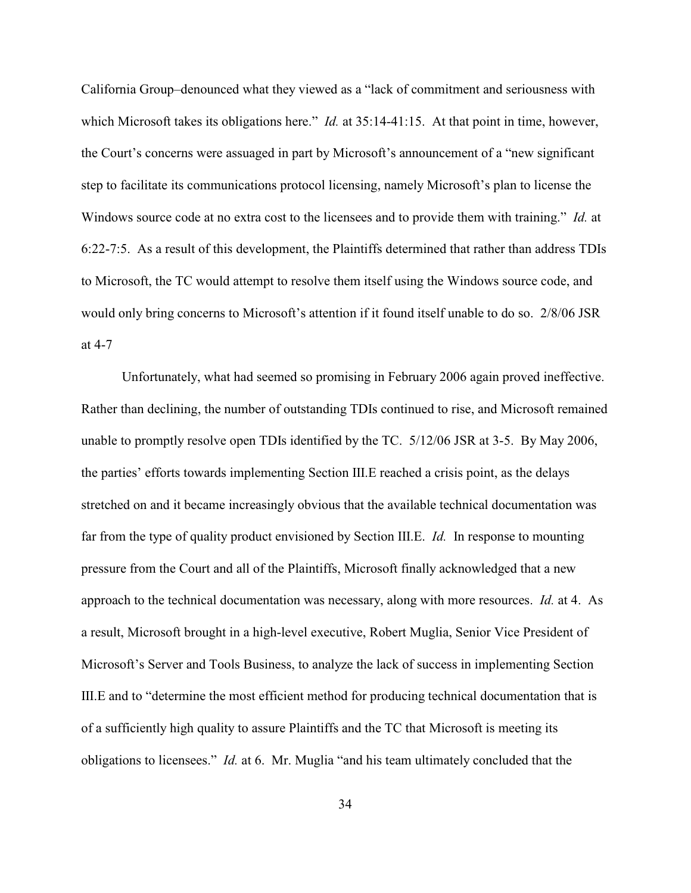California Group–denounced what they viewed as a "lack of commitment and seriousness with which Microsoft takes its obligations here." *Id.* at 35:14-41:15. At that point in time, however, the Court's concerns were assuaged in part by Microsoft's announcement of a "new significant step to facilitate its communications protocol licensing, namely Microsoft's plan to license the Windows source code at no extra cost to the licensees and to provide them with training." *Id.* at 6:22-7:5. As a result of this development, the Plaintiffs determined that rather than address TDIs to Microsoft, the TC would attempt to resolve them itself using the Windows source code, and would only bring concerns to Microsoft's attention if it found itself unable to do so. 2/8/06 JSR at 4-7

Unfortunately, what had seemed so promising in February 2006 again proved ineffective. Rather than declining, the number of outstanding TDIs continued to rise, and Microsoft remained unable to promptly resolve open TDIs identified by the TC. 5/12/06 JSR at 3-5. By May 2006, the parties' efforts towards implementing Section III.E reached a crisis point, as the delays stretched on and it became increasingly obvious that the available technical documentation was far from the type of quality product envisioned by Section III.E. *Id.* In response to mounting pressure from the Court and all of the Plaintiffs, Microsoft finally acknowledged that a new approach to the technical documentation was necessary, along with more resources. *Id.* at 4. As a result, Microsoft brought in a high-level executive, Robert Muglia, Senior Vice President of Microsoft's Server and Tools Business, to analyze the lack of success in implementing Section III.E and to "determine the most efficient method for producing technical documentation that is of a sufficiently high quality to assure Plaintiffs and the TC that Microsoft is meeting its obligations to licensees." *Id.* at 6. Mr. Muglia "and his team ultimately concluded that the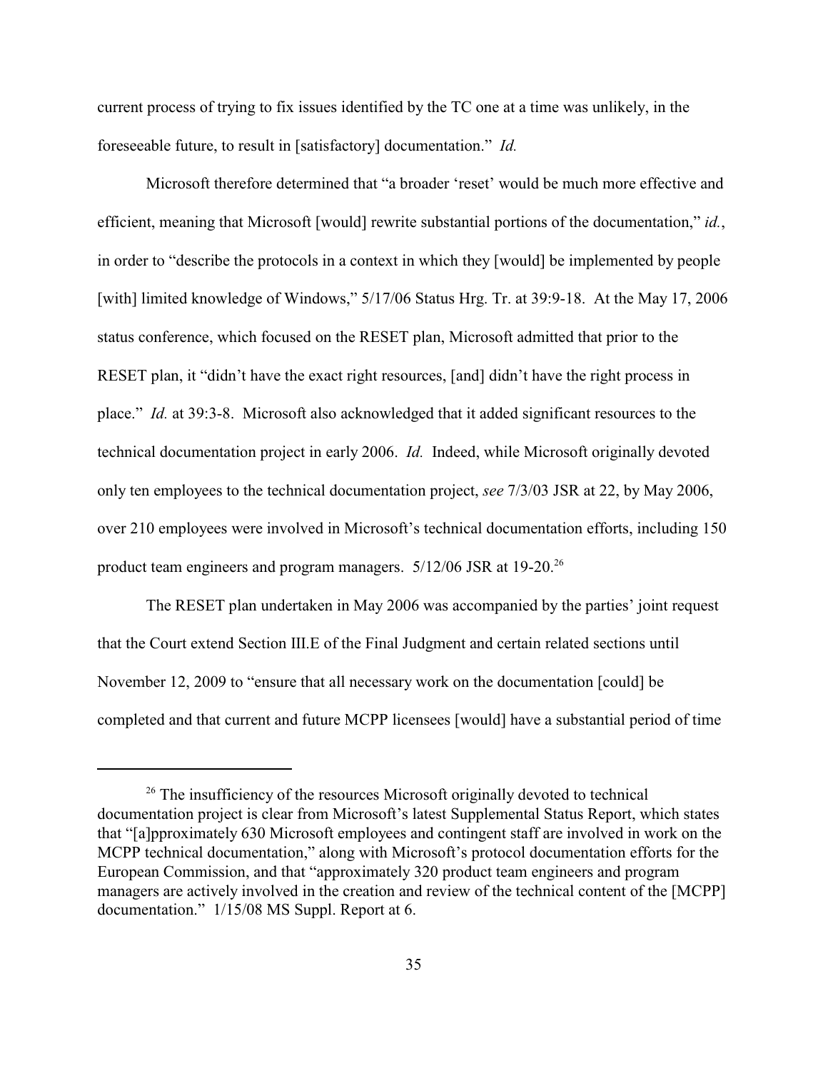current process of trying to fix issues identified by the TC one at a time was unlikely, in the foreseeable future, to result in [satisfactory] documentation." *Id.*

Microsoft therefore determined that "a broader 'reset' would be much more effective and efficient, meaning that Microsoft [would] rewrite substantial portions of the documentation," *id.*, in order to "describe the protocols in a context in which they [would] be implemented by people [with] limited knowledge of Windows," 5/17/06 Status Hrg. Tr. at 39:9-18. At the May 17, 2006 status conference, which focused on the RESET plan, Microsoft admitted that prior to the RESET plan, it "didn't have the exact right resources, [and] didn't have the right process in place." *Id.* at 39:3-8. Microsoft also acknowledged that it added significant resources to the technical documentation project in early 2006. *Id.* Indeed, while Microsoft originally devoted only ten employees to the technical documentation project, *see* 7/3/03 JSR at 22, by May 2006, over 210 employees were involved in Microsoft's technical documentation efforts, including 150 product team engineers and program managers. 5/12/06 JSR at 19-20.[26]

The RESET plan undertaken in May 2006 was accompanied by the parties' joint request that the Court extend Section III.E of the Final Judgment and certain related sections until November 12, 2009 to "ensure that all necessary work on the documentation [could] be completed and that current and future MCPP licensees [would] have a substantial period of time

[26] The insufficiency of the resources Microsoft originally devoted to technical documentation project is clear from Microsoft's latest Supplemental Status Report, which states that "[a]pproximately 630 Microsoft employees and contingent staff are involved in work on the MCPP technical documentation," along with Microsoft's protocol documentation efforts for the European Commission, and that "approximately 320 product team engineers and program managers are actively involved in the creation and review of the technical content of the [MCPP] documentation." 1/15/08 MS Suppl. Report at 6.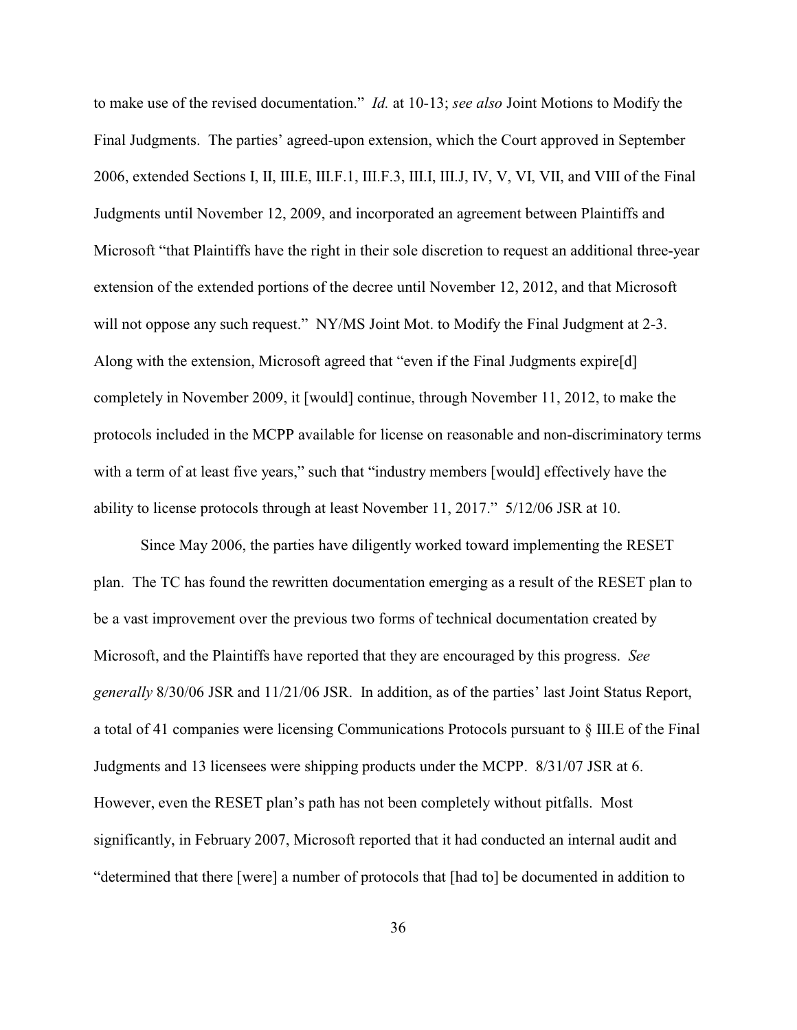to make use of the revised documentation." *Id.* at 10-13; *see also* Joint Motions to Modify the Final Judgments. The parties' agreed-upon extension, which the Court approved in September 2006, extended Sections I, II, III.E, III.F.1, III.F.3, III.I, III.J, IV, V, VI, VII, and VIII of the Final Judgments until November 12, 2009, and incorporated an agreement between Plaintiffs and Microsoft "that Plaintiffs have the right in their sole discretion to request an additional three-year extension of the extended portions of the decree until November 12, 2012, and that Microsoft will not oppose any such request." NY/MS Joint Mot. to Modify the Final Judgment at 2-3. Along with the extension, Microsoft agreed that "even if the Final Judgments expire[d] completely in November 2009, it [would] continue, through November 11, 2012, to make the protocols included in the MCPP available for license on reasonable and non-discriminatory terms with a term of at least five years," such that "industry members [would] effectively have the ability to license protocols through at least November 11, 2017." 5/12/06 JSR at 10.

Since May 2006, the parties have diligently worked toward implementing the RESET plan. The TC has found the rewritten documentation emerging as a result of the RESET plan to be a vast improvement over the previous two forms of technical documentation created by Microsoft, and the Plaintiffs have reported that they are encouraged by this progress. *See generally* 8/30/06 JSR and 11/21/06 JSR. In addition, as of the parties' last Joint Status Report, a total of 41 companies were licensing Communications Protocols pursuant to § III.E of the Final Judgments and 13 licensees were shipping products under the MCPP. 8/31/07 JSR at 6. However, even the RESET plan's path has not been completely without pitfalls. Most significantly, in February 2007, Microsoft reported that it had conducted an internal audit and "determined that there [were] a number of protocols that [had to] be documented in addition to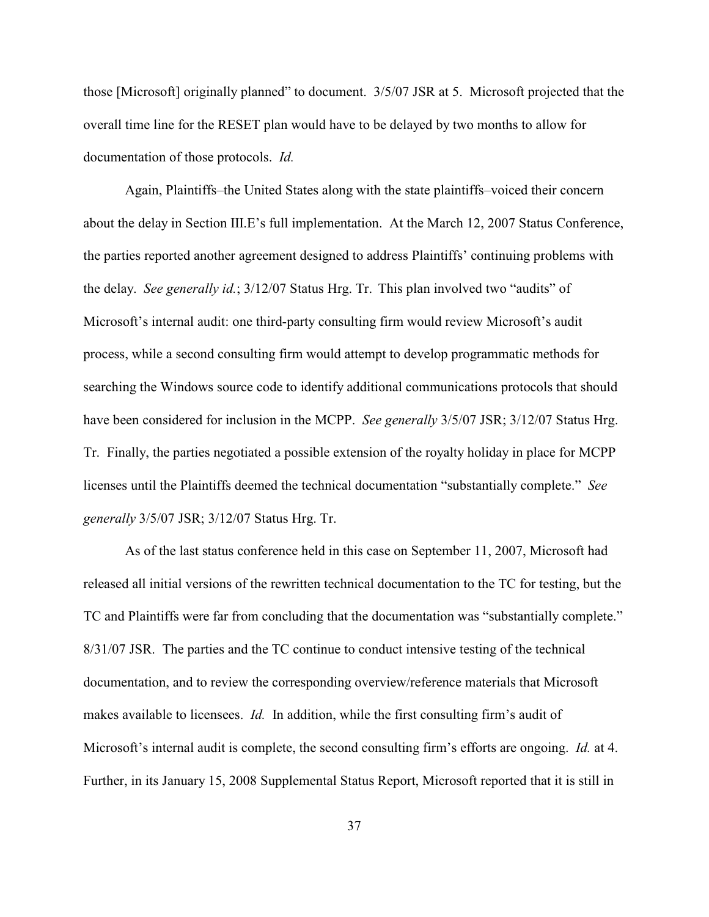those [Microsoft] originally planned" to document. 3/5/07 JSR at 5. Microsoft projected that the overall time line for the RESET plan would have to be delayed by two months to allow for documentation of those protocols. *Id.*

Again, Plaintiffs–the United States along with the state plaintiffs–voiced their concern about the delay in Section III.E's full implementation. At the March 12, 2007 Status Conference, the parties reported another agreement designed to address Plaintiffs' continuing problems with the delay. *See generally id.*; 3/12/07 Status Hrg. Tr. This plan involved two "audits" of Microsoft's internal audit: one third-party consulting firm would review Microsoft's audit process, while a second consulting firm would attempt to develop programmatic methods for searching the Windows source code to identify additional communications protocols that should have been considered for inclusion in the MCPP. *See generally* 3/5/07 JSR; 3/12/07 Status Hrg. Tr. Finally, the parties negotiated a possible extension of the royalty holiday in place for MCPP licenses until the Plaintiffs deemed the technical documentation "substantially complete." *See generally* 3/5/07 JSR; 3/12/07 Status Hrg. Tr.

As of the last status conference held in this case on September 11, 2007, Microsoft had released all initial versions of the rewritten technical documentation to the TC for testing, but the TC and Plaintiffs were far from concluding that the documentation was "substantially complete." 8/31/07 JSR. The parties and the TC continue to conduct intensive testing of the technical documentation, and to review the corresponding overview/reference materials that Microsoft makes available to licensees. *Id.* In addition, while the first consulting firm's audit of Microsoft's internal audit is complete, the second consulting firm's efforts are ongoing. *Id.* at 4. Further, in its January 15, 2008 Supplemental Status Report, Microsoft reported that it is still in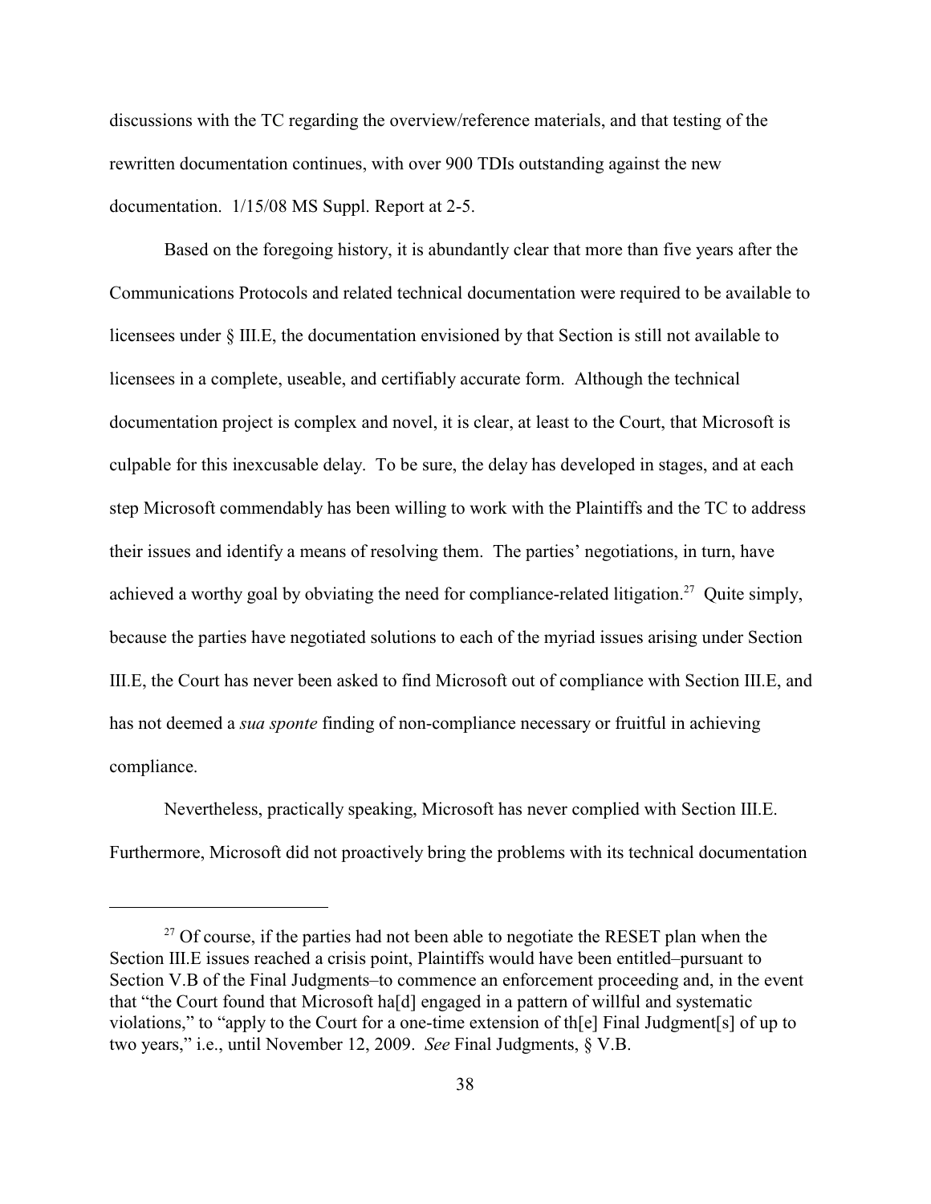discussions with the TC regarding the overview/reference materials, and that testing of the rewritten documentation continues, with over 900 TDIs outstanding against the new documentation. 1/15/08 MS Suppl. Report at 2-5.

Based on the foregoing history, it is abundantly clear that more than five years after the Communications Protocols and related technical documentation were required to be available to licensees under § III.E, the documentation envisioned by that Section is still not available to licensees in a complete, useable, and certifiably accurate form. Although the technical documentation project is complex and novel, it is clear, at least to the Court, that Microsoft is culpable for this inexcusable delay. To be sure, the delay has developed in stages, and at each step Microsoft commendably has been willing to work with the Plaintiffs and the TC to address their issues and identify a means of resolving them. The parties' negotiations, in turn, have achieved a worthy goal by obviating the need for compliance-related litigation.[27] Quite simply, because the parties have negotiated solutions to each of the myriad issues arising under Section III.E, the Court has never been asked to find Microsoft out of compliance with Section III.E, and has not deemed a *sua sponte* finding of non-compliance necessary or fruitful in achieving compliance.

Nevertheless, practically speaking, Microsoft has never complied with Section III.E. Furthermore, Microsoft did not proactively bring the problems with its technical documentation

[27] Of course, if the parties had not been able to negotiate the RESET plan when the Section III.E issues reached a crisis point, Plaintiffs would have been entitled–pursuant to Section V.B of the Final Judgments–to commence an enforcement proceeding and, in the event that "the Court found that Microsoft ha[d] engaged in a pattern of willful and systematic violations," to "apply to the Court for a one-time extension of th[e] Final Judgment[s] of up to two years," i.e., until November 12, 2009. *See* Final Judgments, § V.B.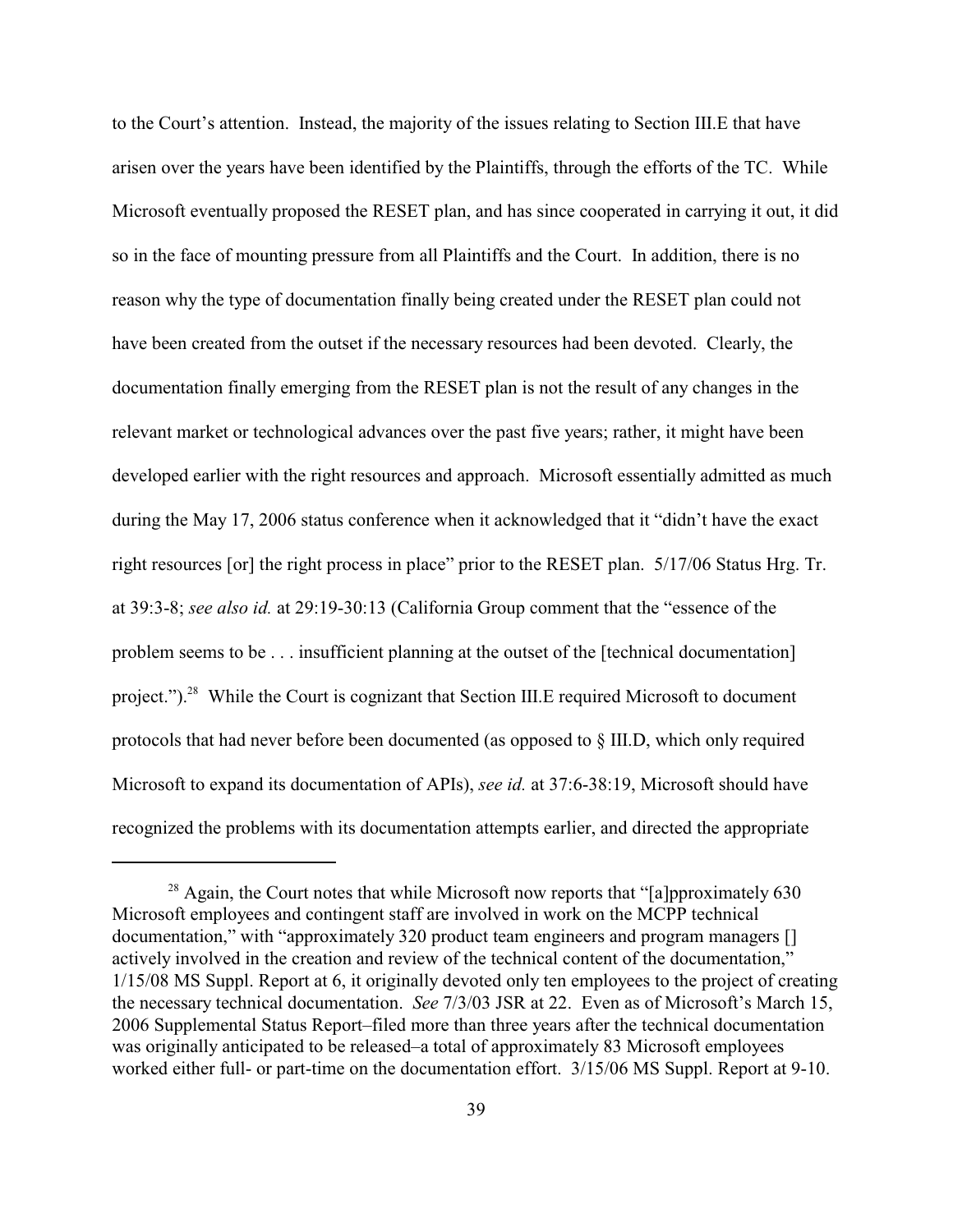to the Court's attention. Instead, the majority of the issues relating to Section III.E that have arisen over the years have been identified by the Plaintiffs, through the efforts of the TC. While Microsoft eventually proposed the RESET plan, and has since cooperated in carrying it out, it did so in the face of mounting pressure from all Plaintiffs and the Court. In addition, there is no reason why the type of documentation finally being created under the RESET plan could not have been created from the outset if the necessary resources had been devoted. Clearly, the documentation finally emerging from the RESET plan is not the result of any changes in the relevant market or technological advances over the past five years; rather, it might have been developed earlier with the right resources and approach. Microsoft essentially admitted as much during the May 17, 2006 status conference when it acknowledged that it "didn't have the exact right resources [or] the right process in place" prior to the RESET plan. 5/17/06 Status Hrg. Tr. at 39:3-8; *see also id.* at 29:19-30:13 (California Group comment that the "essence of the problem seems to be . . . insufficient planning at the outset of the [technical documentation] project.").[28] While the Court is cognizant that Section III.E required Microsoft to document protocols that had never before been documented (as opposed to § III.D, which only required Microsoft to expand its documentation of APIs), *see id.* at 37:6-38:19, Microsoft should have recognized the problems with its documentation attempts earlier, and directed the appropriate

[28] Again, the Court notes that while Microsoft now reports that "[a]pproximately 630 Microsoft employees and contingent staff are involved in work on the MCPP technical documentation," with "approximately 320 product team engineers and program managers [] actively involved in the creation and review of the technical content of the documentation," 1/15/08 MS Suppl. Report at 6, it originally devoted only ten employees to the project of creating the necessary technical documentation. *See* 7/3/03 JSR at 22. Even as of Microsoft's March 15, 2006 Supplemental Status Report–filed more than three years after the technical documentation was originally anticipated to be released–a total of approximately 83 Microsoft employees worked either full- or part-time on the documentation effort. 3/15/06 MS Suppl. Report at 9-10.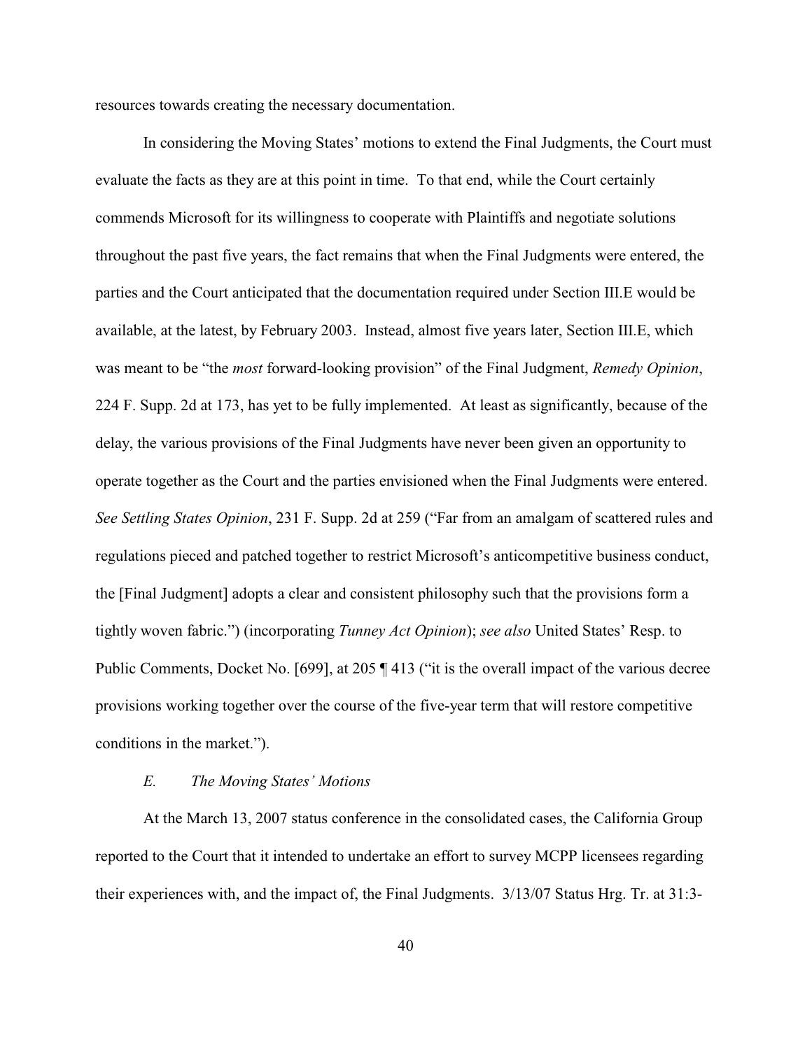resources towards creating the necessary documentation.

In considering the Moving States' motions to extend the Final Judgments, the Court must evaluate the facts as they are at this point in time. To that end, while the Court certainly commends Microsoft for its willingness to cooperate with Plaintiffs and negotiate solutions throughout the past five years, the fact remains that when the Final Judgments were entered, the parties and the Court anticipated that the documentation required under Section III.E would be available, at the latest, by February 2003. Instead, almost five years later, Section III.E, which was meant to be "the *most* forward-looking provision" of the Final Judgment, *Remedy Opinion*, 224 F. Supp. 2d at 173, has yet to be fully implemented. At least as significantly, because of the delay, the various provisions of the Final Judgments have never been given an opportunity to operate together as the Court and the parties envisioned when the Final Judgments were entered. *See Settling States Opinion*, 231 F. Supp. 2d at 259 ("Far from an amalgam of scattered rules and regulations pieced and patched together to restrict Microsoft's anticompetitive business conduct, the [Final Judgment] adopts a clear and consistent philosophy such that the provisions form a tightly woven fabric.") (incorporating *Tunney Act Opinion*); *see also* United States' Resp. to Public Comments, Docket No. [699], at 205 ¶ 413 ("it is the overall impact of the various decree provisions working together over the course of the five-year term that will restore competitive conditions in the market.").

### *E. The Moving States' Motions*

At the March 13, 2007 status conference in the consolidated cases, the California Group reported to the Court that it intended to undertake an effort to survey MCPP licensees regarding their experiences with, and the impact of, the Final Judgments. 3/13/07 Status Hrg. Tr. at 31:3-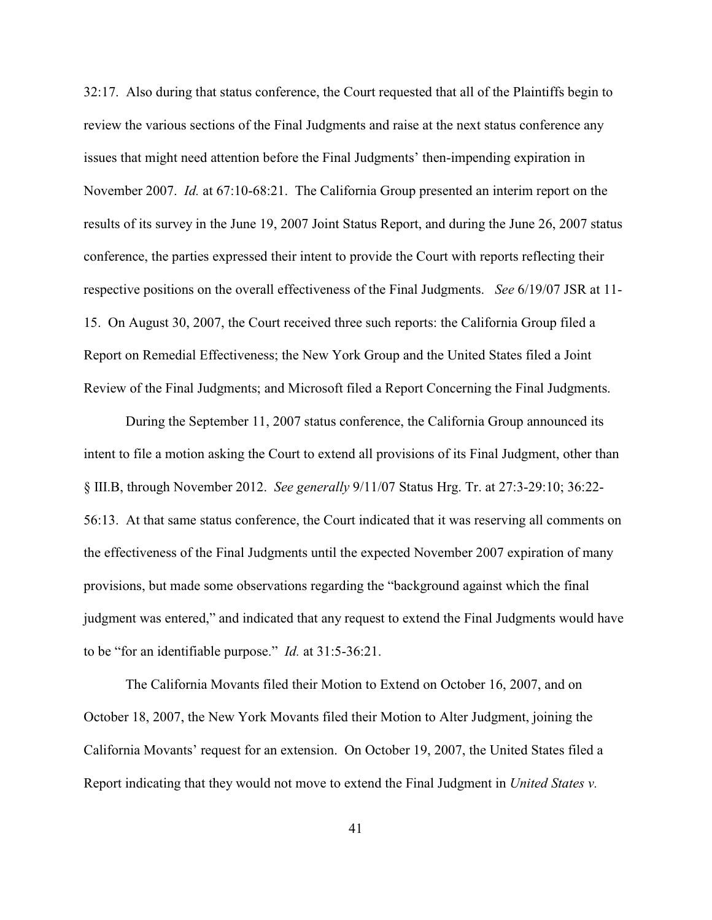32:17. Also during that status conference, the Court requested that all of the Plaintiffs begin to review the various sections of the Final Judgments and raise at the next status conference any issues that might need attention before the Final Judgments' then-impending expiration in November 2007. *Id.* at 67:10-68:21. The California Group presented an interim report on the results of its survey in the June 19, 2007 Joint Status Report, and during the June 26, 2007 status conference, the parties expressed their intent to provide the Court with reports reflecting their respective positions on the overall effectiveness of the Final Judgments. *See* 6/19/07 JSR at 11-15. On August 30, 2007, the Court received three such reports: the California Group filed a Report on Remedial Effectiveness; the New York Group and the United States filed a Joint Review of the Final Judgments; and Microsoft filed a Report Concerning the Final Judgments.

During the September 11, 2007 status conference, the California Group announced its intent to file a motion asking the Court to extend all provisions of its Final Judgment, other than § III.B, through November 2012. *See generally* 9/11/07 Status Hrg. Tr. at 27:3-29:10; 36:22-56:13. At that same status conference, the Court indicated that it was reserving all comments on the effectiveness of the Final Judgments until the expected November 2007 expiration of many provisions, but made some observations regarding the "background against which the final judgment was entered," and indicated that any request to extend the Final Judgments would have to be "for an identifiable purpose." *Id.* at 31:5-36:21.

The California Movants filed their Motion to Extend on October 16, 2007, and on October 18, 2007, the New York Movants filed their Motion to Alter Judgment, joining the California Movants' request for an extension. On October 19, 2007, the United States filed a Report indicating that they would not move to extend the Final Judgment in *United States v.*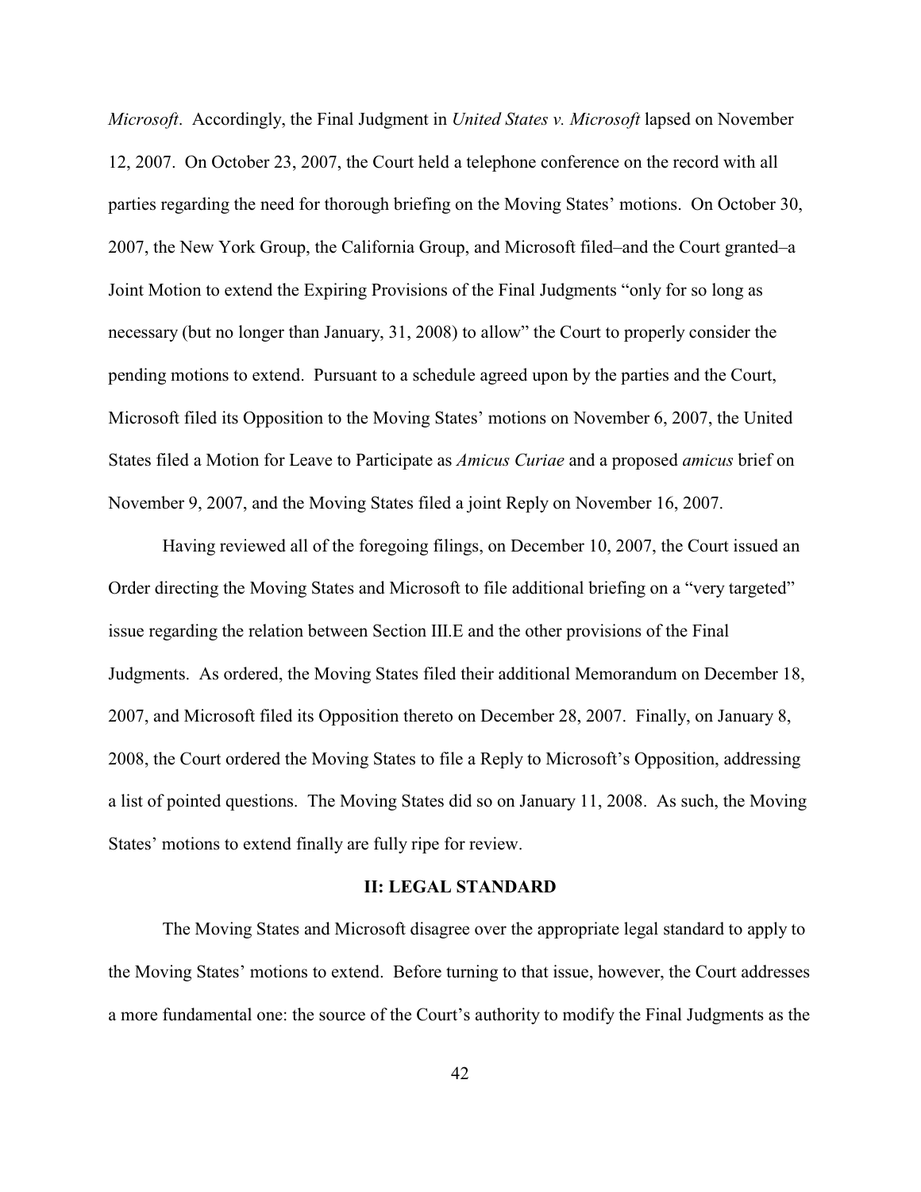*Microsoft*. Accordingly, the Final Judgment in *United States v. Microsoft* lapsed on November 12, 2007. On October 23, 2007, the Court held a telephone conference on the record with all parties regarding the need for thorough briefing on the Moving States' motions. On October 30, 2007, the New York Group, the California Group, and Microsoft filed–and the Court granted–a Joint Motion to extend the Expiring Provisions of the Final Judgments "only for so long as necessary (but no longer than January, 31, 2008) to allow" the Court to properly consider the pending motions to extend. Pursuant to a schedule agreed upon by the parties and the Court, Microsoft filed its Opposition to the Moving States' motions on November 6, 2007, the United States filed a Motion for Leave to Participate as *Amicus Curiae* and a proposed *amicus* brief on November 9, 2007, and the Moving States filed a joint Reply on November 16, 2007.

Having reviewed all of the foregoing filings, on December 10, 2007, the Court issued an Order directing the Moving States and Microsoft to file additional briefing on a "very targeted" issue regarding the relation between Section III.E and the other provisions of the Final Judgments. As ordered, the Moving States filed their additional Memorandum on December 18, 2007, and Microsoft filed its Opposition thereto on December 28, 2007. Finally, on January 8, 2008, the Court ordered the Moving States to file a Reply to Microsoft's Opposition, addressing a list of pointed questions. The Moving States did so on January 11, 2008. As such, the Moving States' motions to extend finally are fully ripe for review.

## II: LEGAL STANDARD

The Moving States and Microsoft disagree over the appropriate legal standard to apply to the Moving States' motions to extend. Before turning to that issue, however, the Court addresses a more fundamental one: the source of the Court's authority to modify the Final Judgments as the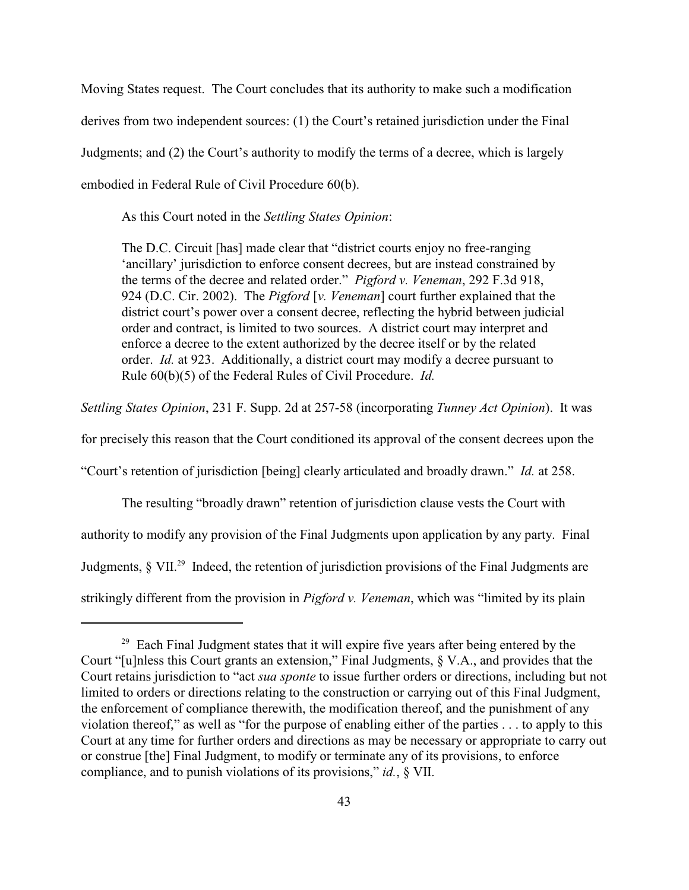Moving States request. The Court concludes that its authority to make such a modification derives from two independent sources: (1) the Court's retained jurisdiction under the Final Judgments; and (2) the Court's authority to modify the terms of a decree, which is largely embodied in Federal Rule of Civil Procedure 60(b).

As this Court noted in the *Settling States Opinion*:

> The D.C. Circuit [has] made clear that "district courts enjoy no free-ranging 'ancillary' jurisdiction to enforce consent decrees, but are instead constrained by the terms of the decree and related order." *Pigford v. Veneman*, 292 F.3d 918, 924 (D.C. Cir. 2002). The *Pigford* [*v. Veneman*] court further explained that the district court's power over a consent decree, reflecting the hybrid between judicial order and contract, is limited to two sources. A district court may interpret and enforce a decree to the extent authorized by the decree itself or by the related order. *Id.* at 923. Additionally, a district court may modify a decree pursuant to Rule 60(b)(5) of the Federal Rules of Civil Procedure. *Id.*

*Settling States Opinion*, 231 F. Supp. 2d at 257-58 (incorporating *Tunney Act Opinion*). It was for precisely this reason that the Court conditioned its approval of the consent decrees upon the "Court's retention of jurisdiction [being] clearly articulated and broadly drawn." *Id.* at 258.

The resulting "broadly drawn" retention of jurisdiction clause vests the Court with authority to modify any provision of the Final Judgments upon application by any party. Final Judgments, § VII.[29] Indeed, the retention of jurisdiction provisions of the Final Judgments are strikingly different from the provision in *Pigford v. Veneman*, which was "limited by its plain

[29] Each Final Judgment states that it will expire five years after being entered by the Court "[u]nless this Court grants an extension," Final Judgments, § V.A., and provides that the Court retains jurisdiction to "act *sua sponte* to issue further orders or directions, including but not limited to orders or directions relating to the construction or carrying out of this Final Judgment, the enforcement of compliance therewith, the modification thereof, and the punishment of any violation thereof," as well as "for the purpose of enabling either of the parties . . . to apply to this Court at any time for further orders and directions as may be necessary or appropriate to carry out or construe [the] Final Judgment, to modify or terminate any of its provisions, to enforce compliance, and to punish violations of its provisions," *id.*, § VII.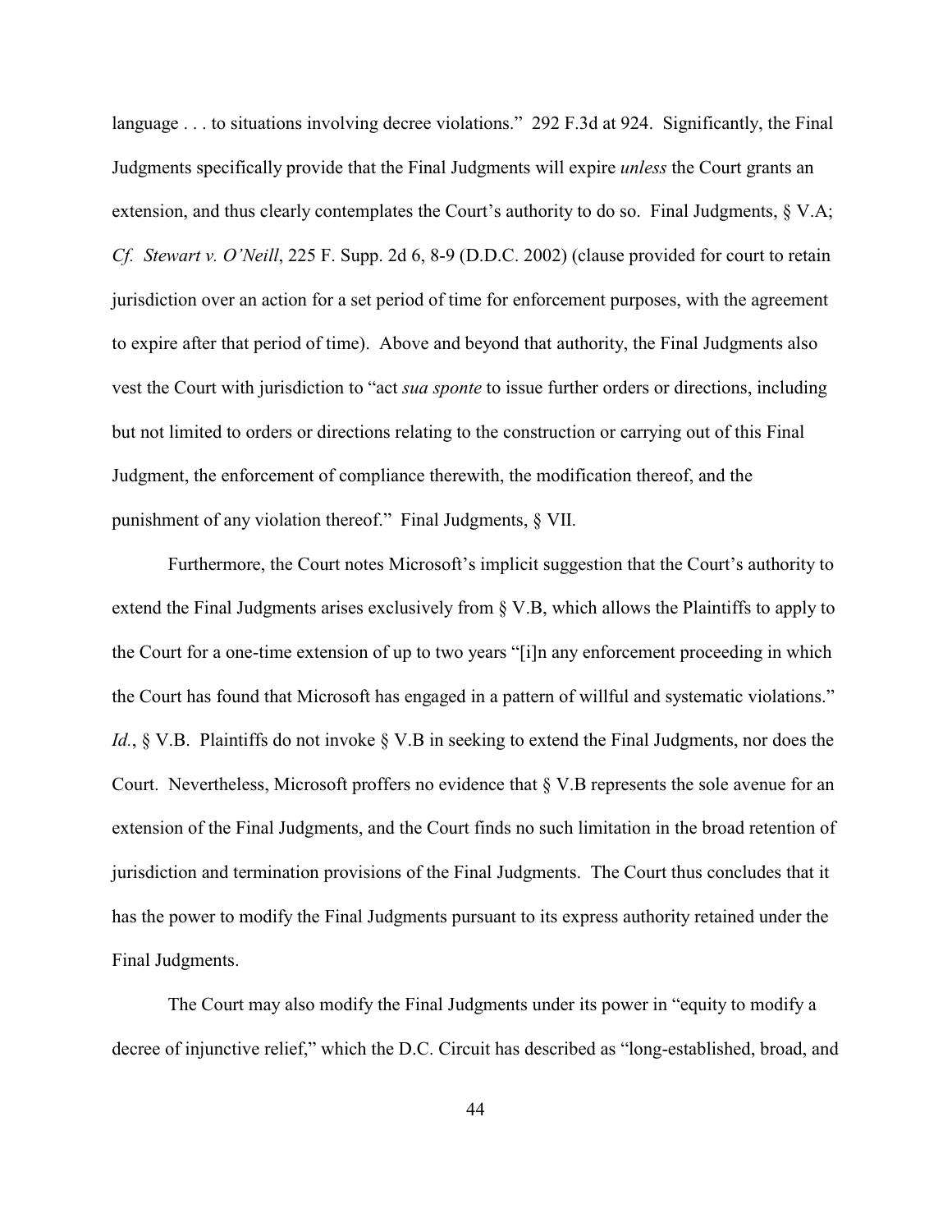language . . . to situations involving decree violations." 292 F.3d at 924. Significantly, the Final Judgments specifically provide that the Final Judgments will expire *unless* the Court grants an extension, and thus clearly contemplates the Court's authority to do so. Final Judgments, § V.A; *Cf. Stewart v. O'Neill*, 225 F. Supp. 2d 6, 8-9 (D.D.C. 2002) (clause provided for court to retain jurisdiction over an action for a set period of time for enforcement purposes, with the agreement to expire after that period of time). Above and beyond that authority, the Final Judgments also vest the Court with jurisdiction to "act *sua sponte* to issue further orders or directions, including but not limited to orders or directions relating to the construction or carrying out of this Final Judgment, the enforcement of compliance therewith, the modification thereof, and the punishment of any violation thereof." Final Judgments, § VII.

Furthermore, the Court notes Microsoft's implicit suggestion that the Court's authority to extend the Final Judgments arises exclusively from § V.B, which allows the Plaintiffs to apply to the Court for a one-time extension of up to two years "[i]n any enforcement proceeding in which the Court has found that Microsoft has engaged in a pattern of willful and systematic violations." *Id.*, § V.B. Plaintiffs do not invoke § V.B in seeking to extend the Final Judgments, nor does the Court. Nevertheless, Microsoft proffers no evidence that § V.B represents the sole avenue for an extension of the Final Judgments, and the Court finds no such limitation in the broad retention of jurisdiction and termination provisions of the Final Judgments. The Court thus concludes that it has the power to modify the Final Judgments pursuant to its express authority retained under the Final Judgments.

The Court may also modify the Final Judgments under its power in "equity to modify a decree of injunctive relief," which the D.C. Circuit has described as "long-established, broad, and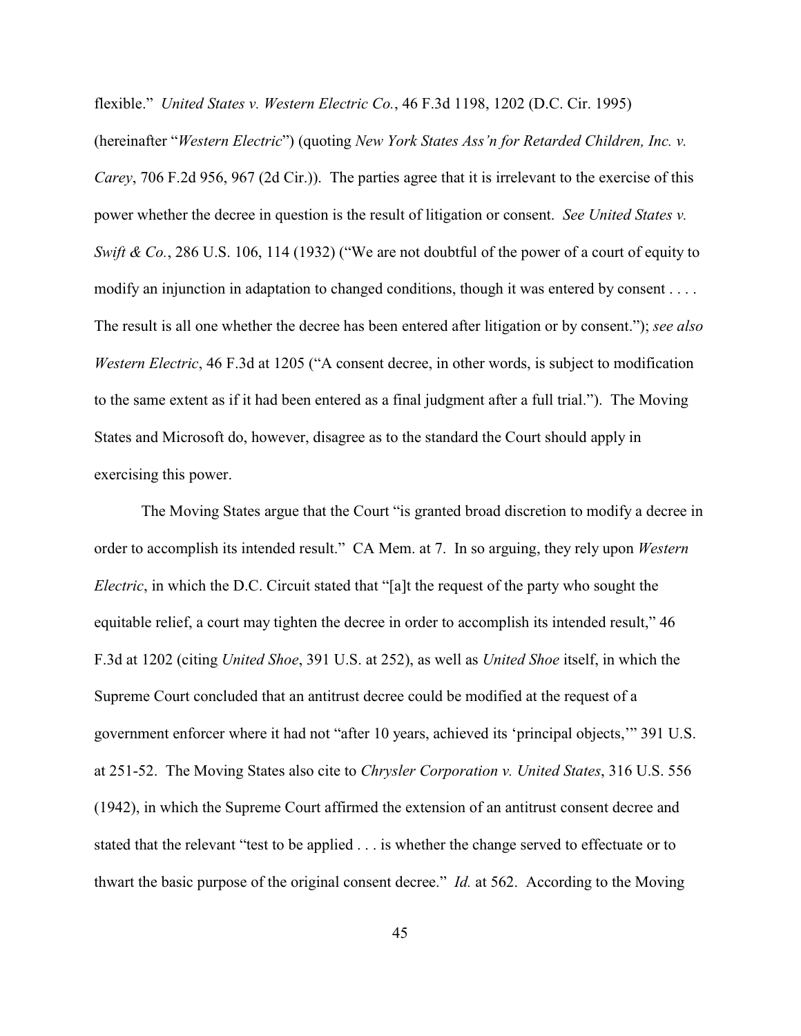flexible." *United States v. Western Electric Co.*, 46 F.3d 1198, 1202 (D.C. Cir. 1995) (hereinafter "*Western Electric*") (quoting *New York States Ass'n for Retarded Children, Inc. v. Carey*, 706 F.2d 956, 967 (2d Cir.)). The parties agree that it is irrelevant to the exercise of this power whether the decree in question is the result of litigation or consent. *See United States v. Swift & Co.*, 286 U.S. 106, 114 (1932) ("We are not doubtful of the power of a court of equity to modify an injunction in adaptation to changed conditions, though it was entered by consent . . . . The result is all one whether the decree has been entered after litigation or by consent."); *see also Western Electric*, 46 F.3d at 1205 ("A consent decree, in other words, is subject to modification to the same extent as if it had been entered as a final judgment after a full trial."). The Moving States and Microsoft do, however, disagree as to the standard the Court should apply in exercising this power.

The Moving States argue that the Court "is granted broad discretion to modify a decree in order to accomplish its intended result." CA Mem. at 7. In so arguing, they rely upon *Western Electric*, in which the D.C. Circuit stated that "[a]t the request of the party who sought the equitable relief, a court may tighten the decree in order to accomplish its intended result," 46 F.3d at 1202 (citing *United Shoe*, 391 U.S. at 252), as well as *United Shoe* itself, in which the Supreme Court concluded that an antitrust decree could be modified at the request of a government enforcer where it had not "after 10 years, achieved its 'principal objects,'" 391 U.S. at 251-52. The Moving States also cite to *Chrysler Corporation v. United States*, 316 U.S. 556 (1942), in which the Supreme Court affirmed the extension of an antitrust consent decree and stated that the relevant "test to be applied . . . is whether the change served to effectuate or to thwart the basic purpose of the original consent decree." *Id.* at 562. According to the Moving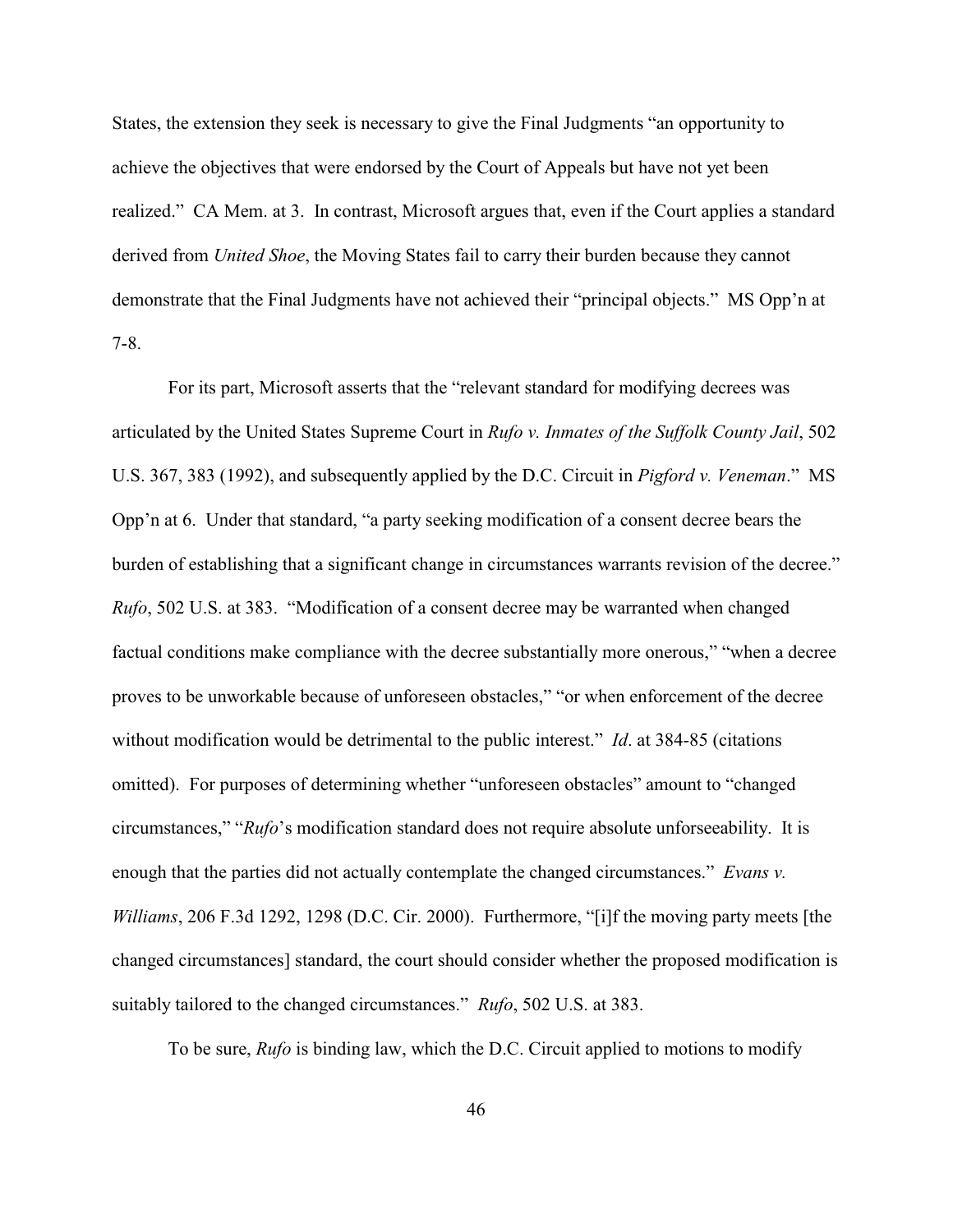States, the extension they seek is necessary to give the Final Judgments "an opportunity to achieve the objectives that were endorsed by the Court of Appeals but have not yet been realized." CA Mem. at 3. In contrast, Microsoft argues that, even if the Court applies a standard derived from *United Shoe*, the Moving States fail to carry their burden because they cannot demonstrate that the Final Judgments have not achieved their "principal objects." MS Opp'n at 7-8.

For its part, Microsoft asserts that the "relevant standard for modifying decrees was articulated by the United States Supreme Court in *Rufo v. Inmates of the Suffolk County Jail*, 502 U.S. 367, 383 (1992), and subsequently applied by the D.C. Circuit in *Pigford v. Veneman*." MS Opp'n at 6. Under that standard, "a party seeking modification of a consent decree bears the burden of establishing that a significant change in circumstances warrants revision of the decree." *Rufo*, 502 U.S. at 383. "Modification of a consent decree may be warranted when changed factual conditions make compliance with the decree substantially more onerous," "when a decree proves to be unworkable because of unforeseen obstacles," "or when enforcement of the decree without modification would be detrimental to the public interest." *Id*. at 384-85 (citations omitted). For purposes of determining whether "unforeseen obstacles" amount to "changed circumstances," "*Rufo*'s modification standard does not require absolute unforseeability. It is enough that the parties did not actually contemplate the changed circumstances." *Evans v. Williams*, 206 F.3d 1292, 1298 (D.C. Cir. 2000). Furthermore, "[i]f the moving party meets [the changed circumstances] standard, the court should consider whether the proposed modification is suitably tailored to the changed circumstances." *Rufo*, 502 U.S. at 383.

To be sure, *Rufo* is binding law, which the D.C. Circuit applied to motions to modify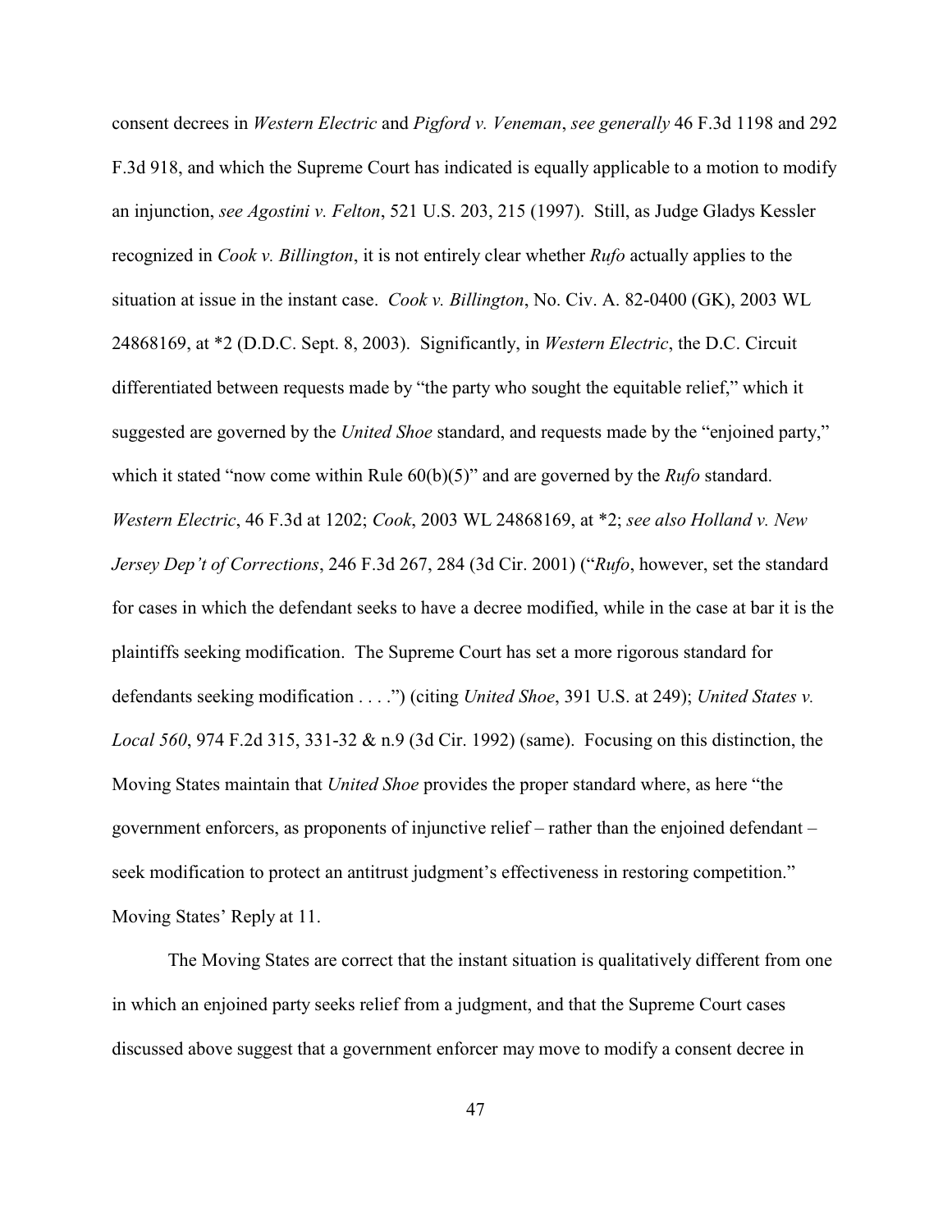consent decrees in *Western Electric* and *Pigford v. Veneman*, *see generally* 46 F.3d 1198 and 292 F.3d 918, and which the Supreme Court has indicated is equally applicable to a motion to modify an injunction, *see Agostini v. Felton*, 521 U.S. 203, 215 (1997). Still, as Judge Gladys Kessler recognized in *Cook v. Billington*, it is not entirely clear whether *Rufo* actually applies to the situation at issue in the instant case. *Cook v. Billington*, No. Civ. A. 82-0400 (GK), 2003 WL 24868169, at *2 (D.D.C. Sept. 8, 2003). Significantly, in *Western Electric*, the D.C. Circuit differentiated between requests made by "the party who sought the equitable relief," which it suggested are governed by the *United Shoe* standard, and requests made by the "enjoined party," which it stated "now come within Rule 60(b)(5)" and are governed by the *Rufo* standard. *Western Electric*, 46 F.3d at 1202; *Cook*, 2003 WL 24868169, at *2; *see also Holland v. New Jersey Dep't of Corrections*, 246 F.3d 267, 284 (3d Cir. 2001) ("*Rufo*, however, set the standard for cases in which the defendant seeks to have a decree modified, while in the case at bar it is the plaintiffs seeking modification. The Supreme Court has set a more rigorous standard for defendants seeking modification . . . .") (citing *United Shoe*, 391 U.S. at 249); *United States v. Local 560*, 974 F.2d 315, 331-32 & n.9 (3d Cir. 1992) (same). Focusing on this distinction, the Moving States maintain that *United Shoe* provides the proper standard where, as here "the government enforcers, as proponents of injunctive relief – rather than the enjoined defendant – seek modification to protect an antitrust judgment's effectiveness in restoring competition." Moving States' Reply at 11.

The Moving States are correct that the instant situation is qualitatively different from one in which an enjoined party seeks relief from a judgment, and that the Supreme Court cases discussed above suggest that a government enforcer may move to modify a consent decree in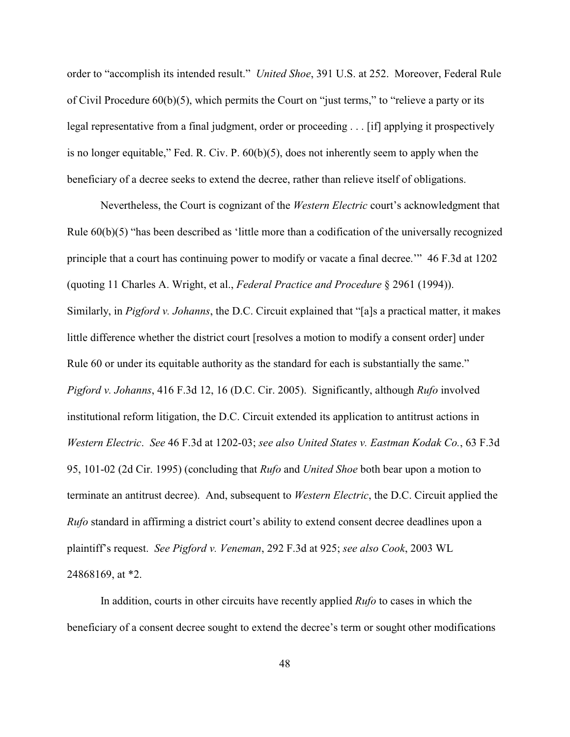order to "accomplish its intended result." *United Shoe*, 391 U.S. at 252. Moreover, Federal Rule of Civil Procedure 60(b)(5), which permits the Court on "just terms," to "relieve a party or its legal representative from a final judgment, order or proceeding . . . [if] applying it prospectively is no longer equitable," Fed. R. Civ. P. 60(b)(5), does not inherently seem to apply when the beneficiary of a decree seeks to extend the decree, rather than relieve itself of obligations.

Nevertheless, the Court is cognizant of the *Western Electric* court's acknowledgment that Rule 60(b)(5) "has been described as 'little more than a codification of the universally recognized principle that a court has continuing power to modify or vacate a final decree.'" 46 F.3d at 1202 (quoting 11 Charles A. Wright, et al., *Federal Practice and Procedure* § 2961 (1994)). Similarly, in *Pigford v. Johanns*, the D.C. Circuit explained that "[a]s a practical matter, it makes little difference whether the district court [resolves a motion to modify a consent order] under Rule 60 or under its equitable authority as the standard for each is substantially the same." *Pigford v. Johanns*, 416 F.3d 12, 16 (D.C. Cir. 2005). Significantly, although *Rufo* involved institutional reform litigation, the D.C. Circuit extended its application to antitrust actions in *Western Electric*. *See* 46 F.3d at 1202-03; *see also United States v. Eastman Kodak Co.*, 63 F.3d 95, 101-02 (2d Cir. 1995) (concluding that *Rufo* and *United Shoe* both bear upon a motion to terminate an antitrust decree). And, subsequent to *Western Electric*, the D.C. Circuit applied the *Rufo* standard in affirming a district court's ability to extend consent decree deadlines upon a plaintiff's request. *See Pigford v. Veneman*, 292 F.3d at 925; *see also Cook*, 2003 WL 24868169, at *2.

In addition, courts in other circuits have recently applied *Rufo* to cases in which the beneficiary of a consent decree sought to extend the decree's term or sought other modifications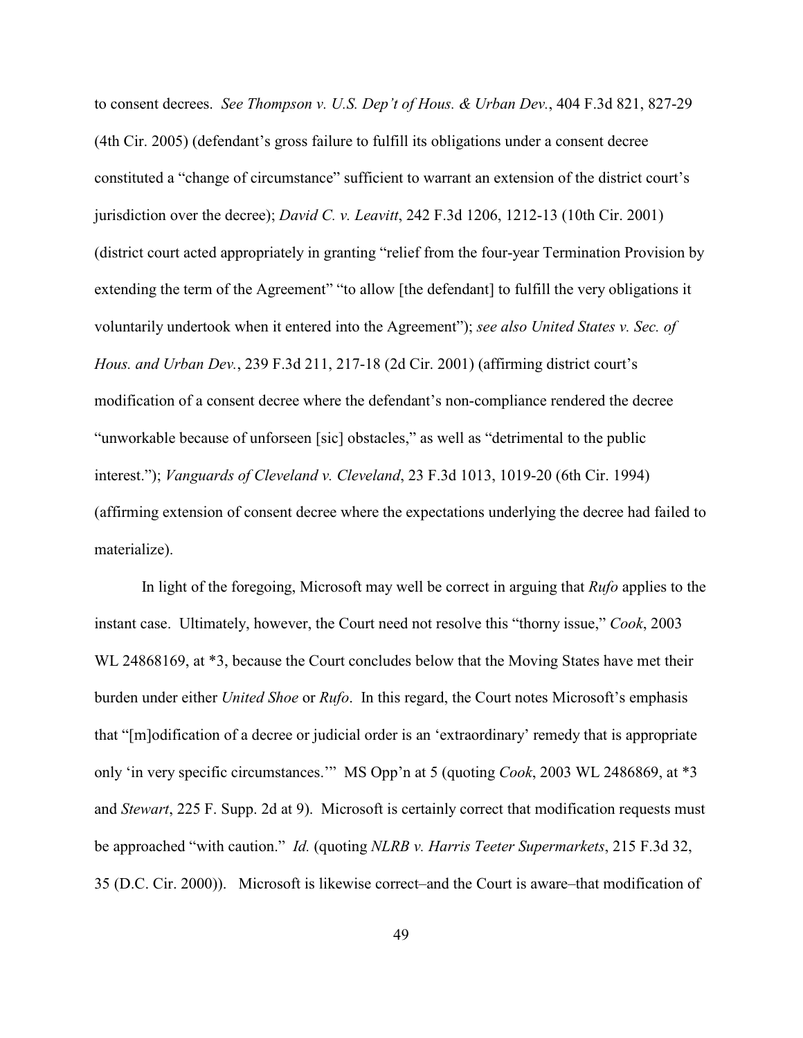to consent decrees. *See Thompson v. U.S. Dep't of Hous. & Urban Dev.*, 404 F.3d 821, 827-29 (4th Cir. 2005) (defendant's gross failure to fulfill its obligations under a consent decree constituted a "change of circumstance" sufficient to warrant an extension of the district court's jurisdiction over the decree); *David C. v. Leavitt*, 242 F.3d 1206, 1212-13 (10th Cir. 2001) (district court acted appropriately in granting "relief from the four-year Termination Provision by extending the term of the Agreement" "to allow [the defendant] to fulfill the very obligations it voluntarily undertook when it entered into the Agreement"); *see also United States v. Sec. of Hous. and Urban Dev.*, 239 F.3d 211, 217-18 (2d Cir. 2001) (affirming district court's modification of a consent decree where the defendant's non-compliance rendered the decree "unworkable because of unforseen [sic] obstacles," as well as "detrimental to the public interest."); *Vanguards of Cleveland v. Cleveland*, 23 F.3d 1013, 1019-20 (6th Cir. 1994) (affirming extension of consent decree where the expectations underlying the decree had failed to materialize).

In light of the foregoing, Microsoft may well be correct in arguing that *Rufo* applies to the instant case. Ultimately, however, the Court need not resolve this "thorny issue," *Cook*, 2003 WL 24868169, at *3, because the Court concludes below that the Moving States have met their burden under either *United Shoe* or *Rufo*. In this regard, the Court notes Microsoft's emphasis that "[m]odification of a decree or judicial order is an 'extraordinary' remedy that is appropriate only 'in very specific circumstances.'" MS Opp'n at 5 (quoting *Cook*, 2003 WL 2486869, at *3 and *Stewart*, 225 F. Supp. 2d at 9). Microsoft is certainly correct that modification requests must be approached "with caution." *Id.* (quoting *NLRB v. Harris Teeter Supermarkets*, 215 F.3d 32, 35 (D.C. Cir. 2000)). Microsoft is likewise correct–and the Court is aware–that modification of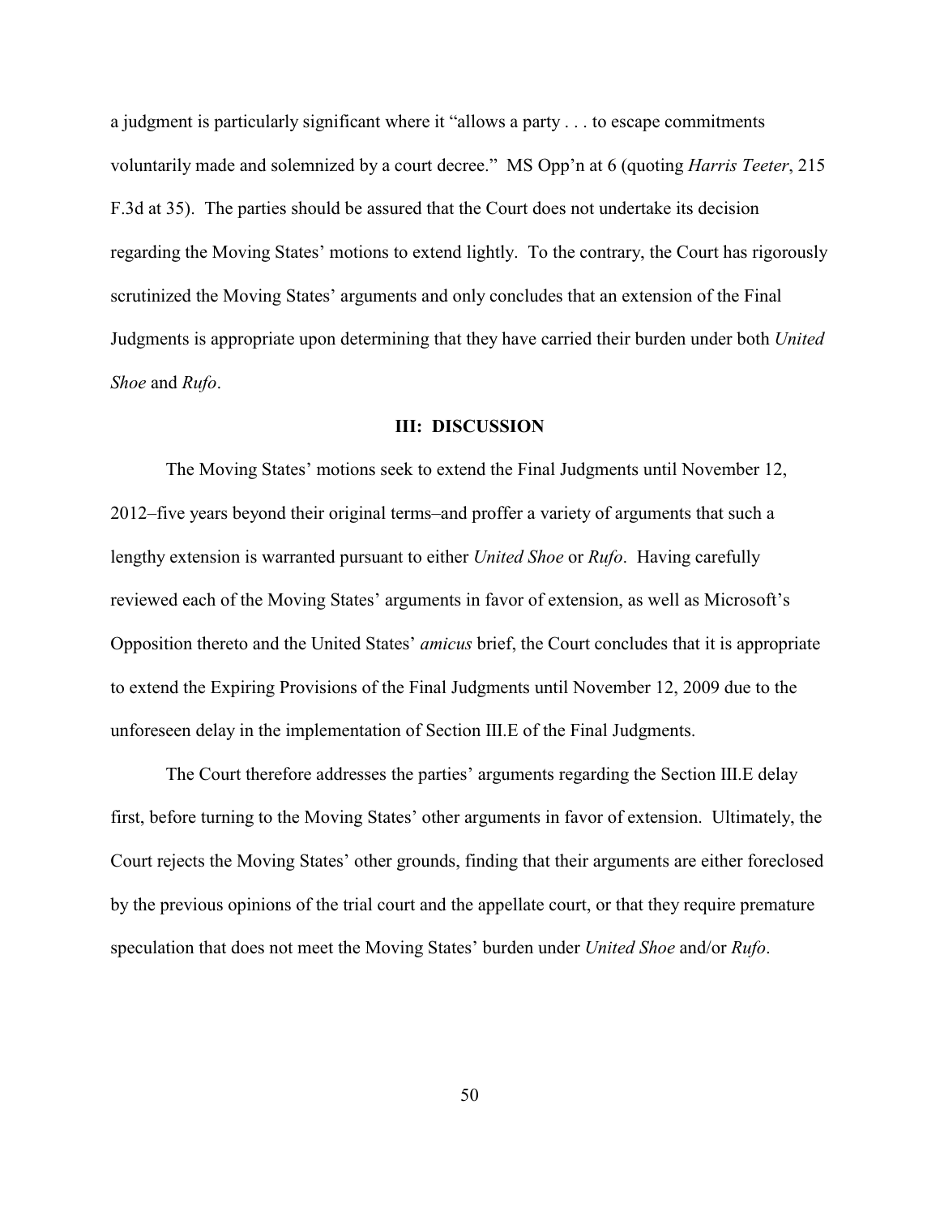a judgment is particularly significant where it "allows a party . . . to escape commitments voluntarily made and solemnized by a court decree." MS Opp'n at 6 (quoting *Harris Teeter*, 215 F.3d at 35). The parties should be assured that the Court does not undertake its decision regarding the Moving States' motions to extend lightly. To the contrary, the Court has rigorously scrutinized the Moving States' arguments and only concludes that an extension of the Final Judgments is appropriate upon determining that they have carried their burden under both *United Shoe* and *Rufo*.

## III: DISCUSSION

The Moving States' motions seek to extend the Final Judgments until November 12, 2012–five years beyond their original terms–and proffer a variety of arguments that such a lengthy extension is warranted pursuant to either *United Shoe* or *Rufo*. Having carefully reviewed each of the Moving States' arguments in favor of extension, as well as Microsoft's Opposition thereto and the United States' *amicus* brief, the Court concludes that it is appropriate to extend the Expiring Provisions of the Final Judgments until November 12, 2009 due to the unforeseen delay in the implementation of Section III.E of the Final Judgments.

The Court therefore addresses the parties' arguments regarding the Section III.E delay first, before turning to the Moving States' other arguments in favor of extension. Ultimately, the Court rejects the Moving States' other grounds, finding that their arguments are either foreclosed by the previous opinions of the trial court and the appellate court, or that they require premature speculation that does not meet the Moving States' burden under *United Shoe* and/or *Rufo*.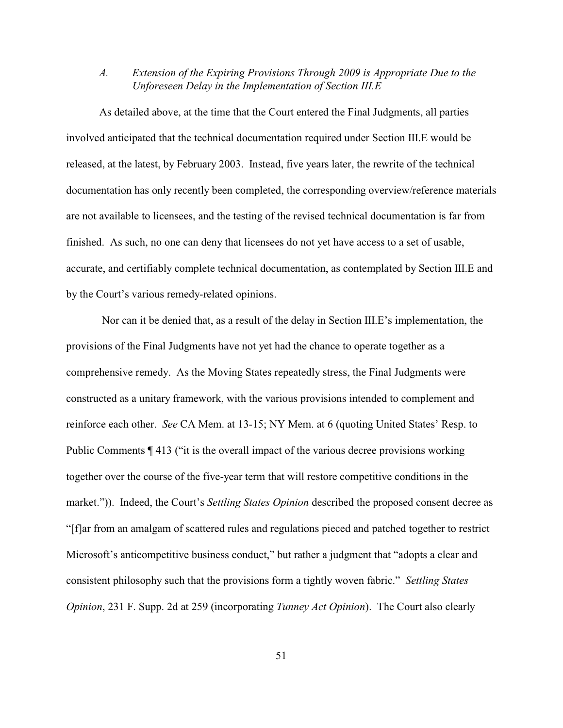### *A. Extension of the Expiring Provisions Through 2009 is Appropriate Due to the Unforeseen Delay in the Implementation of Section III.E*

As detailed above, at the time that the Court entered the Final Judgments, all parties involved anticipated that the technical documentation required under Section III.E would be released, at the latest, by February 2003. Instead, five years later, the rewrite of the technical documentation has only recently been completed, the corresponding overview/reference materials are not available to licensees, and the testing of the revised technical documentation is far from finished. As such, no one can deny that licensees do not yet have access to a set of usable, accurate, and certifiably complete technical documentation, as contemplated by Section III.E and by the Court's various remedy-related opinions.

Nor can it be denied that, as a result of the delay in Section III.E's implementation, the provisions of the Final Judgments have not yet had the chance to operate together as a comprehensive remedy. As the Moving States repeatedly stress, the Final Judgments were constructed as a unitary framework, with the various provisions intended to complement and reinforce each other. *See* CA Mem. at 13-15; NY Mem. at 6 (quoting United States' Resp. to Public Comments ¶ 413 ("it is the overall impact of the various decree provisions working together over the course of the five-year term that will restore competitive conditions in the market.")). Indeed, the Court's *Settling States Opinion* described the proposed consent decree as "[f]ar from an amalgam of scattered rules and regulations pieced and patched together to restrict Microsoft's anticompetitive business conduct," but rather a judgment that "adopts a clear and consistent philosophy such that the provisions form a tightly woven fabric." *Settling States Opinion*, 231 F. Supp. 2d at 259 (incorporating *Tunney Act Opinion*). The Court also clearly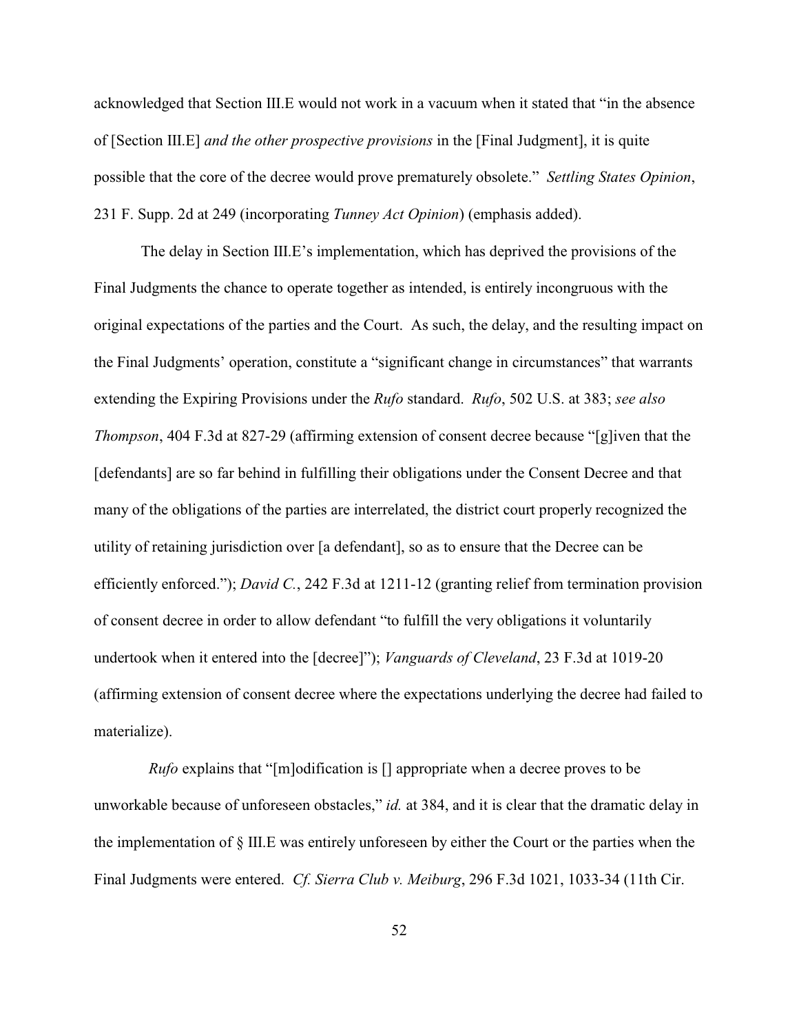acknowledged that Section III.E would not work in a vacuum when it stated that "in the absence of [Section III.E] *and the other prospective provisions* in the [Final Judgment], it is quite possible that the core of the decree would prove prematurely obsolete." *Settling States Opinion*, 231 F. Supp. 2d at 249 (incorporating *Tunney Act Opinion*) (emphasis added).

The delay in Section III.E's implementation, which has deprived the provisions of the Final Judgments the chance to operate together as intended, is entirely incongruous with the original expectations of the parties and the Court. As such, the delay, and the resulting impact on the Final Judgments' operation, constitute a "significant change in circumstances" that warrants extending the Expiring Provisions under the *Rufo* standard. *Rufo*, 502 U.S. at 383; *see also Thompson*, 404 F.3d at 827-29 (affirming extension of consent decree because "[g]iven that the [defendants] are so far behind in fulfilling their obligations under the Consent Decree and that many of the obligations of the parties are interrelated, the district court properly recognized the utility of retaining jurisdiction over [a defendant], so as to ensure that the Decree can be efficiently enforced."); *David C.*, 242 F.3d at 1211-12 (granting relief from termination provision of consent decree in order to allow defendant "to fulfill the very obligations it voluntarily undertook when it entered into the [decree]"); *Vanguards of Cleveland*, 23 F.3d at 1019-20 (affirming extension of consent decree where the expectations underlying the decree had failed to materialize).

*Rufo* explains that "[m]odification is [] appropriate when a decree proves to be unworkable because of unforeseen obstacles," *id.* at 384, and it is clear that the dramatic delay in the implementation of § III.E was entirely unforeseen by either the Court or the parties when the Final Judgments were entered. *Cf. Sierra Club v. Meiburg*, 296 F.3d 1021, 1033-34 (11th Cir.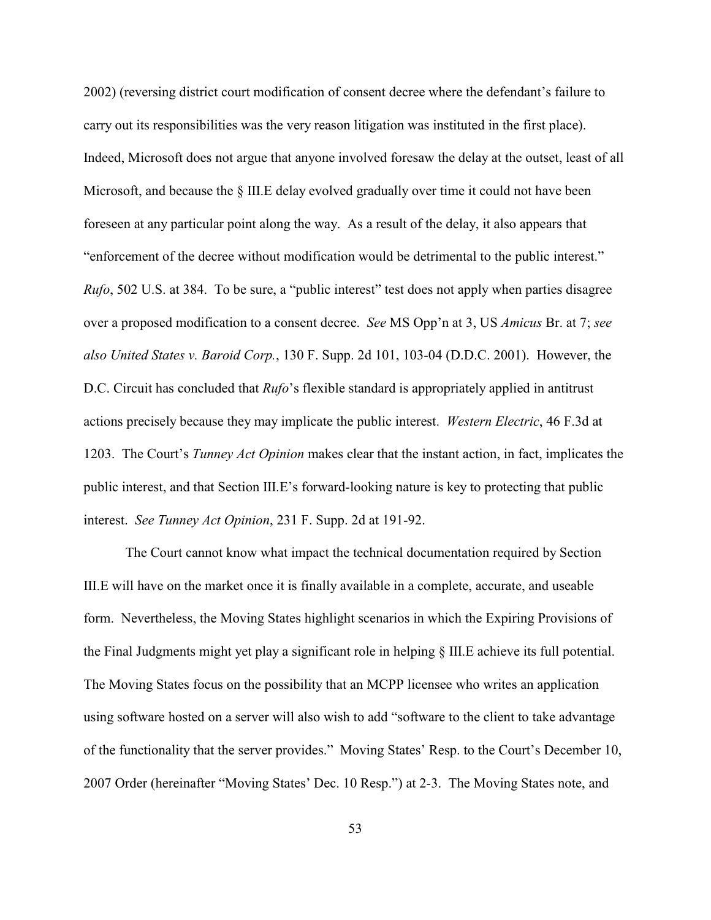2002) (reversing district court modification of consent decree where the defendant's failure to carry out its responsibilities was the very reason litigation was instituted in the first place). Indeed, Microsoft does not argue that anyone involved foresaw the delay at the outset, least of all Microsoft, and because the § III.E delay evolved gradually over time it could not have been foreseen at any particular point along the way. As a result of the delay, it also appears that "enforcement of the decree without modification would be detrimental to the public interest." *Rufo*, 502 U.S. at 384. To be sure, a "public interest" test does not apply when parties disagree over a proposed modification to a consent decree. *See* MS Opp'n at 3, US *Amicus* Br. at 7; *see also United States v. Baroid Corp.*, 130 F. Supp. 2d 101, 103-04 (D.D.C. 2001). However, the D.C. Circuit has concluded that *Rufo*'s flexible standard is appropriately applied in antitrust actions precisely because they may implicate the public interest. *Western Electric*, 46 F.3d at 1203. The Court's *Tunney Act Opinion* makes clear that the instant action, in fact, implicates the public interest, and that Section III.E's forward-looking nature is key to protecting that public interest. *See Tunney Act Opinion*, 231 F. Supp. 2d at 191-92.

The Court cannot know what impact the technical documentation required by Section III.E will have on the market once it is finally available in a complete, accurate, and useable form. Nevertheless, the Moving States highlight scenarios in which the Expiring Provisions of the Final Judgments might yet play a significant role in helping § III.E achieve its full potential. The Moving States focus on the possibility that an MCPP licensee who writes an application using software hosted on a server will also wish to add "software to the client to take advantage of the functionality that the server provides." Moving States' Resp. to the Court's December 10, 2007 Order (hereinafter "Moving States' Dec. 10 Resp.") at 2-3. The Moving States note, and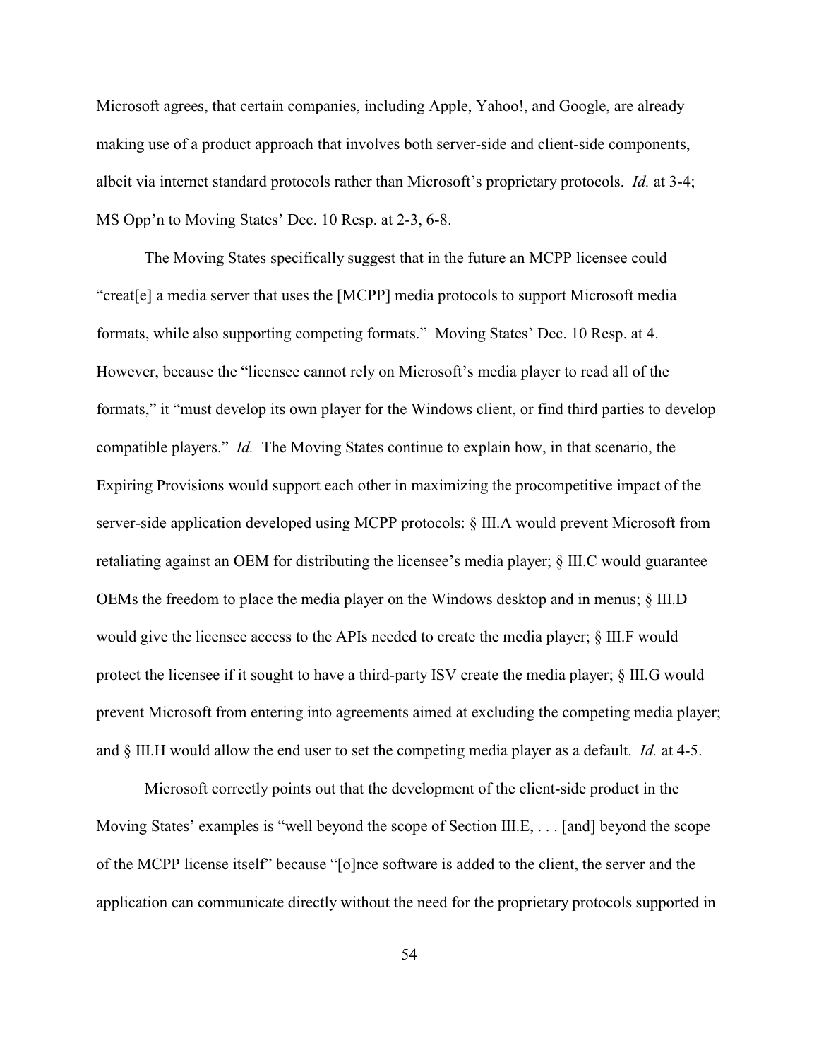Microsoft agrees, that certain companies, including Apple, Yahoo!, and Google, are already making use of a product approach that involves both server-side and client-side components, albeit via internet standard protocols rather than Microsoft's proprietary protocols. *Id.* at 3-4; MS Opp'n to Moving States' Dec. 10 Resp. at 2-3, 6-8.

The Moving States specifically suggest that in the future an MCPP licensee could "creat[e] a media server that uses the [MCPP] media protocols to support Microsoft media formats, while also supporting competing formats." Moving States' Dec. 10 Resp. at 4. However, because the "licensee cannot rely on Microsoft's media player to read all of the formats," it "must develop its own player for the Windows client, or find third parties to develop compatible players." *Id.* The Moving States continue to explain how, in that scenario, the Expiring Provisions would support each other in maximizing the procompetitive impact of the server-side application developed using MCPP protocols: § III.A would prevent Microsoft from retaliating against an OEM for distributing the licensee's media player; § III.C would guarantee OEMs the freedom to place the media player on the Windows desktop and in menus; § III.D would give the licensee access to the APIs needed to create the media player; § III.F would protect the licensee if it sought to have a third-party ISV create the media player; § III.G would prevent Microsoft from entering into agreements aimed at excluding the competing media player; and § III.H would allow the end user to set the competing media player as a default. *Id.* at 4-5.

Microsoft correctly points out that the development of the client-side product in the Moving States' examples is "well beyond the scope of Section III.E, . . . [and] beyond the scope of the MCPP license itself" because "[o]nce software is added to the client, the server and the application can communicate directly without the need for the proprietary protocols supported in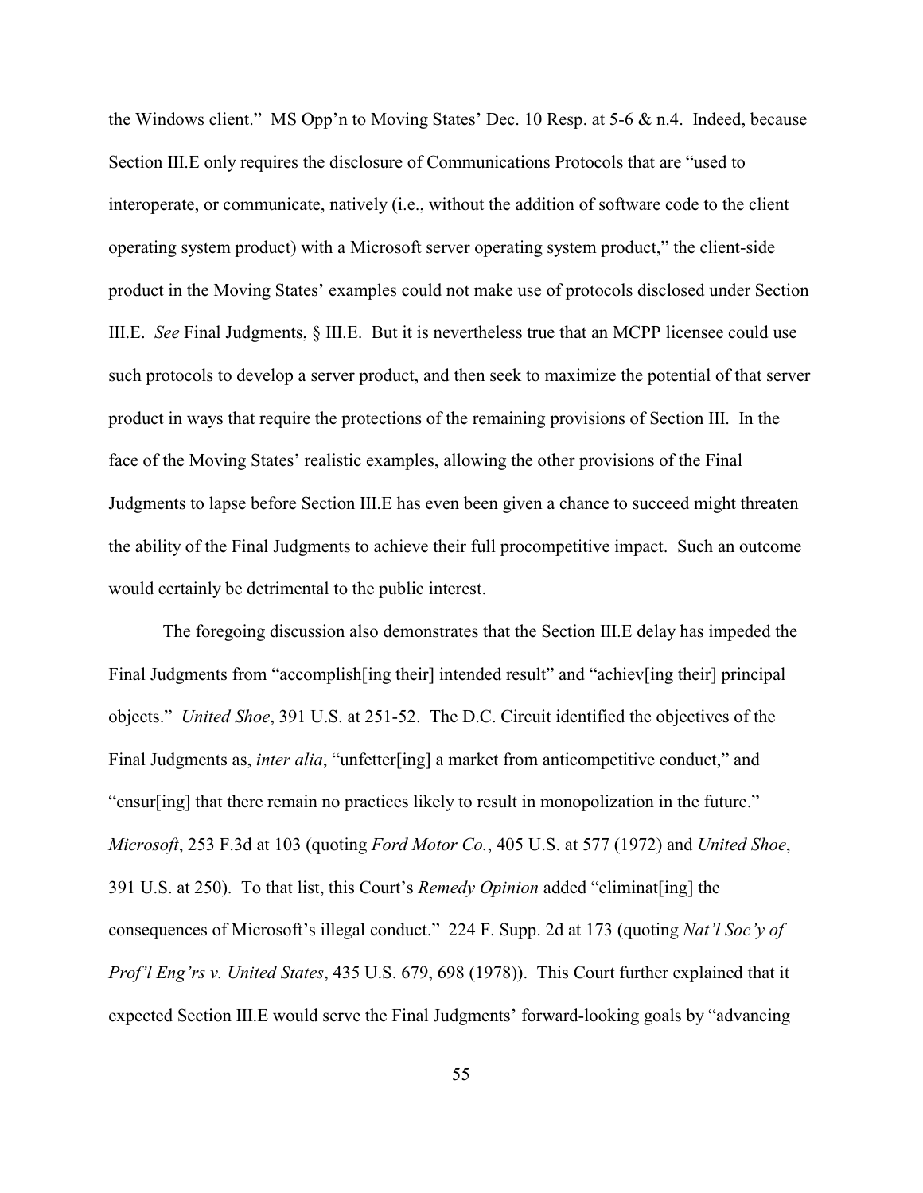the Windows client." MS Opp'n to Moving States' Dec. 10 Resp. at 5-6 & n.4. Indeed, because Section III.E only requires the disclosure of Communications Protocols that are "used to interoperate, or communicate, natively (i.e., without the addition of software code to the client operating system product) with a Microsoft server operating system product," the client-side product in the Moving States' examples could not make use of protocols disclosed under Section III.E. *See* Final Judgments, § III.E. But it is nevertheless true that an MCPP licensee could use such protocols to develop a server product, and then seek to maximize the potential of that server product in ways that require the protections of the remaining provisions of Section III. In the face of the Moving States' realistic examples, allowing the other provisions of the Final Judgments to lapse before Section III.E has even been given a chance to succeed might threaten the ability of the Final Judgments to achieve their full procompetitive impact. Such an outcome would certainly be detrimental to the public interest.

The foregoing discussion also demonstrates that the Section III.E delay has impeded the Final Judgments from "accomplish[ing their] intended result" and "achiev[ing their] principal objects." *United Shoe*, 391 U.S. at 251-52. The D.C. Circuit identified the objectives of the Final Judgments as, *inter alia*, "unfetter[ing] a market from anticompetitive conduct," and "ensur[ing] that there remain no practices likely to result in monopolization in the future." *Microsoft*, 253 F.3d at 103 (quoting *Ford Motor Co.*, 405 U.S. at 577 (1972) and *United Shoe*, 391 U.S. at 250). To that list, this Court's *Remedy Opinion* added "eliminat[ing] the consequences of Microsoft's illegal conduct." 224 F. Supp. 2d at 173 (quoting *Nat'l Soc'y of Prof'l Eng'rs v. United States*, 435 U.S. 679, 698 (1978)). This Court further explained that it expected Section III.E would serve the Final Judgments' forward-looking goals by "advancing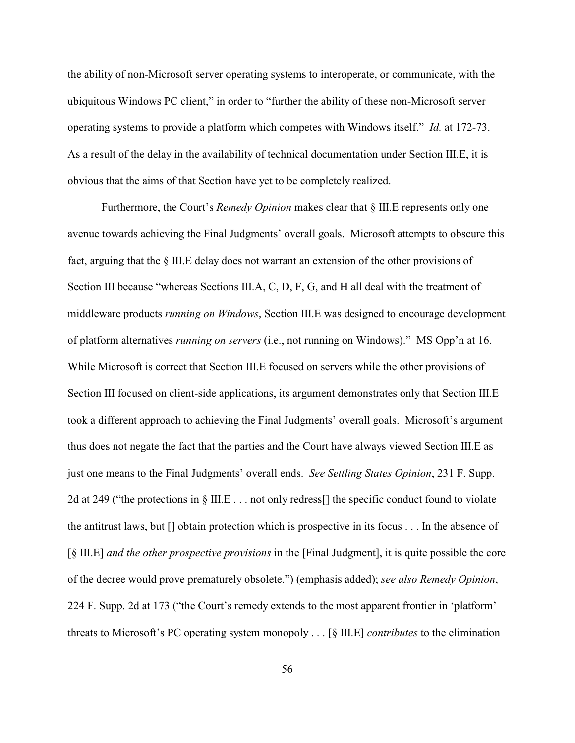the ability of non-Microsoft server operating systems to interoperate, or communicate, with the ubiquitous Windows PC client," in order to "further the ability of these non-Microsoft server operating systems to provide a platform which competes with Windows itself." *Id.* at 172-73. As a result of the delay in the availability of technical documentation under Section III.E, it is obvious that the aims of that Section have yet to be completely realized.

Furthermore, the Court's *Remedy Opinion* makes clear that § III.E represents only one avenue towards achieving the Final Judgments' overall goals. Microsoft attempts to obscure this fact, arguing that the § III.E delay does not warrant an extension of the other provisions of Section III because "whereas Sections III.A, C, D, F, G, and H all deal with the treatment of middleware products *running on Windows*, Section III.E was designed to encourage development of platform alternatives *running on servers* (i.e., not running on Windows)." MS Opp'n at 16. While Microsoft is correct that Section III.E focused on servers while the other provisions of Section III focused on client-side applications, its argument demonstrates only that Section III.E took a different approach to achieving the Final Judgments' overall goals. Microsoft's argument thus does not negate the fact that the parties and the Court have always viewed Section III.E as just one means to the Final Judgments' overall ends. *See Settling States Opinion*, 231 F. Supp. 2d at 249 ("the protections in § III.E . . . not only redress[] the specific conduct found to violate the antitrust laws, but [] obtain protection which is prospective in its focus . . . In the absence of [§ III.E] *and the other prospective provisions* in the [Final Judgment], it is quite possible the core of the decree would prove prematurely obsolete.") (emphasis added); *see also Remedy Opinion*, 224 F. Supp. 2d at 173 ("the Court's remedy extends to the most apparent frontier in 'platform' threats to Microsoft's PC operating system monopoly . . . [§ III.E] *contributes* to the elimination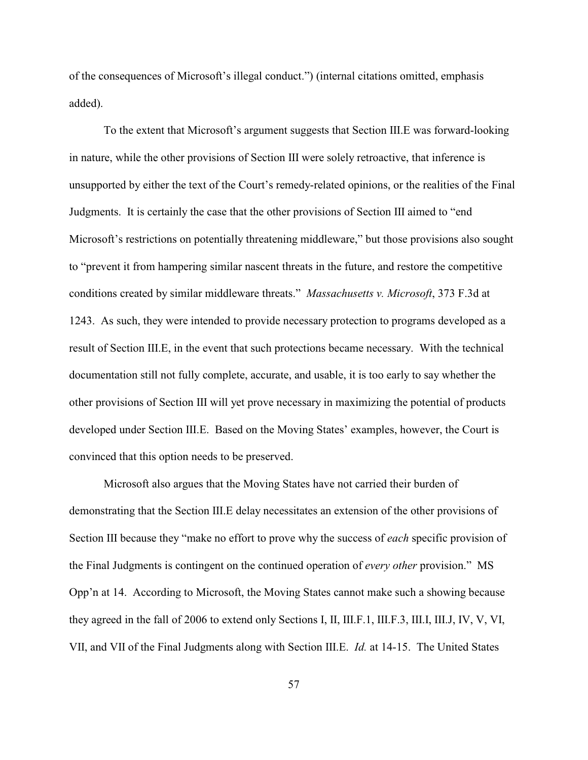of the consequences of Microsoft's illegal conduct.") (internal citations omitted, emphasis added).

To the extent that Microsoft's argument suggests that Section III.E was forward-looking in nature, while the other provisions of Section III were solely retroactive, that inference is unsupported by either the text of the Court's remedy-related opinions, or the realities of the Final Judgments. It is certainly the case that the other provisions of Section III aimed to "end Microsoft's restrictions on potentially threatening middleware," but those provisions also sought to "prevent it from hampering similar nascent threats in the future, and restore the competitive conditions created by similar middleware threats." *Massachusetts v. Microsoft*, 373 F.3d at 1243. As such, they were intended to provide necessary protection to programs developed as a result of Section III.E, in the event that such protections became necessary. With the technical documentation still not fully complete, accurate, and usable, it is too early to say whether the other provisions of Section III will yet prove necessary in maximizing the potential of products developed under Section III.E. Based on the Moving States' examples, however, the Court is convinced that this option needs to be preserved.

Microsoft also argues that the Moving States have not carried their burden of demonstrating that the Section III.E delay necessitates an extension of the other provisions of Section III because they "make no effort to prove why the success of *each* specific provision of the Final Judgments is contingent on the continued operation of *every other* provision." MS Opp'n at 14. According to Microsoft, the Moving States cannot make such a showing because they agreed in the fall of 2006 to extend only Sections I, II, III.F.1, III.F.3, III.I, III.J, IV, V, VI, VII, and VII of the Final Judgments along with Section III.E. *Id.* at 14-15. The United States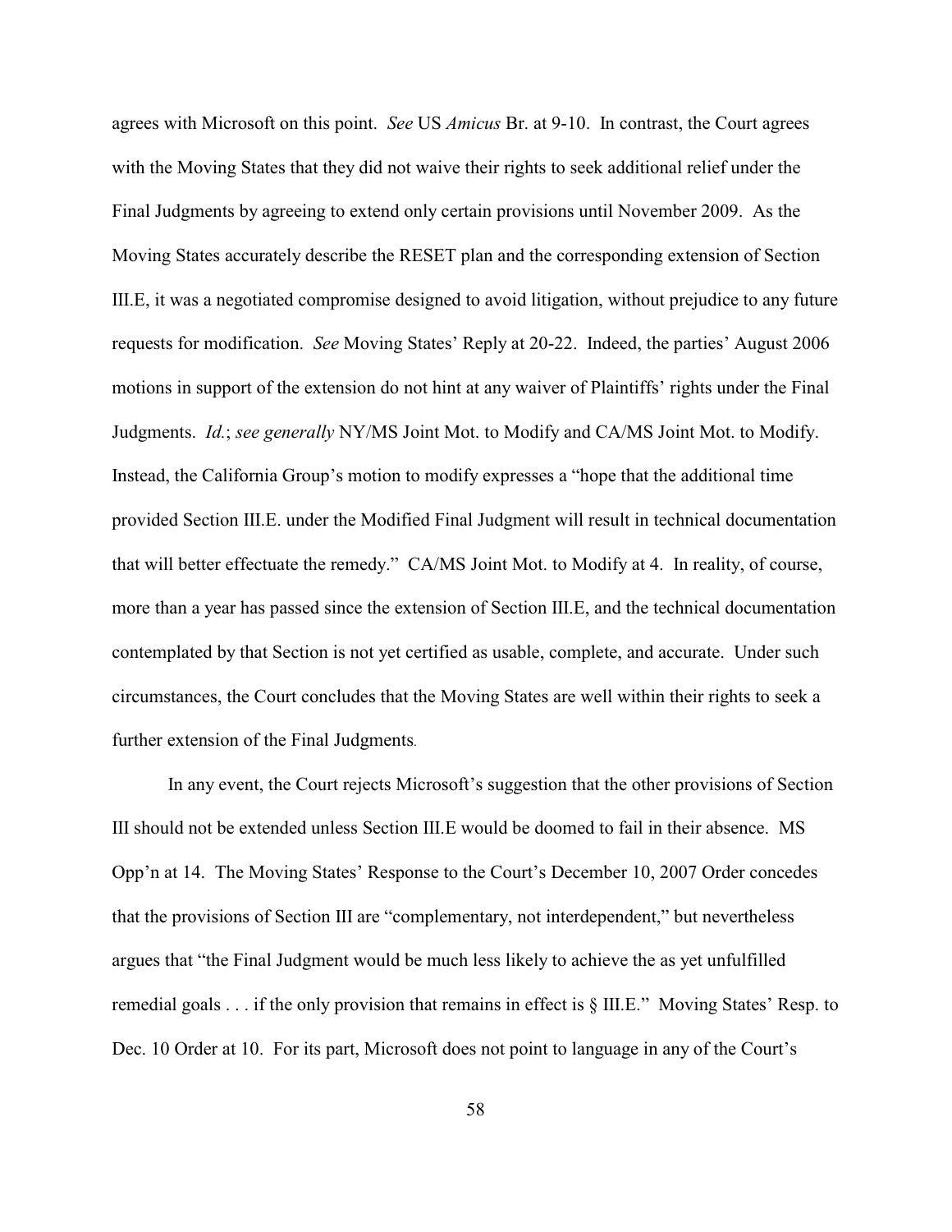agrees with Microsoft on this point. *See* US *Amicus* Br. at 9-10. In contrast, the Court agrees with the Moving States that they did not waive their rights to seek additional relief under the Final Judgments by agreeing to extend only certain provisions until November 2009. As the Moving States accurately describe the RESET plan and the corresponding extension of Section III.E, it was a negotiated compromise designed to avoid litigation, without prejudice to any future requests for modification. *See* Moving States' Reply at 20-22. Indeed, the parties' August 2006 motions in support of the extension do not hint at any waiver of Plaintiffs' rights under the Final Judgments. *Id.*; *see generally* NY/MS Joint Mot. to Modify and CA/MS Joint Mot. to Modify. Instead, the California Group's motion to modify expresses a "hope that the additional time provided Section III.E. under the Modified Final Judgment will result in technical documentation that will better effectuate the remedy." CA/MS Joint Mot. to Modify at 4. In reality, of course, more than a year has passed since the extension of Section III.E, and the technical documentation contemplated by that Section is not yet certified as usable, complete, and accurate. Under such circumstances, the Court concludes that the Moving States are well within their rights to seek a further extension of the Final Judgments.

In any event, the Court rejects Microsoft's suggestion that the other provisions of Section III should not be extended unless Section III.E would be doomed to fail in their absence. MS Opp'n at 14. The Moving States' Response to the Court's December 10, 2007 Order concedes that the provisions of Section III are "complementary, not interdependent," but nevertheless argues that "the Final Judgment would be much less likely to achieve the as yet unfulfilled remedial goals . . . if the only provision that remains in effect is § III.E." Moving States' Resp. to Dec. 10 Order at 10. For its part, Microsoft does not point to language in any of the Court's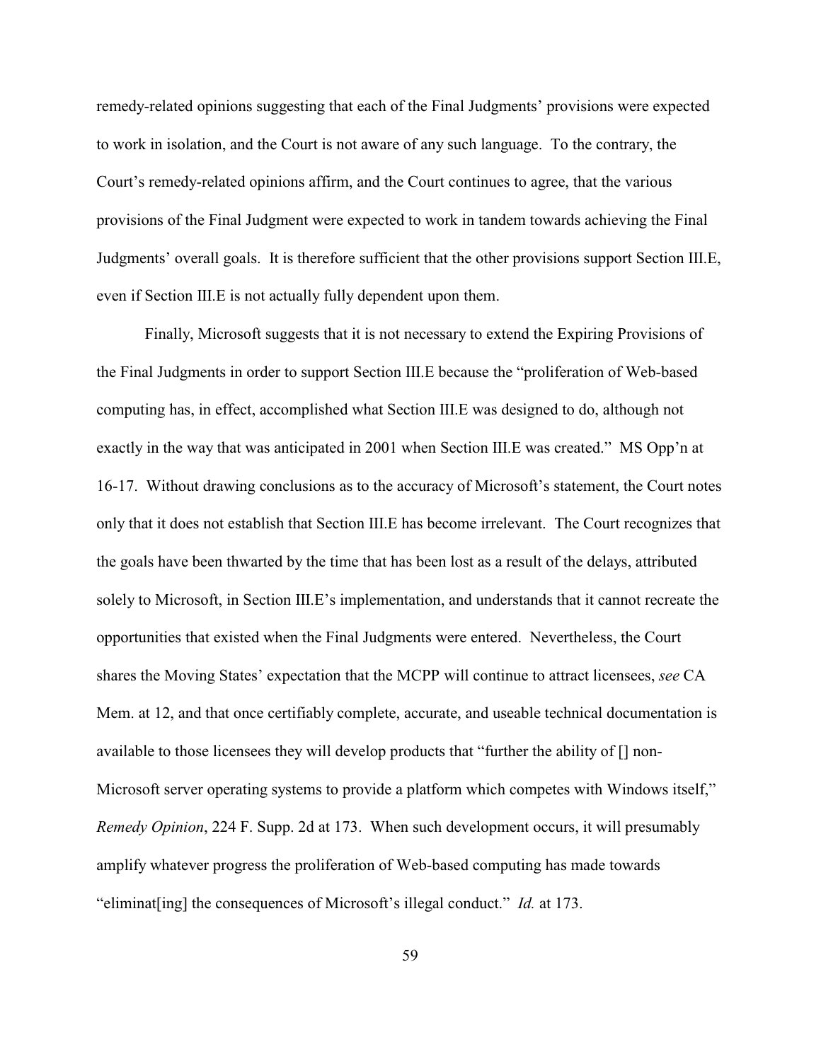remedy-related opinions suggesting that each of the Final Judgments' provisions were expected to work in isolation, and the Court is not aware of any such language. To the contrary, the Court's remedy-related opinions affirm, and the Court continues to agree, that the various provisions of the Final Judgment were expected to work in tandem towards achieving the Final Judgments' overall goals. It is therefore sufficient that the other provisions support Section III.E, even if Section III.E is not actually fully dependent upon them.

Finally, Microsoft suggests that it is not necessary to extend the Expiring Provisions of the Final Judgments in order to support Section III.E because the "proliferation of Web-based computing has, in effect, accomplished what Section III.E was designed to do, although not exactly in the way that was anticipated in 2001 when Section III.E was created." MS Opp'n at 16-17. Without drawing conclusions as to the accuracy of Microsoft's statement, the Court notes only that it does not establish that Section III.E has become irrelevant. The Court recognizes that the goals have been thwarted by the time that has been lost as a result of the delays, attributed solely to Microsoft, in Section III.E's implementation, and understands that it cannot recreate the opportunities that existed when the Final Judgments were entered. Nevertheless, the Court shares the Moving States' expectation that the MCPP will continue to attract licensees, *see* CA Mem. at 12, and that once certifiably complete, accurate, and useable technical documentation is available to those licensees they will develop products that "further the ability of [] non-Microsoft server operating systems to provide a platform which competes with Windows itself," *Remedy Opinion*, 224 F. Supp. 2d at 173. When such development occurs, it will presumably amplify whatever progress the proliferation of Web-based computing has made towards "eliminat[ing] the consequences of Microsoft's illegal conduct." *Id.* at 173.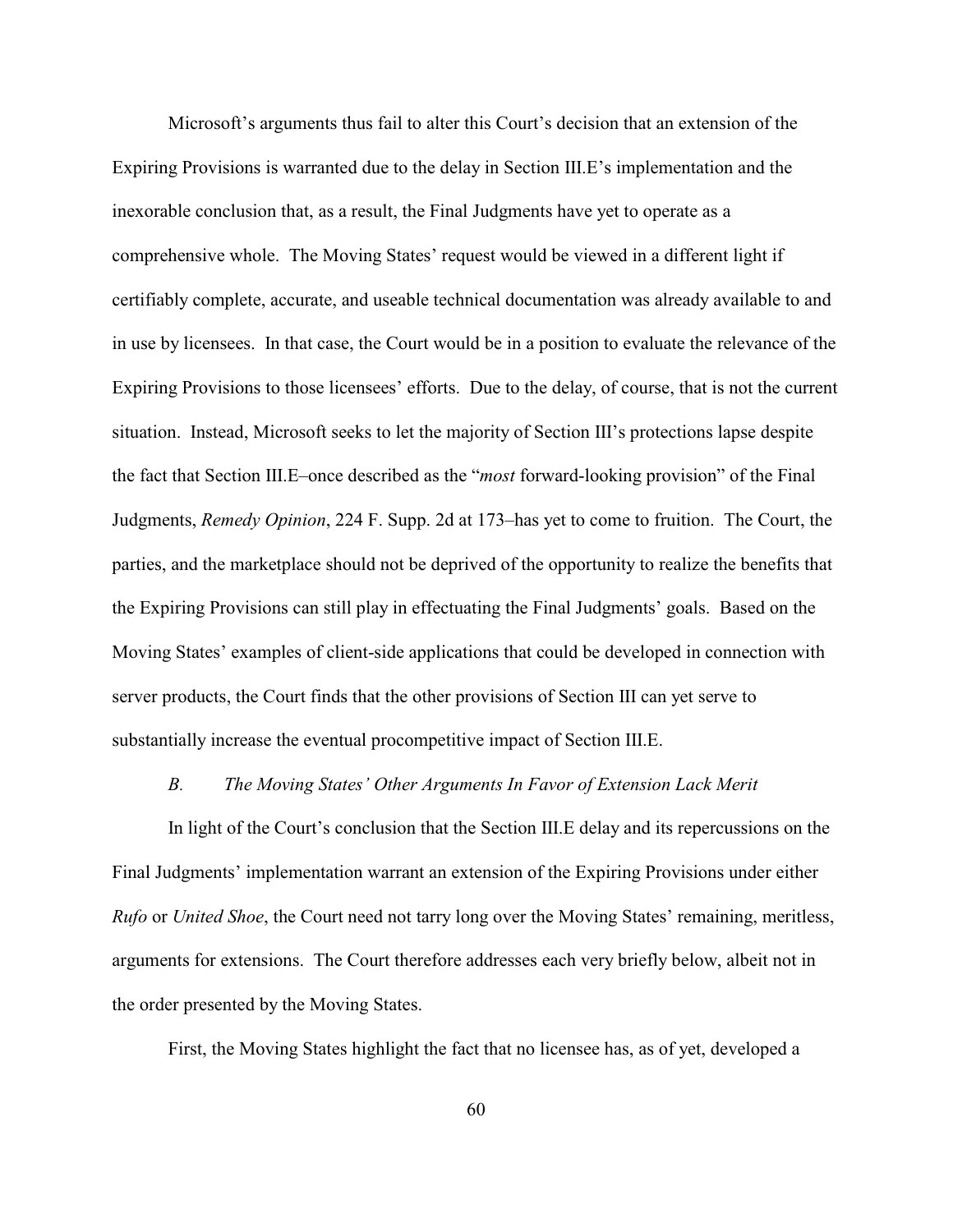Microsoft's arguments thus fail to alter this Court's decision that an extension of the Expiring Provisions is warranted due to the delay in Section III.E's implementation and the inexorable conclusion that, as a result, the Final Judgments have yet to operate as a comprehensive whole. The Moving States' request would be viewed in a different light if certifiably complete, accurate, and useable technical documentation was already available to and in use by licensees. In that case, the Court would be in a position to evaluate the relevance of the Expiring Provisions to those licensees' efforts. Due to the delay, of course, that is not the current situation. Instead, Microsoft seeks to let the majority of Section III's protections lapse despite the fact that Section III.E–once described as the "*most* forward-looking provision" of the Final Judgments, *Remedy Opinion*, 224 F. Supp. 2d at 173–has yet to come to fruition. The Court, the parties, and the marketplace should not be deprived of the opportunity to realize the benefits that the Expiring Provisions can still play in effectuating the Final Judgments' goals. Based on the Moving States' examples of client-side applications that could be developed in connection with server products, the Court finds that the other provisions of Section III can yet serve to substantially increase the eventual procompetitive impact of Section III.E.

### *B. The Moving States' Other Arguments In Favor of Extension Lack Merit*

In light of the Court's conclusion that the Section III.E delay and its repercussions on the Final Judgments' implementation warrant an extension of the Expiring Provisions under either *Rufo* or *United Shoe*, the Court need not tarry long over the Moving States' remaining, meritless, arguments for extensions. The Court therefore addresses each very briefly below, albeit not in the order presented by the Moving States.

First, the Moving States highlight the fact that no licensee has, as of yet, developed a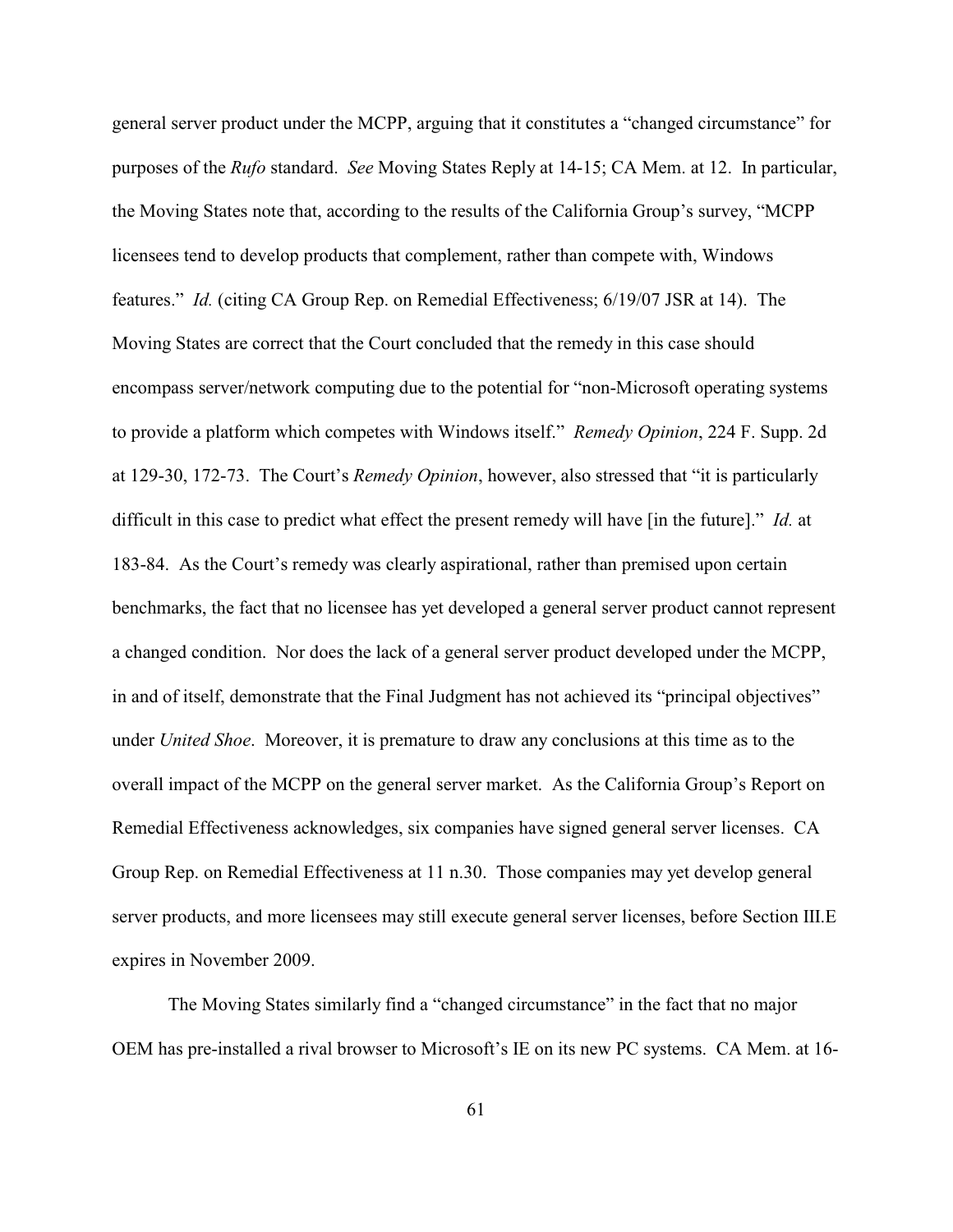general server product under the MCPP, arguing that it constitutes a "changed circumstance" for purposes of the *Rufo* standard. *See* Moving States Reply at 14-15; CA Mem. at 12. In particular, the Moving States note that, according to the results of the California Group's survey, "MCPP licensees tend to develop products that complement, rather than compete with, Windows features." *Id.* (citing CA Group Rep. on Remedial Effectiveness; 6/19/07 JSR at 14). The Moving States are correct that the Court concluded that the remedy in this case should encompass server/network computing due to the potential for "non-Microsoft operating systems to provide a platform which competes with Windows itself." *Remedy Opinion*, 224 F. Supp. 2d at 129-30, 172-73. The Court's *Remedy Opinion*, however, also stressed that "it is particularly difficult in this case to predict what effect the present remedy will have [in the future]." *Id.* at 183-84. As the Court's remedy was clearly aspirational, rather than premised upon certain benchmarks, the fact that no licensee has yet developed a general server product cannot represent a changed condition. Nor does the lack of a general server product developed under the MCPP, in and of itself, demonstrate that the Final Judgment has not achieved its "principal objectives" under *United Shoe*. Moreover, it is premature to draw any conclusions at this time as to the overall impact of the MCPP on the general server market. As the California Group's Report on Remedial Effectiveness acknowledges, six companies have signed general server licenses. CA Group Rep. on Remedial Effectiveness at 11 n.30. Those companies may yet develop general server products, and more licensees may still execute general server licenses, before Section III.E expires in November 2009.

The Moving States similarly find a "changed circumstance" in the fact that no major OEM has pre-installed a rival browser to Microsoft's IE on its new PC systems. CA Mem. at 16-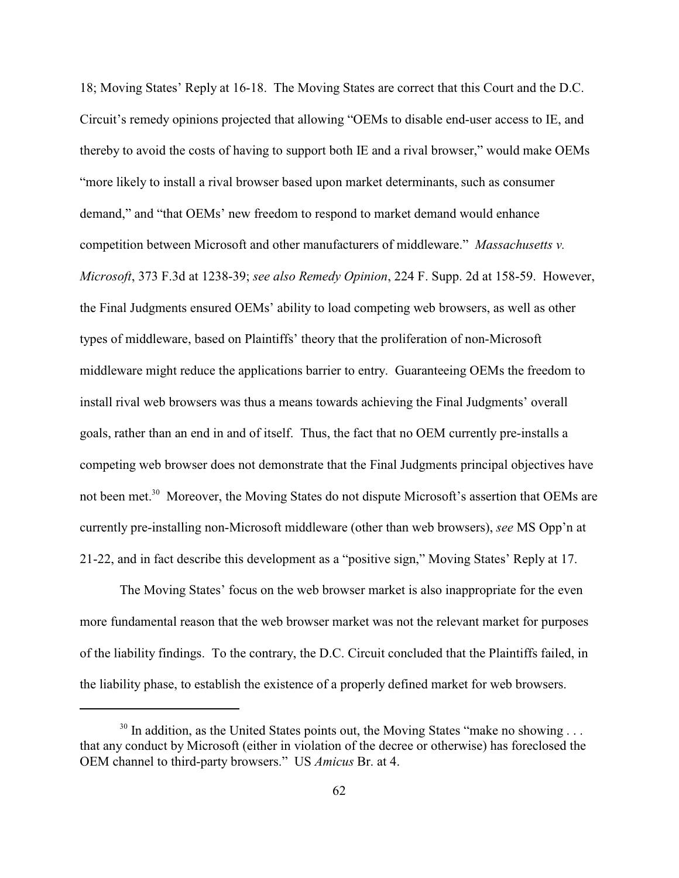18; Moving States' Reply at 16-18. The Moving States are correct that this Court and the D.C. Circuit's remedy opinions projected that allowing "OEMs to disable end-user access to IE, and thereby to avoid the costs of having to support both IE and a rival browser," would make OEMs "more likely to install a rival browser based upon market determinants, such as consumer demand," and "that OEMs' new freedom to respond to market demand would enhance competition between Microsoft and other manufacturers of middleware." *Massachusetts v. Microsoft*, 373 F.3d at 1238-39; *see also Remedy Opinion*, 224 F. Supp. 2d at 158-59. However, the Final Judgments ensured OEMs' ability to load competing web browsers, as well as other types of middleware, based on Plaintiffs' theory that the proliferation of non-Microsoft middleware might reduce the applications barrier to entry. Guaranteeing OEMs the freedom to install rival web browsers was thus a means towards achieving the Final Judgments' overall goals, rather than an end in and of itself. Thus, the fact that no OEM currently pre-installs a competing web browser does not demonstrate that the Final Judgments principal objectives have not been met.[30] Moreover, the Moving States do not dispute Microsoft's assertion that OEMs are currently pre-installing non-Microsoft middleware (other than web browsers), *see* MS Opp'n at 21-22, and in fact describe this development as a "positive sign," Moving States' Reply at 17.

The Moving States' focus on the web browser market is also inappropriate for the even more fundamental reason that the web browser market was not the relevant market for purposes of the liability findings. To the contrary, the D.C. Circuit concluded that the Plaintiffs failed, in the liability phase, to establish the existence of a properly defined market for web browsers.

[30] In addition, as the United States points out, the Moving States "make no showing . . . that any conduct by Microsoft (either in violation of the decree or otherwise) has foreclosed the OEM channel to third-party browsers." US *Amicus* Br. at 4.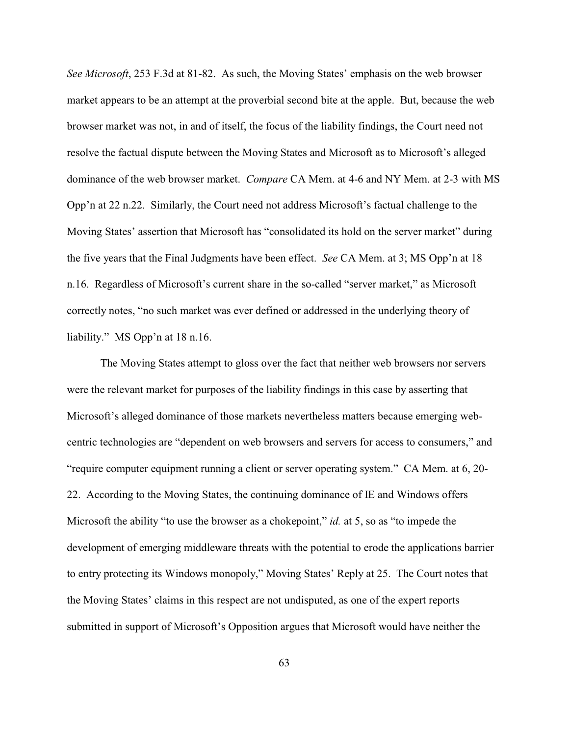*See Microsoft*, 253 F.3d at 81-82. As such, the Moving States' emphasis on the web browser market appears to be an attempt at the proverbial second bite at the apple. But, because the web browser market was not, in and of itself, the focus of the liability findings, the Court need not resolve the factual dispute between the Moving States and Microsoft as to Microsoft's alleged dominance of the web browser market. *Compare* CA Mem. at 4-6 and NY Mem. at 2-3 with MS Opp'n at 22 n.22. Similarly, the Court need not address Microsoft's factual challenge to the Moving States' assertion that Microsoft has "consolidated its hold on the server market" during the five years that the Final Judgments have been effect. *See* CA Mem. at 3; MS Opp'n at 18 n.16. Regardless of Microsoft's current share in the so-called "server market," as Microsoft correctly notes, "no such market was ever defined or addressed in the underlying theory of liability." MS Opp'n at 18 n.16.

The Moving States attempt to gloss over the fact that neither web browsers nor servers were the relevant market for purposes of the liability findings in this case by asserting that Microsoft's alleged dominance of those markets nevertheless matters because emerging web-centric technologies are "dependent on web browsers and servers for access to consumers," and "require computer equipment running a client or server operating system." CA Mem. at 6, 20-22. According to the Moving States, the continuing dominance of IE and Windows offers Microsoft the ability "to use the browser as a chokepoint," *id.* at 5, so as "to impede the development of emerging middleware threats with the potential to erode the applications barrier to entry protecting its Windows monopoly," Moving States' Reply at 25. The Court notes that the Moving States' claims in this respect are not undisputed, as one of the expert reports submitted in support of Microsoft's Opposition argues that Microsoft would have neither the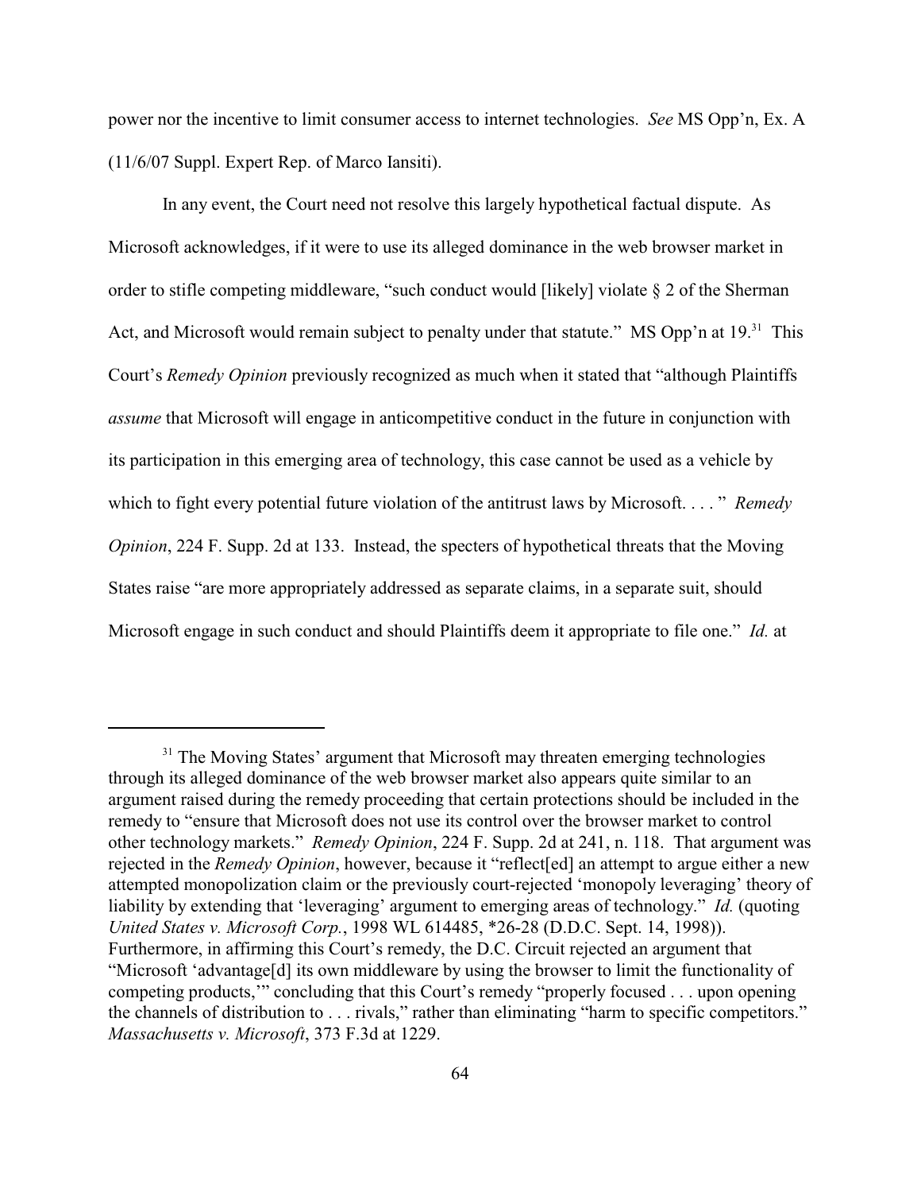power nor the incentive to limit consumer access to internet technologies. *See* MS Opp'n, Ex. A (11/6/07 Suppl. Expert Rep. of Marco Iansiti).

In any event, the Court need not resolve this largely hypothetical factual dispute. As Microsoft acknowledges, if it were to use its alleged dominance in the web browser market in order to stifle competing middleware, "such conduct would [likely] violate § 2 of the Sherman Act, and Microsoft would remain subject to penalty under that statute." MS Opp'n at 19.[31] This Court's *Remedy Opinion* previously recognized as much when it stated that "although Plaintiffs *assume* that Microsoft will engage in anticompetitive conduct in the future in conjunction with its participation in this emerging area of technology, this case cannot be used as a vehicle by which to fight every potential future violation of the antitrust laws by Microsoft. . . . " *Remedy Opinion*, 224 F. Supp. 2d at 133. Instead, the specters of hypothetical threats that the Moving States raise "are more appropriately addressed as separate claims, in a separate suit, should Microsoft engage in such conduct and should Plaintiffs deem it appropriate to file one." *Id.* at

---

[31] The Moving States' argument that Microsoft may threaten emerging technologies through its alleged dominance of the web browser market also appears quite similar to an argument raised during the remedy proceeding that certain protections should be included in the remedy to "ensure that Microsoft does not use its control over the browser market to control other technology markets." *Remedy Opinion*, 224 F. Supp. 2d at 241, n. 118. That argument was rejected in the *Remedy Opinion*, however, because it "reflect[ed] an attempt to argue either a new attempted monopolization claim or the previously court-rejected 'monopoly leveraging' theory of liability by extending that 'leveraging' argument to emerging areas of technology." *Id.* (quoting *United States v. Microsoft Corp.*, 1998 WL 614485, *26-28 (D.D.C. Sept. 14, 1998)). Furthermore, in affirming this Court's remedy, the D.C. Circuit rejected an argument that "Microsoft 'advantage[d] its own middleware by using the browser to limit the functionality of competing products,'" concluding that this Court's remedy "properly focused . . . upon opening the channels of distribution to . . . rivals," rather than eliminating "harm to specific competitors." *Massachusetts v. Microsoft*, 373 F.3d at 1229.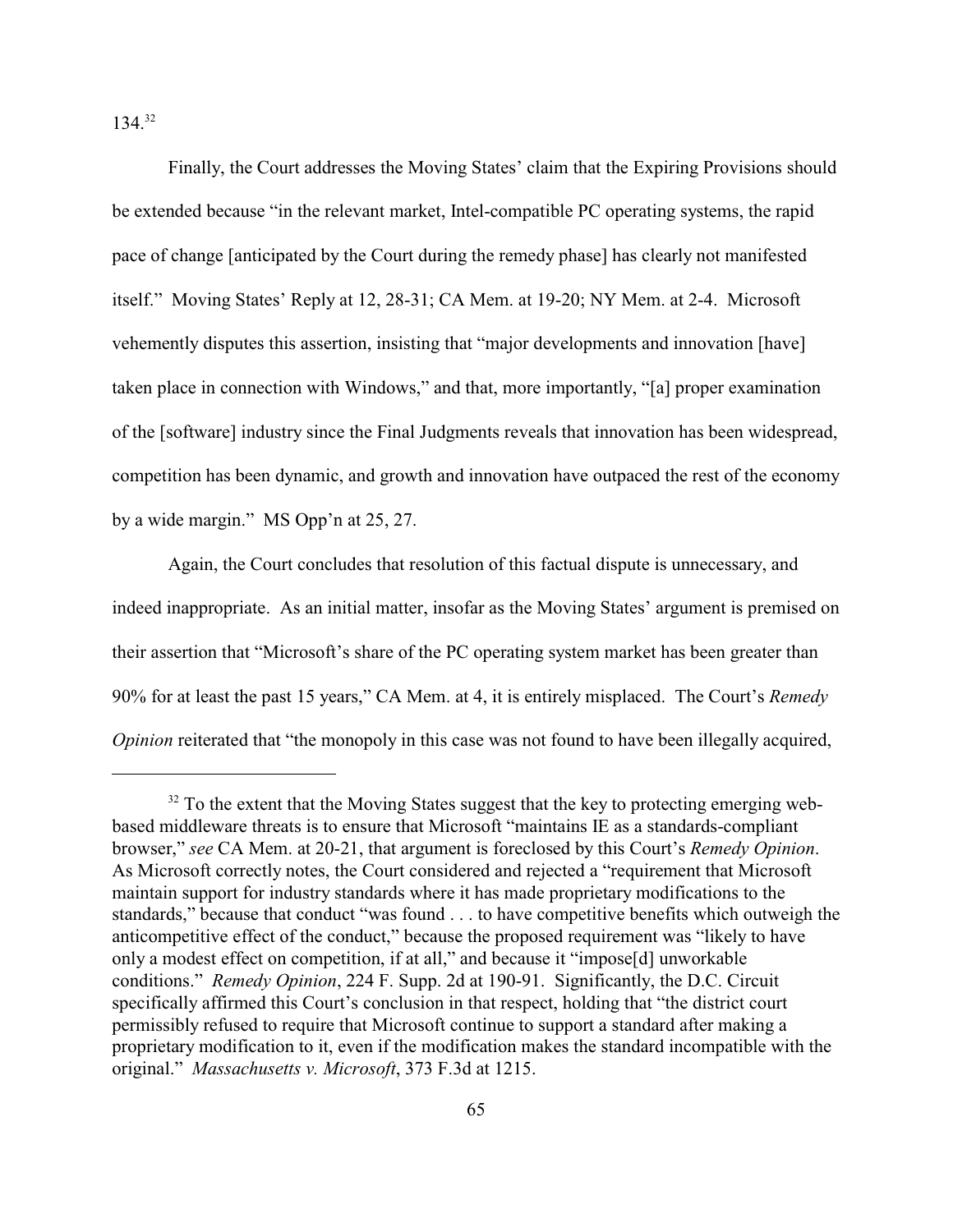134.[32]

Finally, the Court addresses the Moving States' claim that the Expiring Provisions should be extended because "in the relevant market, Intel-compatible PC operating systems, the rapid pace of change [anticipated by the Court during the remedy phase] has clearly not manifested itself." Moving States' Reply at 12, 28-31; CA Mem. at 19-20; NY Mem. at 2-4. Microsoft vehemently disputes this assertion, insisting that "major developments and innovation [have] taken place in connection with Windows," and that, more importantly, "[a] proper examination of the [software] industry since the Final Judgments reveals that innovation has been widespread, competition has been dynamic, and growth and innovation have outpaced the rest of the economy by a wide margin." MS Opp'n at 25, 27.

Again, the Court concludes that resolution of this factual dispute is unnecessary, and indeed inappropriate. As an initial matter, insofar as the Moving States' argument is premised on their assertion that "Microsoft's share of the PC operating system market has been greater than 90% for at least the past 15 years," CA Mem. at 4, it is entirely misplaced. The Court's *Remedy Opinion* reiterated that "the monopoly in this case was not found to have been illegally acquired,

---

[32] To the extent that the Moving States suggest that the key to protecting emerging web-based middleware threats is to ensure that Microsoft "maintains IE as a standards-compliant browser," *see* CA Mem. at 20-21, that argument is foreclosed by this Court's *Remedy Opinion*. As Microsoft correctly notes, the Court considered and rejected a "requirement that Microsoft maintain support for industry standards where it has made proprietary modifications to the standards," because that conduct "was found . . . to have competitive benefits which outweigh the anticompetitive effect of the conduct," because the proposed requirement was "likely to have only a modest effect on competition, if at all," and because it "impose[d] unworkable conditions." *Remedy Opinion*, 224 F. Supp. 2d at 190-91. Significantly, the D.C. Circuit specifically affirmed this Court's conclusion in that respect, holding that "the district court permissibly refused to require that Microsoft continue to support a standard after making a proprietary modification to it, even if the modification makes the standard incompatible with the original." *Massachusetts v. Microsoft*, 373 F.3d at 1215.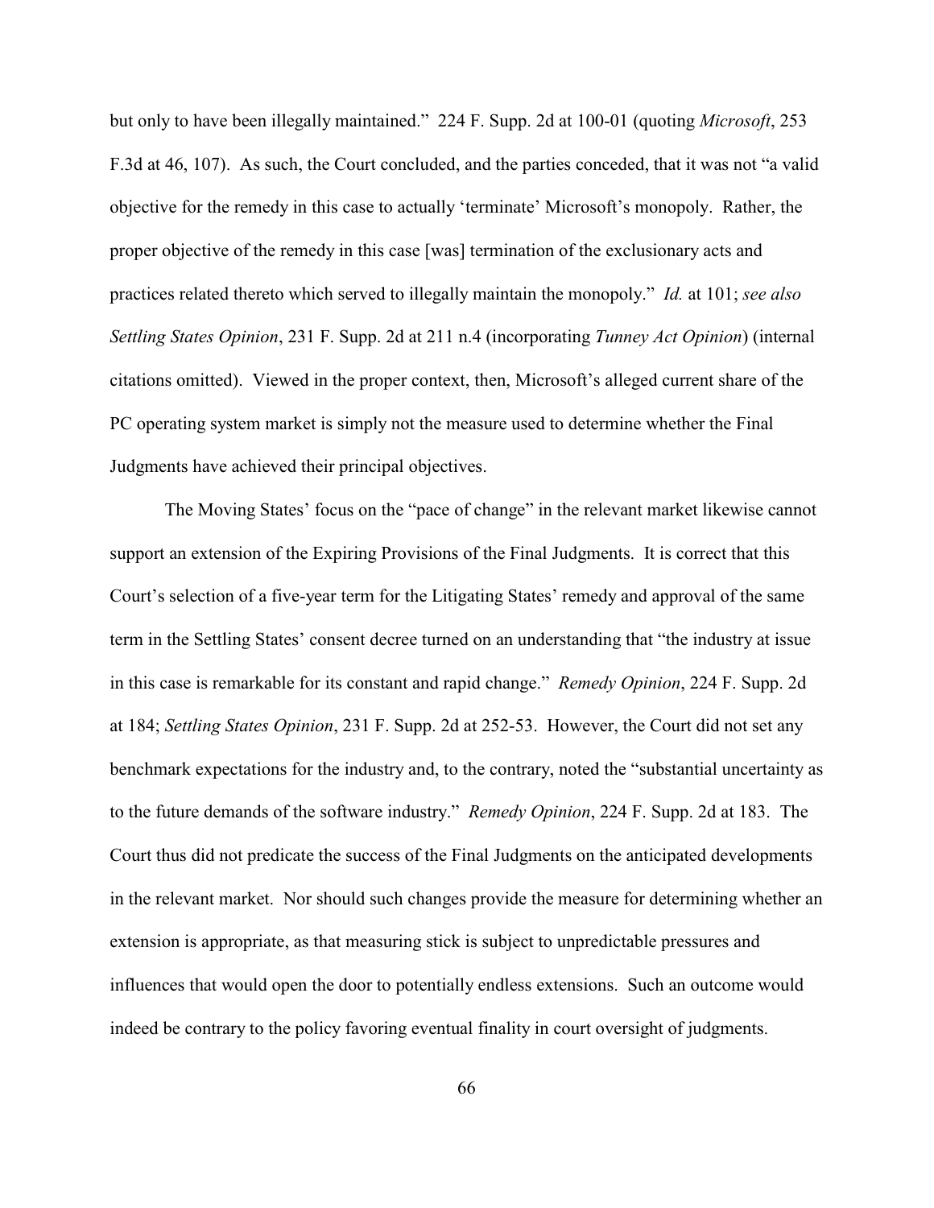but only to have been illegally maintained." 224 F. Supp. 2d at 100-01 (quoting *Microsoft*, 253 F.3d at 46, 107). As such, the Court concluded, and the parties conceded, that it was not "a valid objective for the remedy in this case to actually 'terminate' Microsoft's monopoly. Rather, the proper objective of the remedy in this case [was] termination of the exclusionary acts and practices related thereto which served to illegally maintain the monopoly." *Id.* at 101; *see also Settling States Opinion*, 231 F. Supp. 2d at 211 n.4 (incorporating *Tunney Act Opinion*) (internal citations omitted). Viewed in the proper context, then, Microsoft's alleged current share of the PC operating system market is simply not the measure used to determine whether the Final Judgments have achieved their principal objectives.

The Moving States' focus on the "pace of change" in the relevant market likewise cannot support an extension of the Expiring Provisions of the Final Judgments. It is correct that this Court's selection of a five-year term for the Litigating States' remedy and approval of the same term in the Settling States' consent decree turned on an understanding that "the industry at issue in this case is remarkable for its constant and rapid change." *Remedy Opinion*, 224 F. Supp. 2d at 184; *Settling States Opinion*, 231 F. Supp. 2d at 252-53. However, the Court did not set any benchmark expectations for the industry and, to the contrary, noted the "substantial uncertainty as to the future demands of the software industry." *Remedy Opinion*, 224 F. Supp. 2d at 183. The Court thus did not predicate the success of the Final Judgments on the anticipated developments in the relevant market. Nor should such changes provide the measure for determining whether an extension is appropriate, as that measuring stick is subject to unpredictable pressures and influences that would open the door to potentially endless extensions. Such an outcome would indeed be contrary to the policy favoring eventual finality in court oversight of judgments.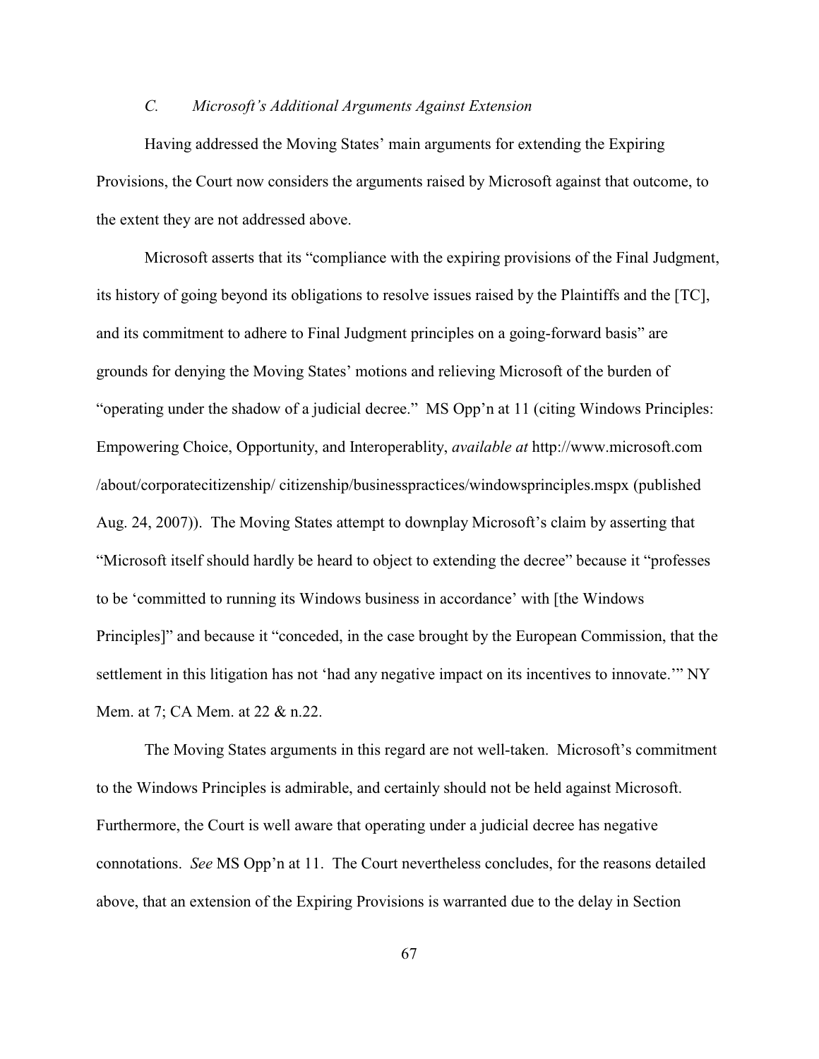### *C. Microsoft's Additional Arguments Against Extension*

Having addressed the Moving States' main arguments for extending the Expiring Provisions, the Court now considers the arguments raised by Microsoft against that outcome, to the extent they are not addressed above.

Microsoft asserts that its "compliance with the expiring provisions of the Final Judgment, its history of going beyond its obligations to resolve issues raised by the Plaintiffs and the [TC], and its commitment to adhere to Final Judgment principles on a going-forward basis" are grounds for denying the Moving States' motions and relieving Microsoft of the burden of "operating under the shadow of a judicial decree." MS Opp'n at 11 (citing Windows Principles: Empowering Choice, Opportunity, and Interoperablity, *available at* http://www.microsoft.com /about/corporatecitizenship/ citizenship/businesspractices/windowsprinciples.mspx (published Aug. 24, 2007)). The Moving States attempt to downplay Microsoft's claim by asserting that "Microsoft itself should hardly be heard to object to extending the decree" because it "professes to be 'committed to running its Windows business in accordance' with [the Windows Principles]" and because it "conceded, in the case brought by the European Commission, that the settlement in this litigation has not 'had any negative impact on its incentives to innovate.'" NY Mem. at 7; CA Mem. at 22 & n.22.

The Moving States arguments in this regard are not well-taken. Microsoft's commitment to the Windows Principles is admirable, and certainly should not be held against Microsoft. Furthermore, the Court is well aware that operating under a judicial decree has negative connotations. *See* MS Opp'n at 11. The Court nevertheless concludes, for the reasons detailed above, that an extension of the Expiring Provisions is warranted due to the delay in Section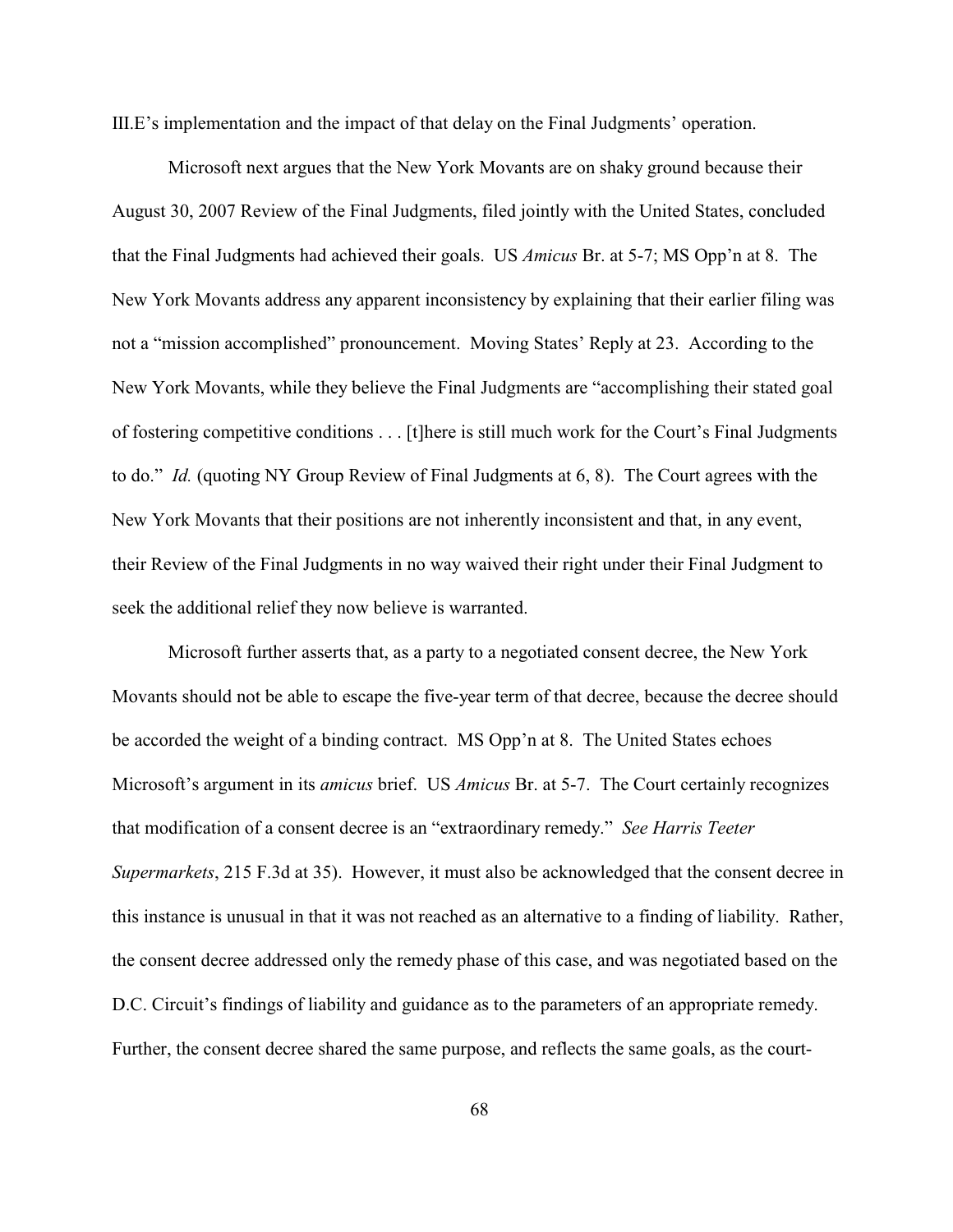III.E's implementation and the impact of that delay on the Final Judgments' operation.

Microsoft next argues that the New York Movants are on shaky ground because their August 30, 2007 Review of the Final Judgments, filed jointly with the United States, concluded that the Final Judgments had achieved their goals. US *Amicus* Br. at 5-7; MS Opp'n at 8. The New York Movants address any apparent inconsistency by explaining that their earlier filing was not a "mission accomplished" pronouncement. Moving States' Reply at 23. According to the New York Movants, while they believe the Final Judgments are "accomplishing their stated goal of fostering competitive conditions . . . [t]here is still much work for the Court's Final Judgments to do." *Id.* (quoting NY Group Review of Final Judgments at 6, 8). The Court agrees with the New York Movants that their positions are not inherently inconsistent and that, in any event, their Review of the Final Judgments in no way waived their right under their Final Judgment to seek the additional relief they now believe is warranted.

Microsoft further asserts that, as a party to a negotiated consent decree, the New York Movants should not be able to escape the five-year term of that decree, because the decree should be accorded the weight of a binding contract. MS Opp'n at 8. The United States echoes Microsoft's argument in its *amicus* brief. US *Amicus* Br. at 5-7. The Court certainly recognizes that modification of a consent decree is an "extraordinary remedy." *See Harris Teeter Supermarkets*, 215 F.3d at 35). However, it must also be acknowledged that the consent decree in this instance is unusual in that it was not reached as an alternative to a finding of liability. Rather, the consent decree addressed only the remedy phase of this case, and was negotiated based on the D.C. Circuit's findings of liability and guidance as to the parameters of an appropriate remedy. Further, the consent decree shared the same purpose, and reflects the same goals, as the court-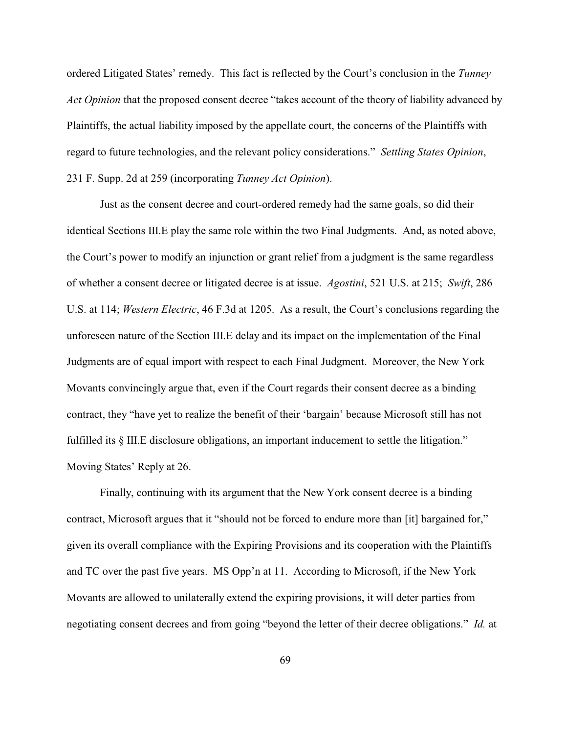ordered Litigated States' remedy. This fact is reflected by the Court's conclusion in the *Tunney Act Opinion* that the proposed consent decree "takes account of the theory of liability advanced by Plaintiffs, the actual liability imposed by the appellate court, the concerns of the Plaintiffs with regard to future technologies, and the relevant policy considerations." *Settling States Opinion*, 231 F. Supp. 2d at 259 (incorporating *Tunney Act Opinion*).

Just as the consent decree and court-ordered remedy had the same goals, so did their identical Sections III.E play the same role within the two Final Judgments. And, as noted above, the Court's power to modify an injunction or grant relief from a judgment is the same regardless of whether a consent decree or litigated decree is at issue. *Agostini*, 521 U.S. at 215; *Swift*, 286 U.S. at 114; *Western Electric*, 46 F.3d at 1205. As a result, the Court's conclusions regarding the unforeseen nature of the Section III.E delay and its impact on the implementation of the Final Judgments are of equal import with respect to each Final Judgment. Moreover, the New York Movants convincingly argue that, even if the Court regards their consent decree as a binding contract, they "have yet to realize the benefit of their 'bargain' because Microsoft still has not fulfilled its § III.E disclosure obligations, an important inducement to settle the litigation." Moving States' Reply at 26.

Finally, continuing with its argument that the New York consent decree is a binding contract, Microsoft argues that it "should not be forced to endure more than [it] bargained for," given its overall compliance with the Expiring Provisions and its cooperation with the Plaintiffs and TC over the past five years. MS Opp'n at 11. According to Microsoft, if the New York Movants are allowed to unilaterally extend the expiring provisions, it will deter parties from negotiating consent decrees and from going "beyond the letter of their decree obligations." *Id.* at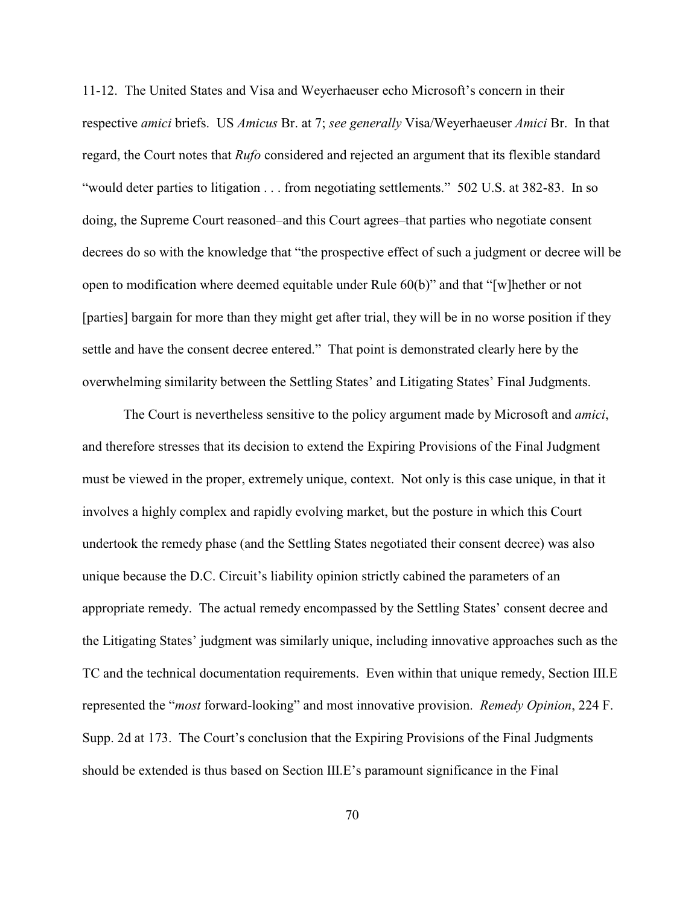11-12. The United States and Visa and Weyerhaeuser echo Microsoft's concern in their respective *amici* briefs. US *Amicus* Br. at 7; *see generally* Visa/Weyerhaeuser *Amici* Br. In that regard, the Court notes that *Rufo* considered and rejected an argument that its flexible standard "would deter parties to litigation . . . from negotiating settlements." 502 U.S. at 382-83. In so doing, the Supreme Court reasoned–and this Court agrees–that parties who negotiate consent decrees do so with the knowledge that "the prospective effect of such a judgment or decree will be open to modification where deemed equitable under Rule 60(b)" and that "[w]hether or not [parties] bargain for more than they might get after trial, they will be in no worse position if they settle and have the consent decree entered." That point is demonstrated clearly here by the overwhelming similarity between the Settling States' and Litigating States' Final Judgments.

The Court is nevertheless sensitive to the policy argument made by Microsoft and *amici*, and therefore stresses that its decision to extend the Expiring Provisions of the Final Judgment must be viewed in the proper, extremely unique, context. Not only is this case unique, in that it involves a highly complex and rapidly evolving market, but the posture in which this Court undertook the remedy phase (and the Settling States negotiated their consent decree) was also unique because the D.C. Circuit's liability opinion strictly cabined the parameters of an appropriate remedy. The actual remedy encompassed by the Settling States' consent decree and the Litigating States' judgment was similarly unique, including innovative approaches such as the TC and the technical documentation requirements. Even within that unique remedy, Section III.E represented the "*most* forward-looking" and most innovative provision. *Remedy Opinion*, 224 F. Supp. 2d at 173. The Court's conclusion that the Expiring Provisions of the Final Judgments should be extended is thus based on Section III.E's paramount significance in the Final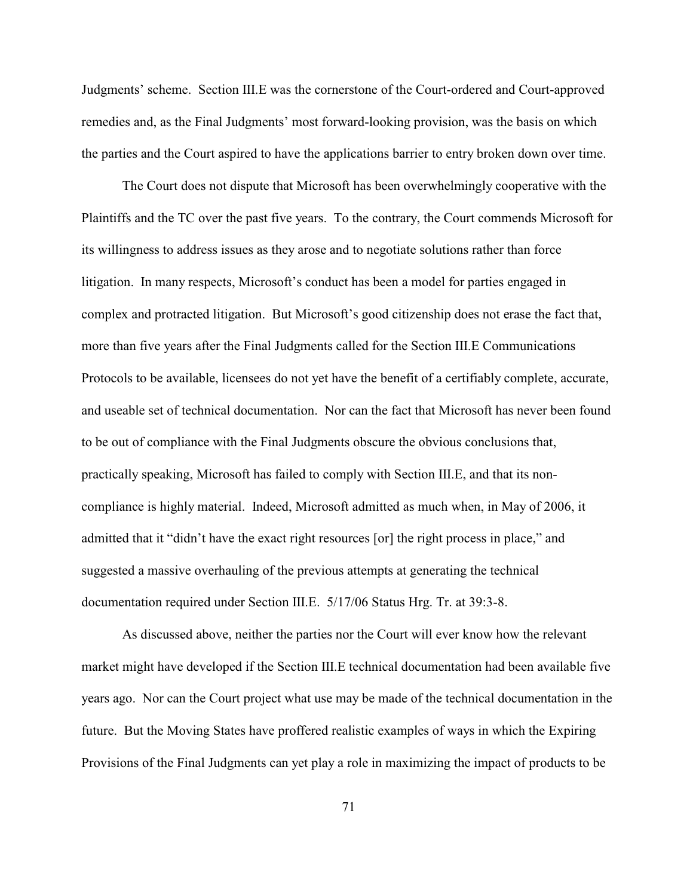Judgments' scheme. Section III.E was the cornerstone of the Court-ordered and Court-approved remedies and, as the Final Judgments' most forward-looking provision, was the basis on which the parties and the Court aspired to have the applications barrier to entry broken down over time.

The Court does not dispute that Microsoft has been overwhelmingly cooperative with the Plaintiffs and the TC over the past five years. To the contrary, the Court commends Microsoft for its willingness to address issues as they arose and to negotiate solutions rather than force litigation. In many respects, Microsoft's conduct has been a model for parties engaged in complex and protracted litigation. But Microsoft's good citizenship does not erase the fact that, more than five years after the Final Judgments called for the Section III.E Communications Protocols to be available, licensees do not yet have the benefit of a certifiably complete, accurate, and useable set of technical documentation. Nor can the fact that Microsoft has never been found to be out of compliance with the Final Judgments obscure the obvious conclusions that, practically speaking, Microsoft has failed to comply with Section III.E, and that its non-compliance is highly material. Indeed, Microsoft admitted as much when, in May of 2006, it admitted that it "didn't have the exact right resources [or] the right process in place," and suggested a massive overhauling of the previous attempts at generating the technical documentation required under Section III.E. 5/17/06 Status Hrg. Tr. at 39:3-8.

As discussed above, neither the parties nor the Court will ever know how the relevant market might have developed if the Section III.E technical documentation had been available five years ago. Nor can the Court project what use may be made of the technical documentation in the future. But the Moving States have proffered realistic examples of ways in which the Expiring Provisions of the Final Judgments can yet play a role in maximizing the impact of products to be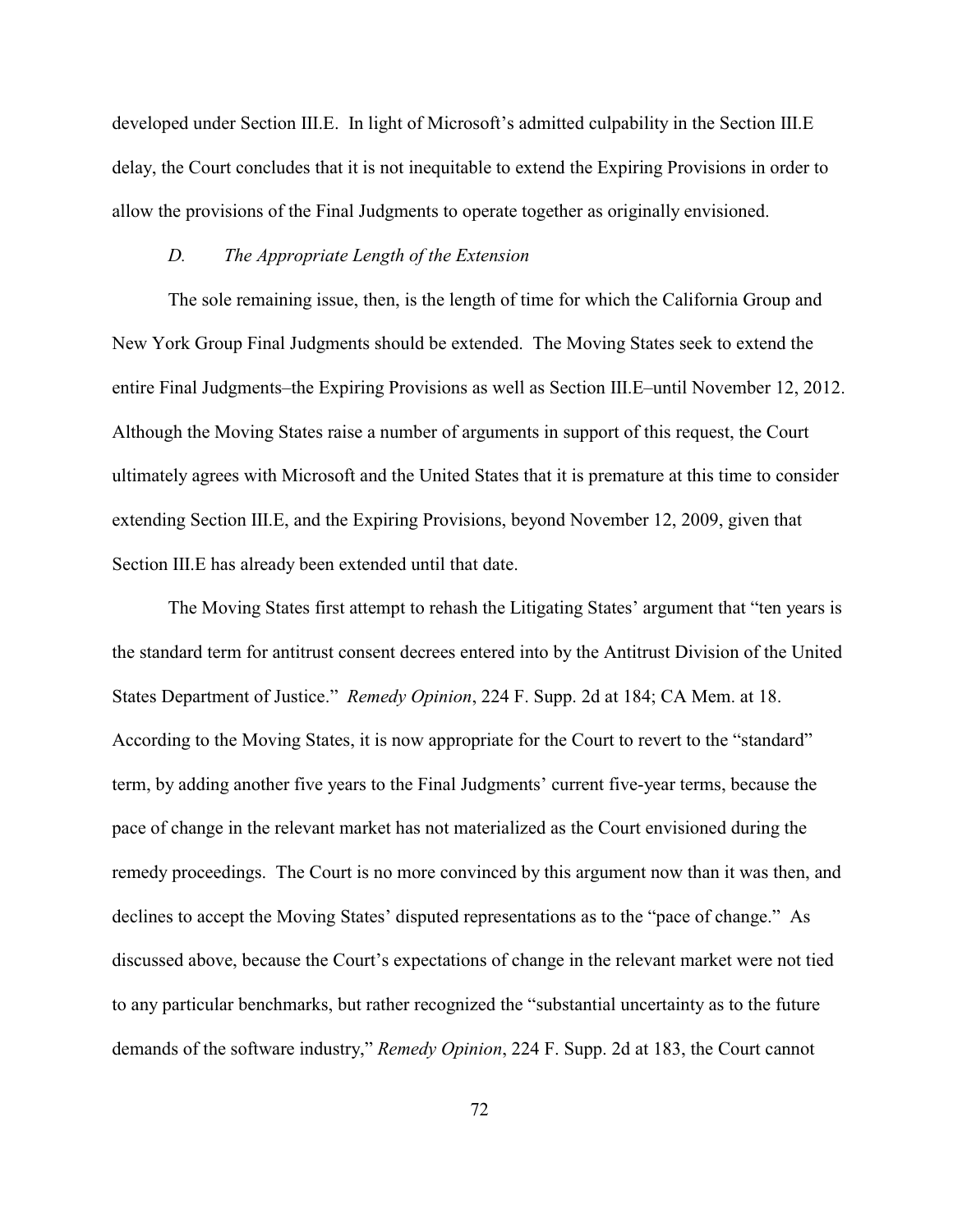developed under Section III.E. In light of Microsoft's admitted culpability in the Section III.E delay, the Court concludes that it is not inequitable to extend the Expiring Provisions in order to allow the provisions of the Final Judgments to operate together as originally envisioned.

### *D. The Appropriate Length of the Extension*

The sole remaining issue, then, is the length of time for which the California Group and New York Group Final Judgments should be extended. The Moving States seek to extend the entire Final Judgments–the Expiring Provisions as well as Section III.E–until November 12, 2012. Although the Moving States raise a number of arguments in support of this request, the Court ultimately agrees with Microsoft and the United States that it is premature at this time to consider extending Section III.E, and the Expiring Provisions, beyond November 12, 2009, given that Section III.E has already been extended until that date.

The Moving States first attempt to rehash the Litigating States' argument that "ten years is the standard term for antitrust consent decrees entered into by the Antitrust Division of the United States Department of Justice." *Remedy Opinion*, 224 F. Supp. 2d at 184; CA Mem. at 18. According to the Moving States, it is now appropriate for the Court to revert to the "standard" term, by adding another five years to the Final Judgments' current five-year terms, because the pace of change in the relevant market has not materialized as the Court envisioned during the remedy proceedings. The Court is no more convinced by this argument now than it was then, and declines to accept the Moving States' disputed representations as to the "pace of change." As discussed above, because the Court's expectations of change in the relevant market were not tied to any particular benchmarks, but rather recognized the "substantial uncertainty as to the future demands of the software industry," *Remedy Opinion*, 224 F. Supp. 2d at 183, the Court cannot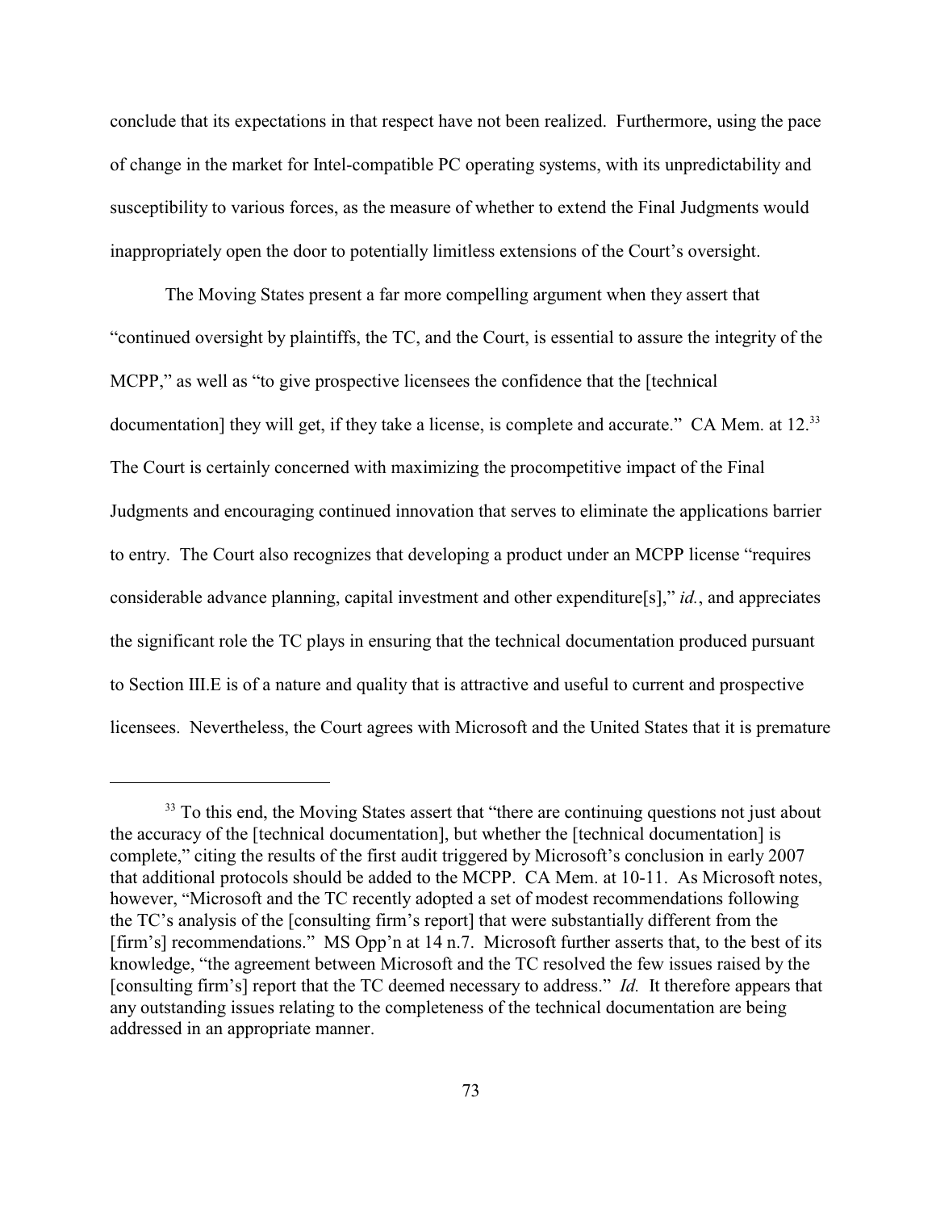conclude that its expectations in that respect have not been realized. Furthermore, using the pace of change in the market for Intel-compatible PC operating systems, with its unpredictability and susceptibility to various forces, as the measure of whether to extend the Final Judgments would inappropriately open the door to potentially limitless extensions of the Court's oversight.

The Moving States present a far more compelling argument when they assert that "continued oversight by plaintiffs, the TC, and the Court, is essential to assure the integrity of the MCPP," as well as "to give prospective licensees the confidence that the [technical documentation] they will get, if they take a license, is complete and accurate." CA Mem. at 12.[33] The Court is certainly concerned with maximizing the procompetitive impact of the Final Judgments and encouraging continued innovation that serves to eliminate the applications barrier to entry. The Court also recognizes that developing a product under an MCPP license "requires considerable advance planning, capital investment and other expenditure[s]," *id.*, and appreciates the significant role the TC plays in ensuring that the technical documentation produced pursuant to Section III.E is of a nature and quality that is attractive and useful to current and prospective licensees. Nevertheless, the Court agrees with Microsoft and the United States that it is premature

---

[33] To this end, the Moving States assert that "there are continuing questions not just about the accuracy of the [technical documentation], but whether the [technical documentation] is complete," citing the results of the first audit triggered by Microsoft's conclusion in early 2007 that additional protocols should be added to the MCPP. CA Mem. at 10-11. As Microsoft notes, however, "Microsoft and the TC recently adopted a set of modest recommendations following the TC's analysis of the [consulting firm's report] that were substantially different from the [firm's] recommendations." MS Opp'n at 14 n.7. Microsoft further asserts that, to the best of its knowledge, "the agreement between Microsoft and the TC resolved the few issues raised by the [consulting firm's] report that the TC deemed necessary to address." *Id.* It therefore appears that any outstanding issues relating to the completeness of the technical documentation are being addressed in an appropriate manner.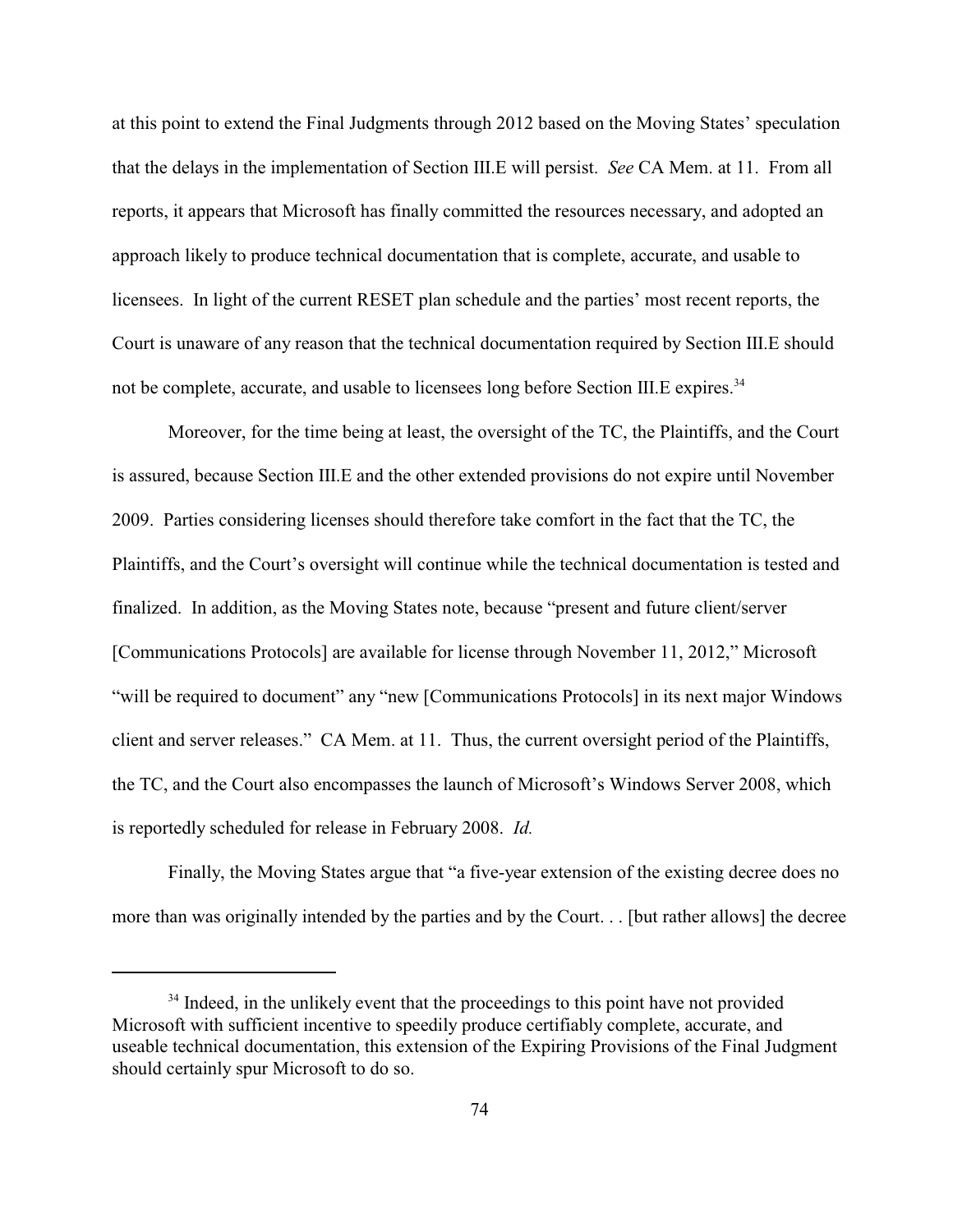at this point to extend the Final Judgments through 2012 based on the Moving States' speculation that the delays in the implementation of Section III.E will persist. *See* CA Mem. at 11. From all reports, it appears that Microsoft has finally committed the resources necessary, and adopted an approach likely to produce technical documentation that is complete, accurate, and usable to licensees. In light of the current RESET plan schedule and the parties' most recent reports, the Court is unaware of any reason that the technical documentation required by Section III.E should not be complete, accurate, and usable to licensees long before Section III.E expires.[34]

Moreover, for the time being at least, the oversight of the TC, the Plaintiffs, and the Court is assured, because Section III.E and the other extended provisions do not expire until November 2009. Parties considering licenses should therefore take comfort in the fact that the TC, the Plaintiffs, and the Court's oversight will continue while the technical documentation is tested and finalized. In addition, as the Moving States note, because "present and future client/server [Communications Protocols] are available for license through November 11, 2012," Microsoft "will be required to document" any "new [Communications Protocols] in its next major Windows client and server releases." CA Mem. at 11. Thus, the current oversight period of the Plaintiffs, the TC, and the Court also encompasses the launch of Microsoft's Windows Server 2008, which is reportedly scheduled for release in February 2008. *Id.*

Finally, the Moving States argue that "a five-year extension of the existing decree does no more than was originally intended by the parties and by the Court. . . [but rather allows] the decree

---

[34] Indeed, in the unlikely event that the proceedings to this point have not provided Microsoft with sufficient incentive to speedily produce certifiably complete, accurate, and useable technical documentation, this extension of the Expiring Provisions of the Final Judgment should certainly spur Microsoft to do so.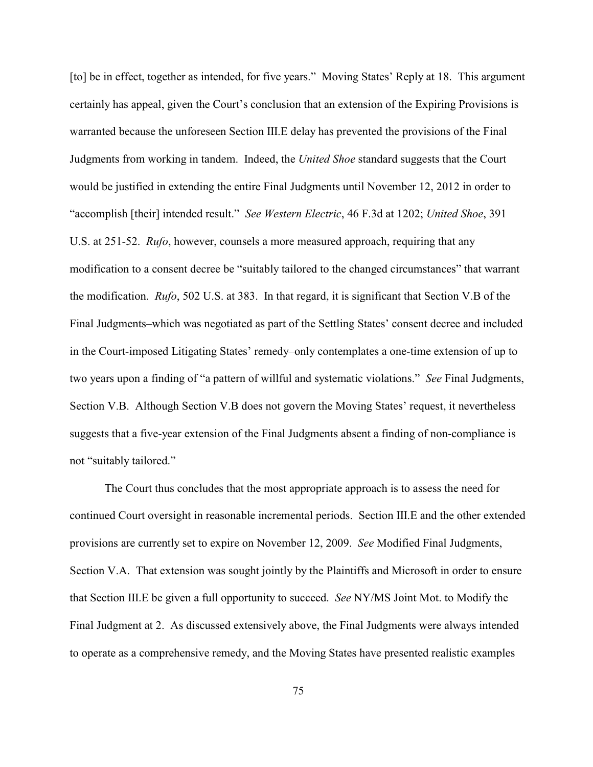[to] be in effect, together as intended, for five years." Moving States' Reply at 18. This argument certainly has appeal, given the Court's conclusion that an extension of the Expiring Provisions is warranted because the unforeseen Section III.E delay has prevented the provisions of the Final Judgments from working in tandem. Indeed, the *United Shoe* standard suggests that the Court would be justified in extending the entire Final Judgments until November 12, 2012 in order to "accomplish [their] intended result." *See Western Electric*, 46 F.3d at 1202; *United Shoe*, 391 U.S. at 251-52. *Rufo*, however, counsels a more measured approach, requiring that any modification to a consent decree be "suitably tailored to the changed circumstances" that warrant the modification. *Rufo*, 502 U.S. at 383. In that regard, it is significant that Section V.B of the Final Judgments–which was negotiated as part of the Settling States' consent decree and included in the Court-imposed Litigating States' remedy–only contemplates a one-time extension of up to two years upon a finding of "a pattern of willful and systematic violations." *See* Final Judgments, Section V.B. Although Section V.B does not govern the Moving States' request, it nevertheless suggests that a five-year extension of the Final Judgments absent a finding of non-compliance is not "suitably tailored."

The Court thus concludes that the most appropriate approach is to assess the need for continued Court oversight in reasonable incremental periods. Section III.E and the other extended provisions are currently set to expire on November 12, 2009. *See* Modified Final Judgments, Section V.A. That extension was sought jointly by the Plaintiffs and Microsoft in order to ensure that Section III.E be given a full opportunity to succeed. *See* NY/MS Joint Mot. to Modify the Final Judgment at 2. As discussed extensively above, the Final Judgments were always intended to operate as a comprehensive remedy, and the Moving States have presented realistic examples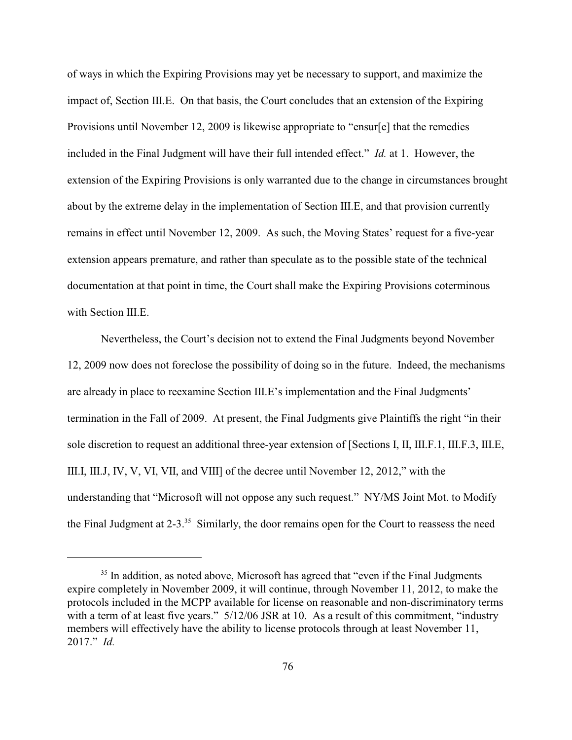of ways in which the Expiring Provisions may yet be necessary to support, and maximize the impact of, Section III.E. On that basis, the Court concludes that an extension of the Expiring Provisions until November 12, 2009 is likewise appropriate to "ensur[e] that the remedies included in the Final Judgment will have their full intended effect." *Id.* at 1. However, the extension of the Expiring Provisions is only warranted due to the change in circumstances brought about by the extreme delay in the implementation of Section III.E, and that provision currently remains in effect until November 12, 2009. As such, the Moving States' request for a five-year extension appears premature, and rather than speculate as to the possible state of the technical documentation at that point in time, the Court shall make the Expiring Provisions coterminous with Section III.E.

Nevertheless, the Court's decision not to extend the Final Judgments beyond November 12, 2009 now does not foreclose the possibility of doing so in the future. Indeed, the mechanisms are already in place to reexamine Section III.E's implementation and the Final Judgments' termination in the Fall of 2009. At present, the Final Judgments give Plaintiffs the right "in their sole discretion to request an additional three-year extension of [Sections I, II, III.F.1, III.F.3, III.E, III.I, III.J, IV, V, VI, VII, and VIII] of the decree until November 12, 2012," with the understanding that "Microsoft will not oppose any such request." NY/MS Joint Mot. to Modify the Final Judgment at 2-3.[35] Similarly, the door remains open for the Court to reassess the need

---

[35] In addition, as noted above, Microsoft has agreed that "even if the Final Judgments expire completely in November 2009, it will continue, through November 11, 2012, to make the protocols included in the MCPP available for license on reasonable and non-discriminatory terms with a term of at least five years." 5/12/06 JSR at 10. As a result of this commitment, "industry members will effectively have the ability to license protocols through at least November 11, 2017." *Id.*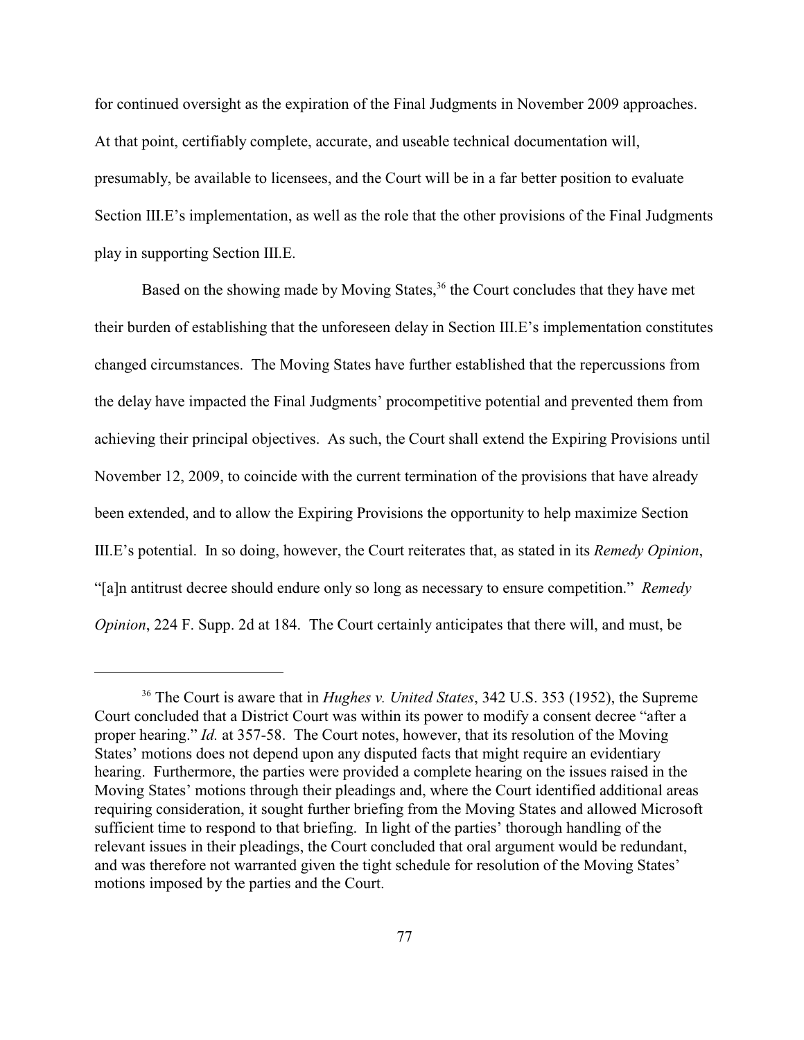for continued oversight as the expiration of the Final Judgments in November 2009 approaches. At that point, certifiably complete, accurate, and useable technical documentation will, presumably, be available to licensees, and the Court will be in a far better position to evaluate Section III.E's implementation, as well as the role that the other provisions of the Final Judgments play in supporting Section III.E.

Based on the showing made by Moving States,[36] the Court concludes that they have met their burden of establishing that the unforeseen delay in Section III.E's implementation constitutes changed circumstances. The Moving States have further established that the repercussions from the delay have impacted the Final Judgments' procompetitive potential and prevented them from achieving their principal objectives. As such, the Court shall extend the Expiring Provisions until November 12, 2009, to coincide with the current termination of the provisions that have already been extended, and to allow the Expiring Provisions the opportunity to help maximize Section III.E's potential. In so doing, however, the Court reiterates that, as stated in its *Remedy Opinion*, "[a]n antitrust decree should endure only so long as necessary to ensure competition." *Remedy Opinion*, 224 F. Supp. 2d at 184. The Court certainly anticipates that there will, and must, be

---

[36] The Court is aware that in *Hughes v. United States*, 342 U.S. 353 (1952), the Supreme Court concluded that a District Court was within its power to modify a consent decree "after a proper hearing." *Id.* at 357-58. The Court notes, however, that its resolution of the Moving States' motions does not depend upon any disputed facts that might require an evidentiary hearing. Furthermore, the parties were provided a complete hearing on the issues raised in the Moving States' motions through their pleadings and, where the Court identified additional areas requiring consideration, it sought further briefing from the Moving States and allowed Microsoft sufficient time to respond to that briefing. In light of the parties' thorough handling of the relevant issues in their pleadings, the Court concluded that oral argument would be redundant, and was therefore not warranted given the tight schedule for resolution of the Moving States' motions imposed by the parties and the Court.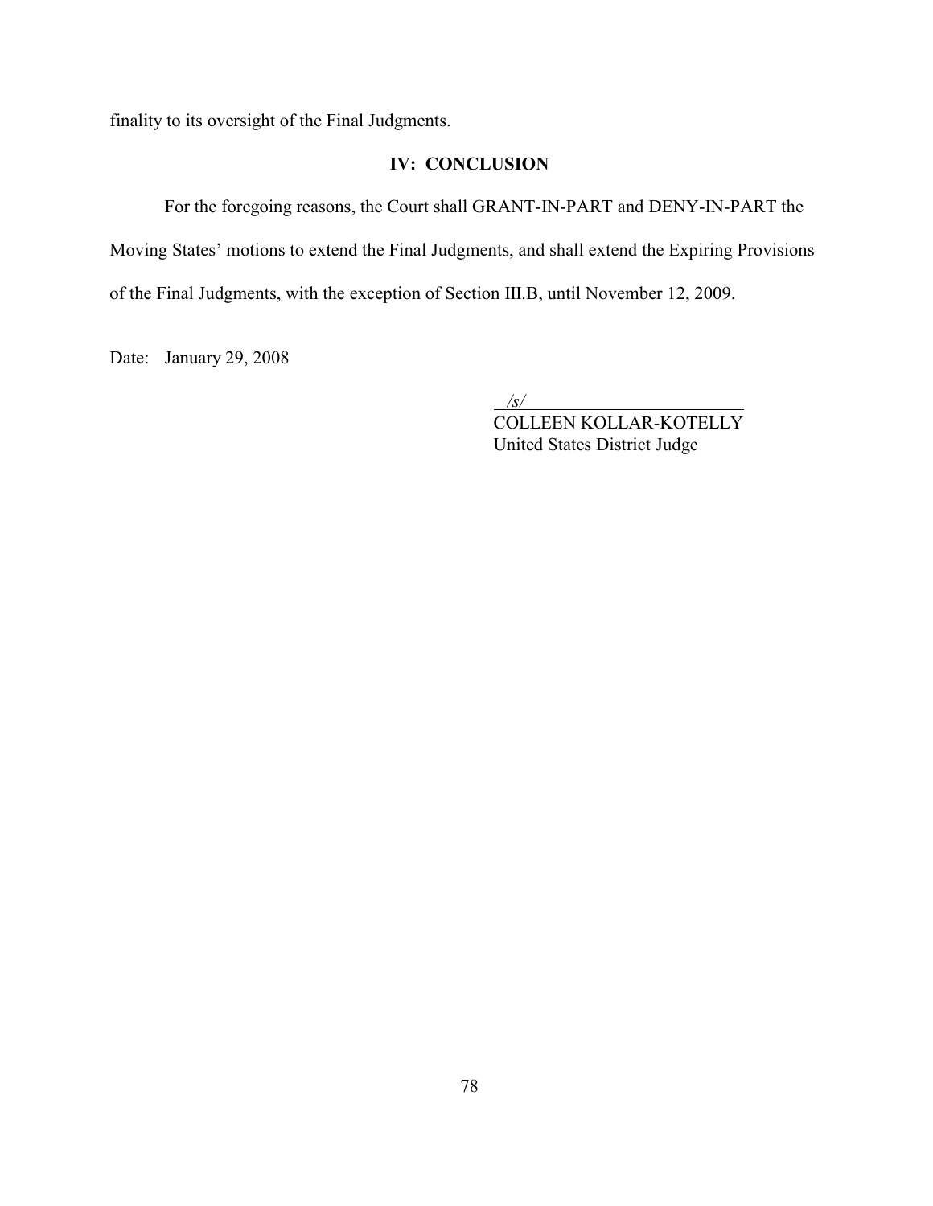finality to its oversight of the Final Judgments.

## IV: CONCLUSION

For the foregoing reasons, the Court shall GRANT-IN-PART and DENY-IN-PART the Moving States' motions to extend the Final Judgments, and shall extend the Expiring Provisions of the Final Judgments, with the exception of Section III.B, until November 12, 2009.

Date: January 29, 2008

*/s/*
COLLEEN KOLLAR-KOTELLY
United States District Judge